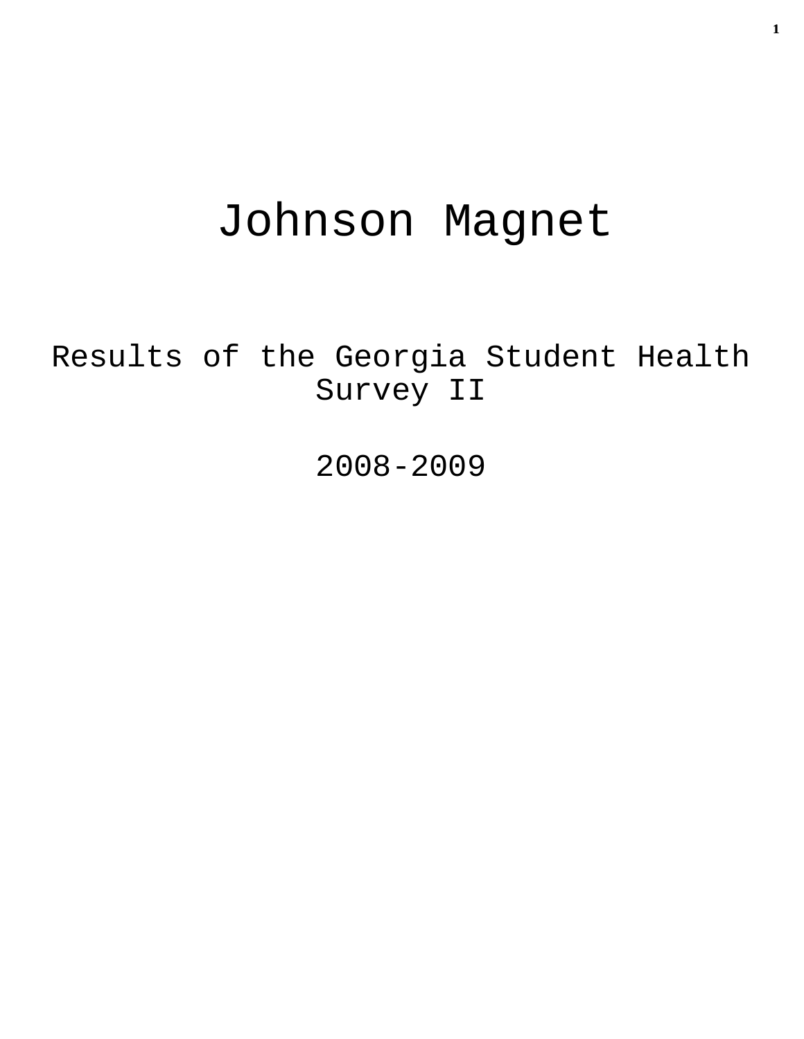# Johnson Magnet

## Results of the Georgia Student Health Survey II

## 2008-2009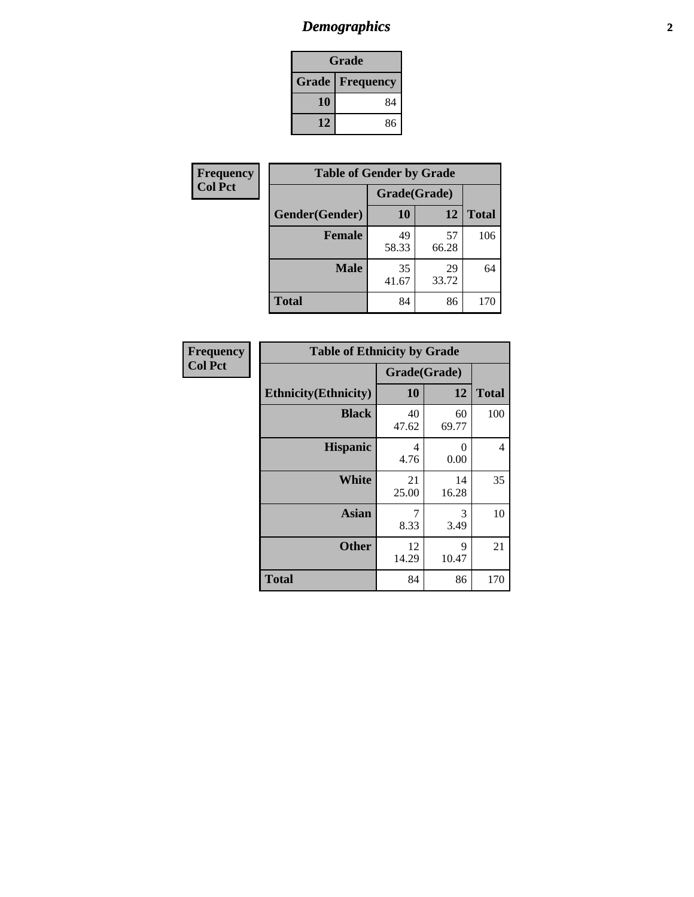# *Demographics*

| Grade | |
|---|---|
| **Grade** | **Frequency** |
| **10** | 84 |
| **12** | 86 |

**Frequency**
**Col Pct**

| Table of Gender by Grade | | | |
|---|---|---|---|
| | Grade(Grade) | | |
| **Gender(Gender)** | **10** | **12** | **Total** |
| **Female** | 49<br>58.33 | 57<br>66.28 | 106 |
| **Male** | 35<br>41.67 | 29<br>33.72 | 64 |
| **Total** | 84 | 86 | 170 |

**Frequency**
**Col Pct**

| Table of Ethnicity by Grade | | | |
|---|---|---|---|
| | Grade(Grade) | | |
| **Ethnicity(Ethnicity)** | **10** | **12** | **Total** |
| **Black** | 40<br>47.62 | 60<br>69.77 | 100 |
| **Hispanic** | 4<br>4.76 | 0<br>0.00 | 4 |
| **White** | 21<br>25.00 | 14<br>16.28 | 35 |
| **Asian** | 7<br>8.33 | 3<br>3.49 | 10 |
| **Other** | 12<br>14.29 | 9<br>10.47 | 21 |
| **Total** | 84 | 86 | 170 |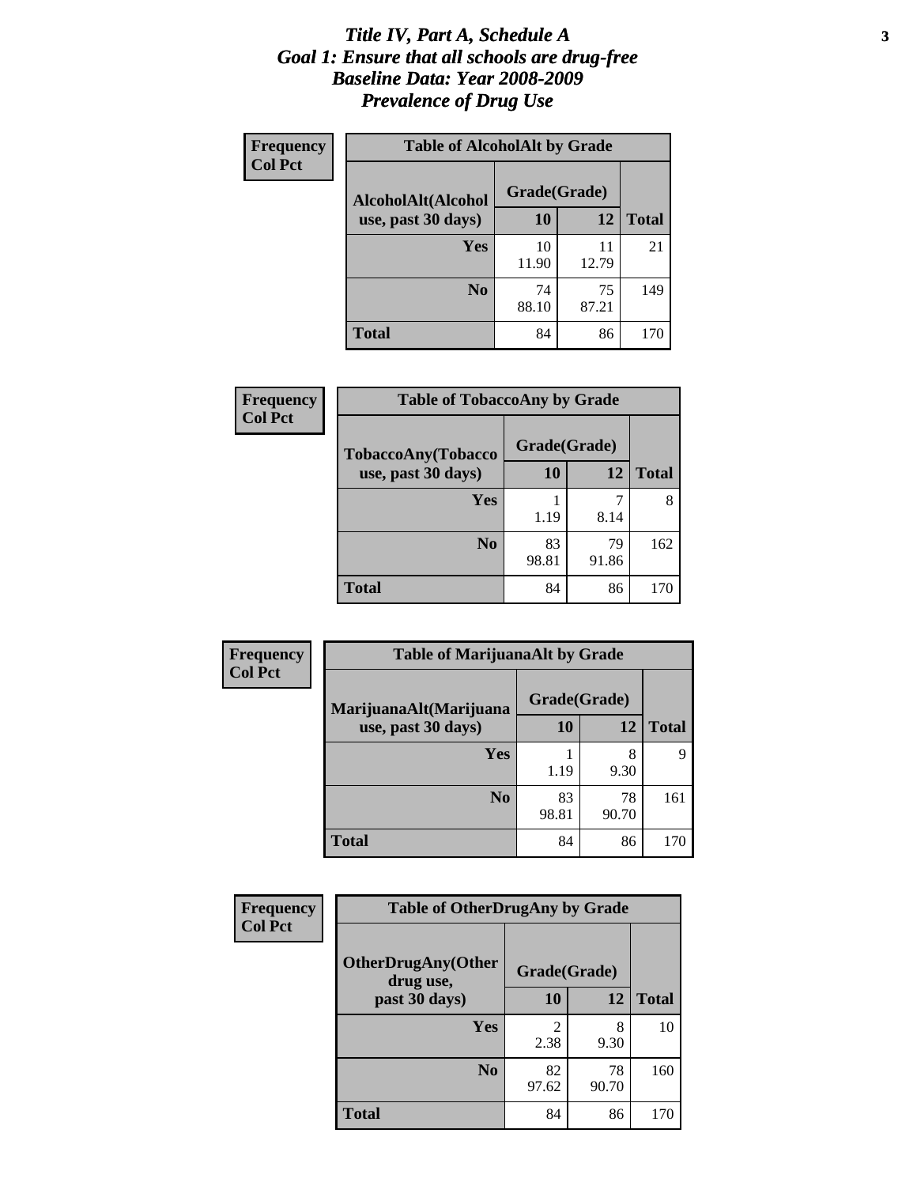# *Title IV, Part A, Schedule A*
## *Goal 1: Ensure that all schools are drug-free*
## *Baseline Data: Year 2008-2009*
## *Prevalence of Drug Use*

**Frequency**
**Col Pct**

**Table of AlcoholAlt by Grade**

| AlcoholAlt(Alcohol use, past 30 days) | Grade(Grade) 10 | 12 | Total |
|---|---|---|---|
| **Yes** | 10<br>11.90 | 11<br>12.79 | 21 |
| **No** | 74<br>88.10 | 75<br>87.21 | 149 |
| **Total** | 84 | 86 | 170 |

**Frequency**
**Col Pct**

**Table of TobaccoAny by Grade**

| TobaccoAny(Tobacco use, past 30 days) | Grade(Grade) 10 | 12 | Total |
|---|---|---|---|
| **Yes** | 1<br>1.19 | 7<br>8.14 | 8 |
| **No** | 83<br>98.81 | 79<br>91.86 | 162 |
| **Total** | 84 | 86 | 170 |

**Frequency**
**Col Pct**

**Table of MarijuanaAlt by Grade**

| MarijuanaAlt(Marijuana use, past 30 days) | Grade(Grade) 10 | 12 | Total |
|---|---|---|---|
| **Yes** | 1<br>1.19 | 8<br>9.30 | 9 |
| **No** | 83<br>98.81 | 78<br>90.70 | 161 |
| **Total** | 84 | 86 | 170 |

**Frequency**
**Col Pct**

**Table of OtherDrugAny by Grade**

| OtherDrugAny(Other drug use, past 30 days) | Grade(Grade) 10 | 12 | Total |
|---|---|---|---|
| **Yes** | 2<br>2.38 | 8<br>9.30 | 10 |
| **No** | 82<br>97.62 | 78<br>90.70 | 160 |
| **Total** | 84 | 86 | 170 |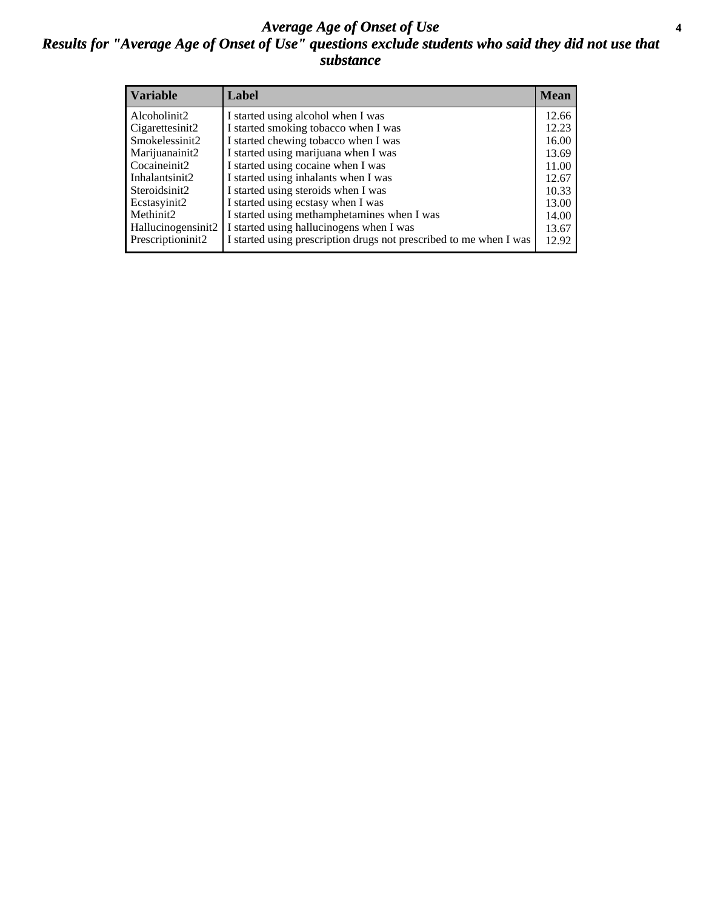# Average Age of Onset of Use

## Results for "Average Age of Onset of Use" questions exclude students who said they did not use that substance

| Variable | Label | Mean |
|---|---|---|
| Alcoholinit2 | I started using alcohol when I was | 12.66 |
| Cigarettesinit2 | I started smoking tobacco when I was | 12.23 |
| Smokelessinit2 | I started chewing tobacco when I was | 16.00 |
| Marijuanainit2 | I started using marijuana when I was | 13.69 |
| Cocaineinit2 | I started using cocaine when I was | 11.00 |
| Inhalantsinit2 | I started using inhalants when I was | 12.67 |
| Steroidsinit2 | I started using steroids when I was | 10.33 |
| Ecstasyinit2 | I started using ecstasy when I was | 13.00 |
| Methinit2 | I started using methamphetamines when I was | 14.00 |
| Hallucinogensinit2 | I started using hallucinogens when I was | 13.67 |
| Prescriptioninit2 | I started using prescription drugs not prescribed to me when I was | 12.92 |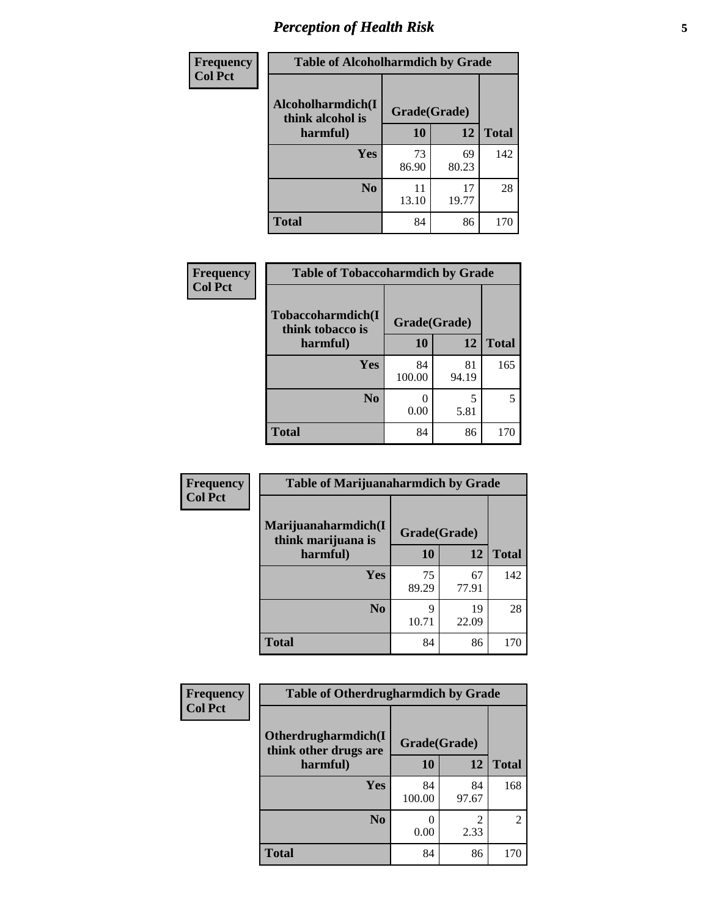# Perception of Health Risk

| Frequency Col Pct | Table of Alcoholharmdich by Grade | | |
|---|---|---|---|
| Alcoholharmdich(I think alcohol is harmful) | Grade(Grade) | | |
| | 10 | 12 | Total |
| Yes | 73<br>86.90 | 69<br>80.23 | 142 |
| No | 11<br>13.10 | 17<br>19.77 | 28 |
| Total | 84 | 86 | 170 |

| Frequency Col Pct | Table of Tobaccoharmdich by Grade | | |
|---|---|---|---|
| Tobaccoharmdich(I think tobacco is harmful) | Grade(Grade) | | |
| | 10 | 12 | Total |
| Yes | 84<br>100.00 | 81<br>94.19 | 165 |
| No | 0<br>0.00 | 5<br>5.81 | 5 |
| Total | 84 | 86 | 170 |

| Frequency Col Pct | Table of Marijuanaharmdich by Grade | | |
|---|---|---|---|
| Marijuanaharmdich(I think marijuana is harmful) | Grade(Grade) | | |
| | 10 | 12 | Total |
| Yes | 75<br>89.29 | 67<br>77.91 | 142 |
| No | 9<br>10.71 | 19<br>22.09 | 28 |
| Total | 84 | 86 | 170 |

| Frequency Col Pct | Table of Otherdrugharmdich by Grade | | |
|---|---|---|---|
| Otherdrugharmdich(I think other drugs are harmful) | Grade(Grade) | | |
| | 10 | 12 | Total |
| Yes | 84<br>100.00 | 84<br>97.67 | 168 |
| No | 0<br>0.00 | 2<br>2.33 | 2 |
| Total | 84 | 86 | 170 |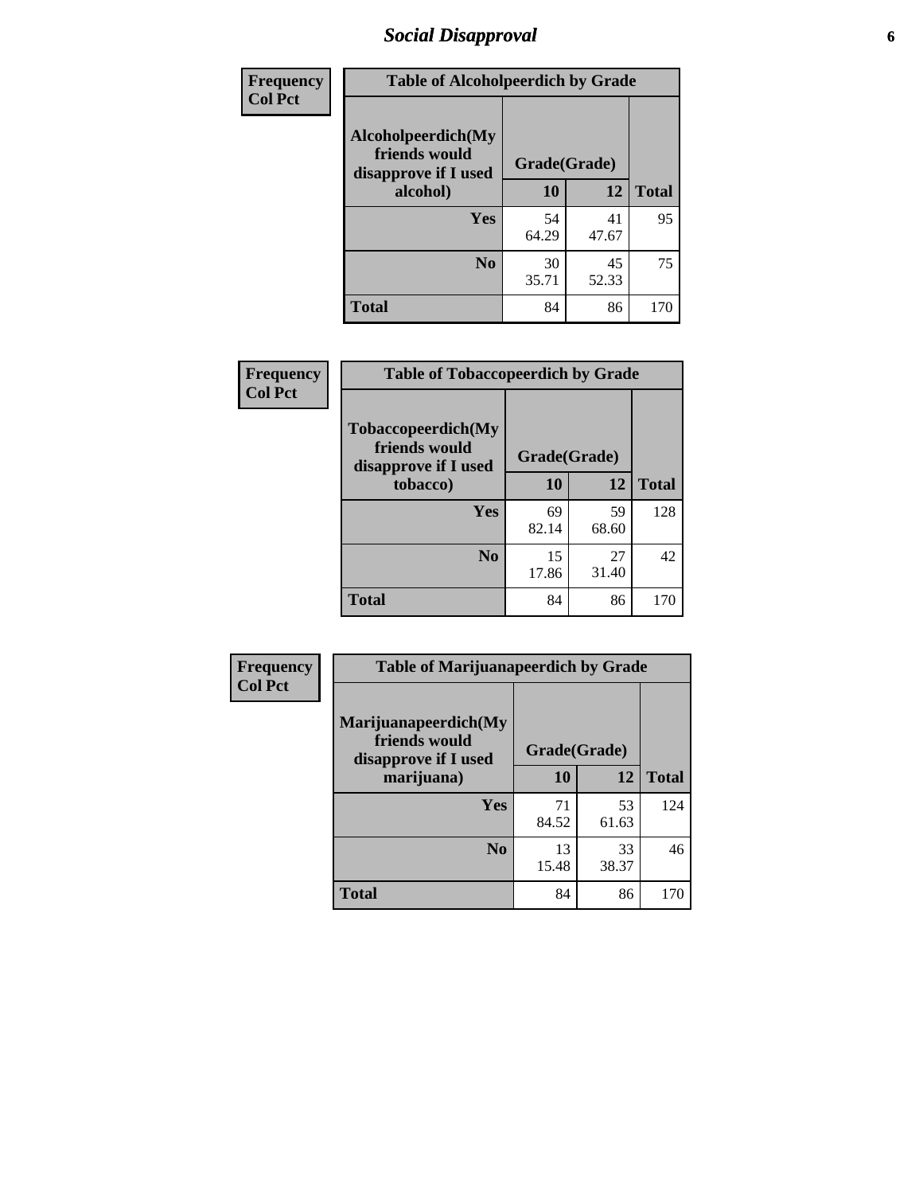# *Social Disapproval*

| Frequency Col Pct | Table of Alcoholpeerdich by Grade | | |
|---|---|---|---|
| **Alcoholpeerdich(My friends would disapprove if I used alcohol)** | **Grade(Grade)** | | |
| | **10** | **12** | **Total** |
| **Yes** | 54<br>64.29 | 41<br>47.67 | 95 |
| **No** | 30<br>35.71 | 45<br>52.33 | 75 |
| **Total** | 84 | 86 | 170 |

| Frequency Col Pct | Table of Tobaccopeerdich by Grade | | |
|---|---|---|---|
| **Tobaccopeerdich(My friends would disapprove if I used tobacco)** | **Grade(Grade)** | | |
| | **10** | **12** | **Total** |
| **Yes** | 69<br>82.14 | 59<br>68.60 | 128 |
| **No** | 15<br>17.86 | 27<br>31.40 | 42 |
| **Total** | 84 | 86 | 170 |

| Frequency Col Pct | Table of Marijuanapeerdich by Grade | | |
|---|---|---|---|
| **Marijuanapeerdich(My friends would disapprove if I used marijuana)** | **Grade(Grade)** | | |
| | **10** | **12** | **Total** |
| **Yes** | 71<br>84.52 | 53<br>61.63 | 124 |
| **No** | 13<br>15.48 | 33<br>38.37 | 46 |
| **Total** | 84 | 86 | 170 |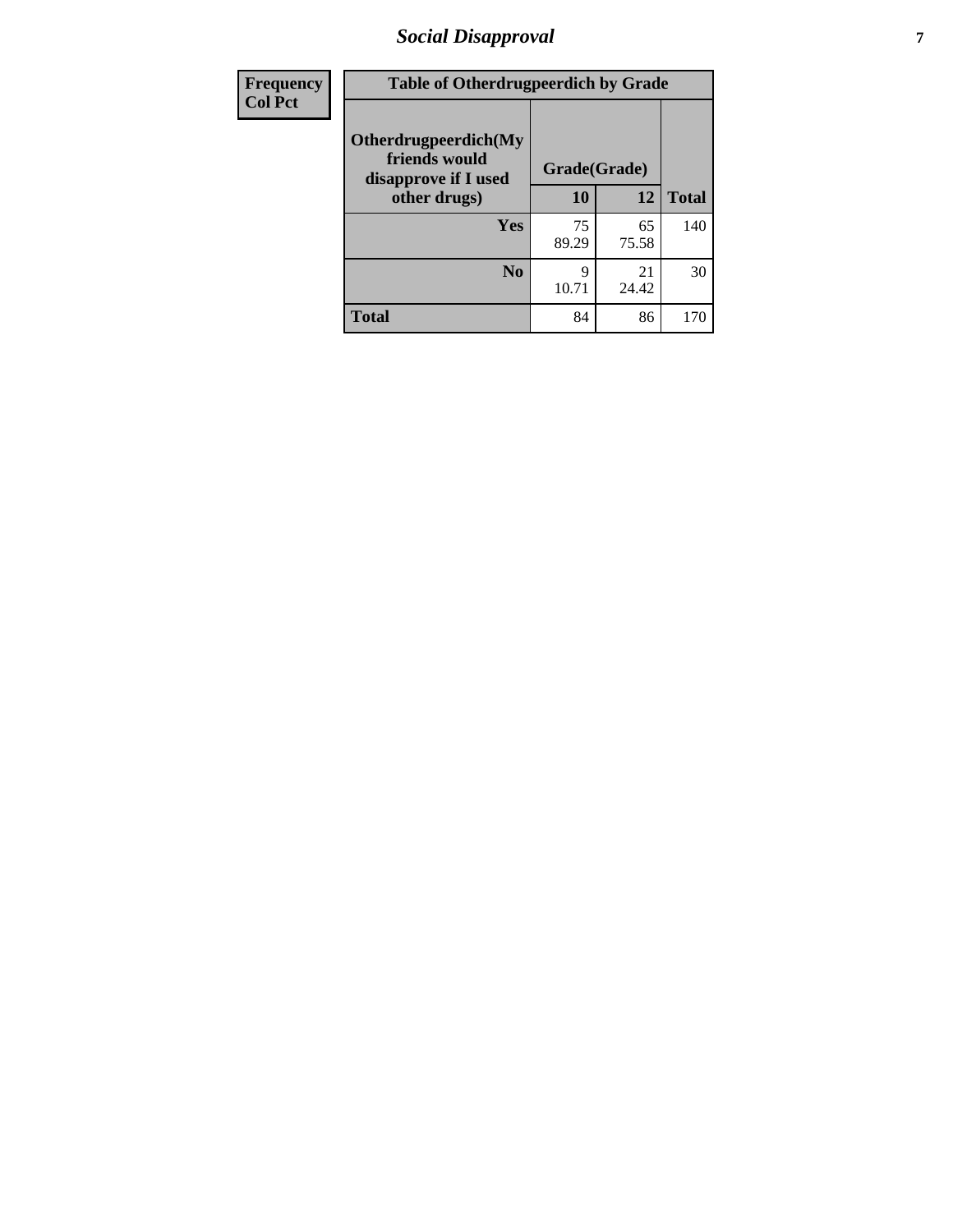## Social Disapproval

| Frequency<br>Col Pct | Table of Otherdrugpeerdich by Grade | | |
|---|---|---|---|
| Otherdrugpeerdich(My friends would disapprove if I used other drugs) | Grade(Grade) | | |
| | 10 | 12 | Total |
| Yes | 75<br>89.29 | 65<br>75.58 | 140 |
| No | 9<br>10.71 | 21<br>24.42 | 30 |
| Total | 84 | 86 | 170 |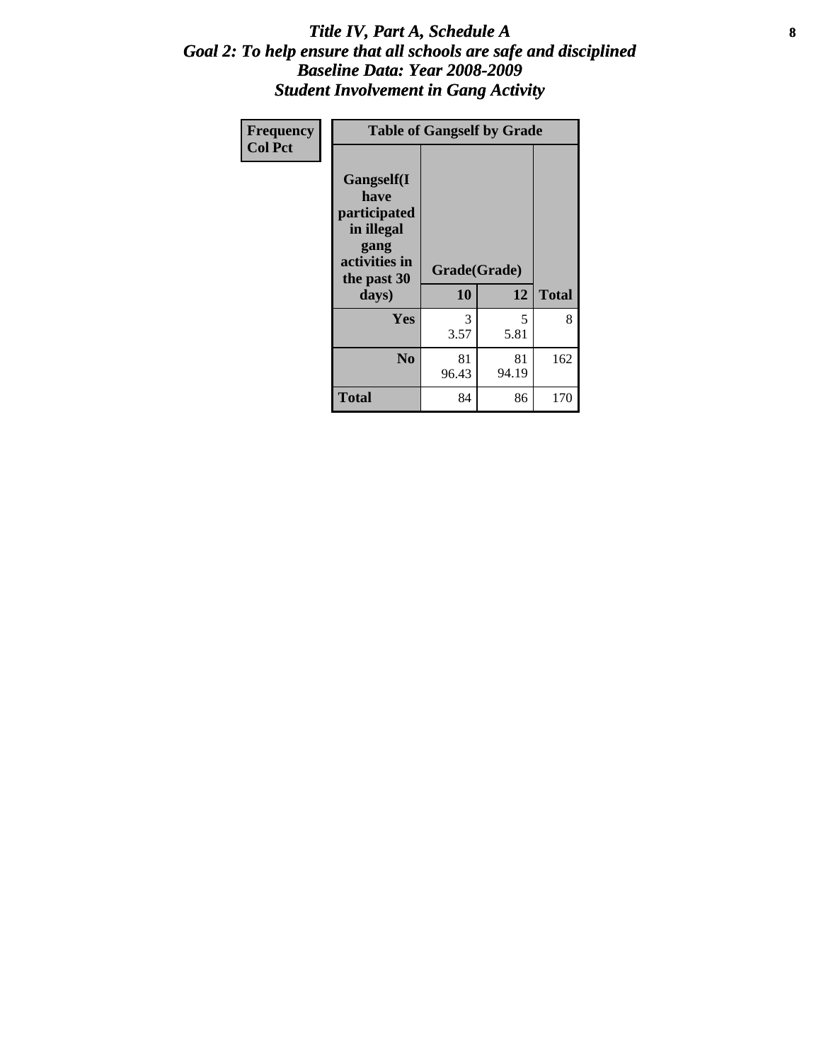# Title IV, Part A, Schedule A
## Goal 2: To help ensure that all schools are safe and disciplined
## Baseline Data: Year 2008-2009
## Student Involvement in Gang Activity

| Frequency<br>Col Pct | Table of Gangself by Grade | | |
|---|---|---|---|
| **Gangself(I have participated in illegal gang activities in the past 30 days)** | **Grade(Grade)** | | |
| | **10** | **12** | **Total** |
| **Yes** | 3<br>3.57 | 5<br>5.81 | 8 |
| **No** | 81<br>96.43 | 81<br>94.19 | 162 |
| **Total** | 84 | 86 | 170 |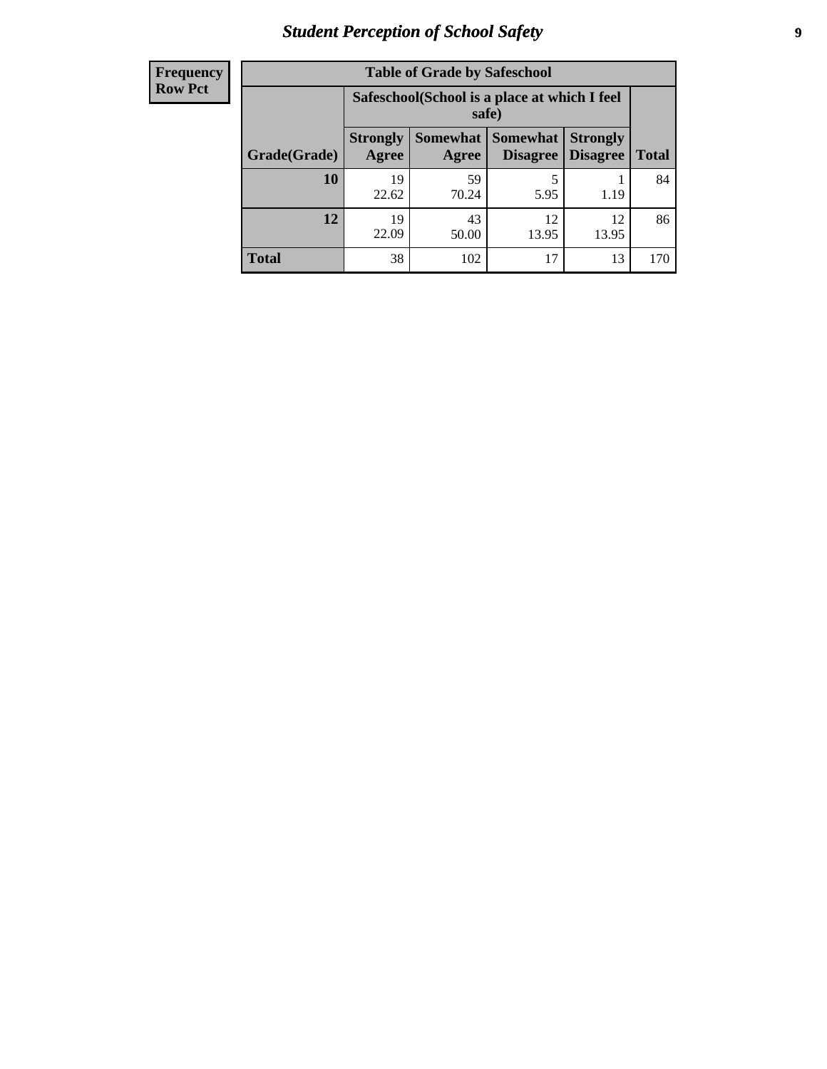## Student Perception of School Safety

| Frequency<br>Row Pct |
|---|

**Table of Grade by Safeschool**

| Grade(Grade) | Safeschool(School is a place at which I feel safe) | | | | Total |
|---|---|---|---|---|---|
| | Strongly Agree | Somewhat Agree | Somewhat Disagree | Strongly Disagree | |
| 10 | 19<br>22.62 | 59<br>70.24 | 5<br>5.95 | 1<br>1.19 | 84 |
| 12 | 19<br>22.09 | 43<br>50.00 | 12<br>13.95 | 12<br>13.95 | 86 |
| Total | 38 | 102 | 17 | 13 | 170 |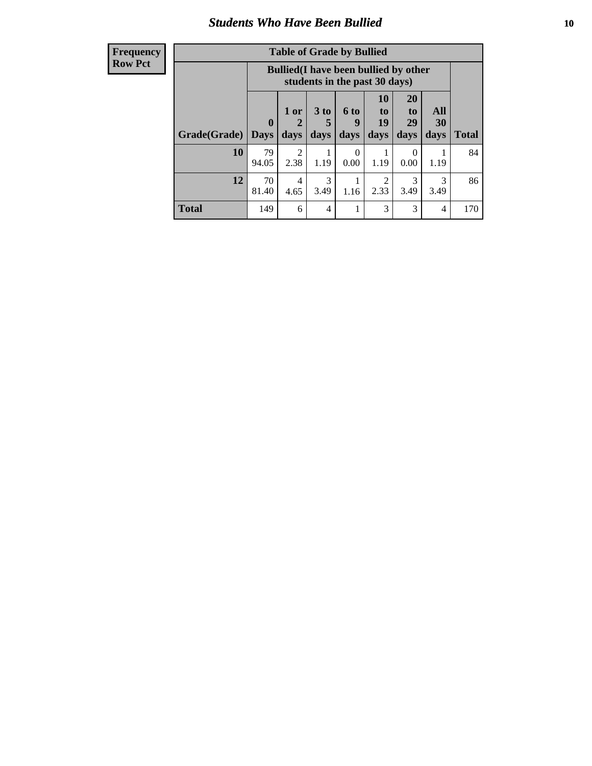## *Students Who Have Been Bullied*

| Frequency<br>Row Pct |
|---|

**Table of Grade by Bullied**

| | Bullied(I have been bullied by other students in the past 30 days) | | | | | | | |
|---|---|---|---|---|---|---|---|---|
| **Grade(Grade)** | **0 Days** | **1 or 2 days** | **3 to 5 days** | **6 to 9 days** | **10 to 19 days** | **20 to 29 days** | **All 30 days** | **Total** |
| **10** | 79<br>94.05 | 2<br>2.38 | 1<br>1.19 | 0<br>0.00 | 1<br>1.19 | 0<br>0.00 | 1<br>1.19 | 84 |
| **12** | 70<br>81.40 | 4<br>4.65 | 3<br>3.49 | 1<br>1.16 | 2<br>2.33 | 3<br>3.49 | 3<br>3.49 | 86 |
| **Total** | 149 | 6 | 4 | 1 | 3 | 3 | 4 | 170 |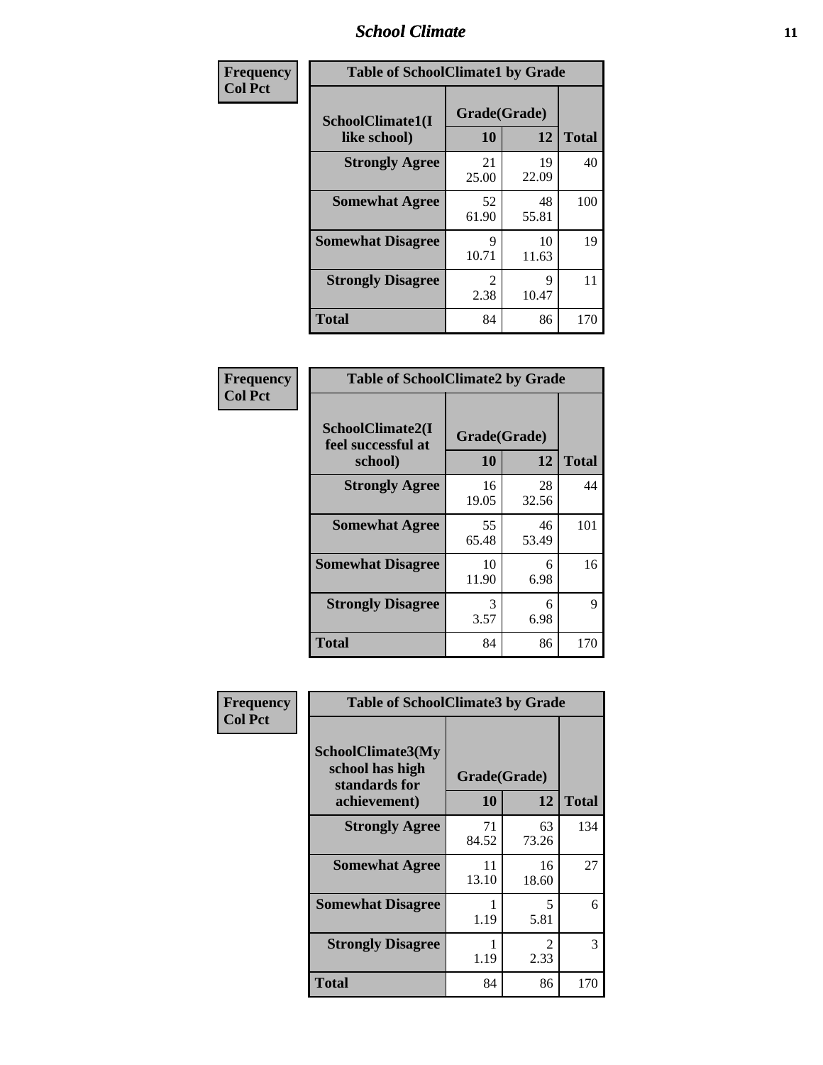| Frequency<br>Col Pct |
|---|

**Table of SchoolClimate1 by Grade**

| SchoolClimate1(I like school) | Grade(Grade) 10 | 12 | Total |
|---|---|---|---|
| Strongly Agree | 21<br>25.00 | 19<br>22.09 | 40 |
| Somewhat Agree | 52<br>61.90 | 48<br>55.81 | 100 |
| Somewhat Disagree | 9<br>10.71 | 10<br>11.63 | 19 |
| Strongly Disagree | 2<br>2.38 | 9<br>10.47 | 11 |
| Total | 84 | 86 | 170 |

| Frequency<br>Col Pct |
|---|

**Table of SchoolClimate2 by Grade**

| SchoolClimate2(I feel successful at school) | Grade(Grade) 10 | 12 | Total |
|---|---|---|---|
| Strongly Agree | 16<br>19.05 | 28<br>32.56 | 44 |
| Somewhat Agree | 55<br>65.48 | 46<br>53.49 | 101 |
| Somewhat Disagree | 10<br>11.90 | 6<br>6.98 | 16 |
| Strongly Disagree | 3<br>3.57 | 6<br>6.98 | 9 |
| Total | 84 | 86 | 170 |

| Frequency<br>Col Pct |
|---|

**Table of SchoolClimate3 by Grade**

| SchoolClimate3(My school has high standards for achievement) | Grade(Grade) 10 | 12 | Total |
|---|---|---|---|
| Strongly Agree | 71<br>84.52 | 63<br>73.26 | 134 |
| Somewhat Agree | 11<br>13.10 | 16<br>18.60 | 27 |
| Somewhat Disagree | 1<br>1.19 | 5<br>5.81 | 6 |
| Strongly Disagree | 1<br>1.19 | 2<br>2.33 | 3 |
| Total | 84 | 86 | 170 |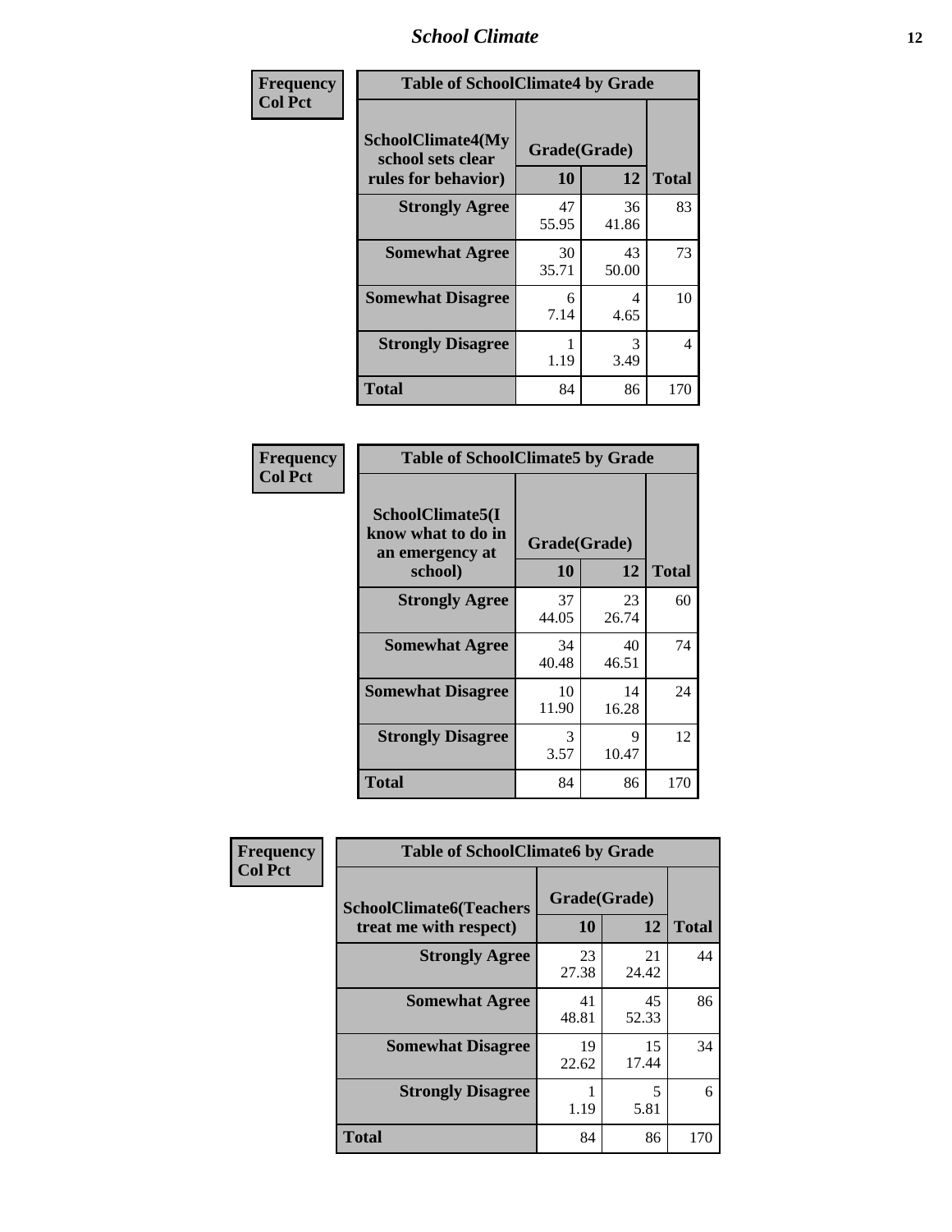| Frequency<br>Col Pct | Table of SchoolClimate4 by Grade | | |
|---|---|---|---|
| SchoolClimate4(My school sets clear rules for behavior) | Grade(Grade) | | |
| | 10 | 12 | Total |
| Strongly Agree | 47<br>55.95 | 36<br>41.86 | 83 |
| Somewhat Agree | 30<br>35.71 | 43<br>50.00 | 73 |
| Somewhat Disagree | 6<br>7.14 | 4<br>4.65 | 10 |
| Strongly Disagree | 1<br>1.19 | 3<br>3.49 | 4 |
| Total | 84 | 86 | 170 |

| Frequency<br>Col Pct | Table of SchoolClimate5 by Grade | | |
|---|---|---|---|
| SchoolClimate5(I know what to do in an emergency at school) | Grade(Grade) | | |
| | 10 | 12 | Total |
| Strongly Agree | 37<br>44.05 | 23<br>26.74 | 60 |
| Somewhat Agree | 34<br>40.48 | 40<br>46.51 | 74 |
| Somewhat Disagree | 10<br>11.90 | 14<br>16.28 | 24 |
| Strongly Disagree | 3<br>3.57 | 9<br>10.47 | 12 |
| Total | 84 | 86 | 170 |

| Frequency<br>Col Pct | Table of SchoolClimate6 by Grade | | |
|---|---|---|---|
| SchoolClimate6(Teachers treat me with respect) | Grade(Grade) | | |
| | 10 | 12 | Total |
| Strongly Agree | 23<br>27.38 | 21<br>24.42 | 44 |
| Somewhat Agree | 41<br>48.81 | 45<br>52.33 | 86 |
| Somewhat Disagree | 19<br>22.62 | 15<br>17.44 | 34 |
| Strongly Disagree | 1<br>1.19 | 5<br>5.81 | 6 |
| Total | 84 | 86 | 170 |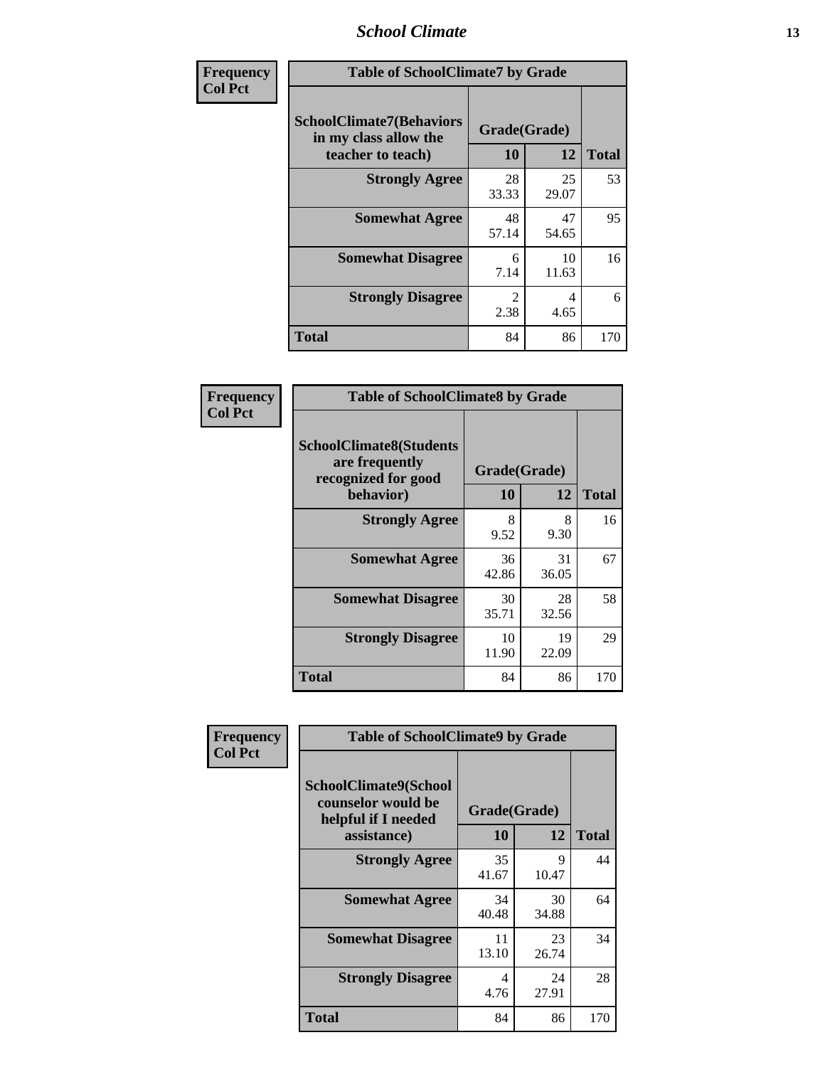**Frequency**
**Col Pct**

| Table of SchoolClimate7 by Grade | | | |
|---|---|---|---|
| SchoolClimate7(Behaviors in my class allow the teacher to teach) | Grade(Grade) | | |
| | 10 | 12 | Total |
| Strongly Agree | 28<br>33.33 | 25<br>29.07 | 53 |
| Somewhat Agree | 48<br>57.14 | 47<br>54.65 | 95 |
| Somewhat Disagree | 6<br>7.14 | 10<br>11.63 | 16 |
| Strongly Disagree | 2<br>2.38 | 4<br>4.65 | 6 |
| Total | 84 | 86 | 170 |

**Frequency**
**Col Pct**

| Table of SchoolClimate8 by Grade | | | |
|---|---|---|---|
| SchoolClimate8(Students are frequently recognized for good behavior) | Grade(Grade) | | |
| | 10 | 12 | Total |
| Strongly Agree | 8<br>9.52 | 8<br>9.30 | 16 |
| Somewhat Agree | 36<br>42.86 | 31<br>36.05 | 67 |
| Somewhat Disagree | 30<br>35.71 | 28<br>32.56 | 58 |
| Strongly Disagree | 10<br>11.90 | 19<br>22.09 | 29 |
| Total | 84 | 86 | 170 |

**Frequency**
**Col Pct**

| Table of SchoolClimate9 by Grade | | | |
|---|---|---|---|
| SchoolClimate9(School counselor would be helpful if I needed assistance) | Grade(Grade) | | |
| | 10 | 12 | Total |
| Strongly Agree | 35<br>41.67 | 9<br>10.47 | 44 |
| Somewhat Agree | 34<br>40.48 | 30<br>34.88 | 64 |
| Somewhat Disagree | 11<br>13.10 | 23<br>26.74 | 34 |
| Strongly Disagree | 4<br>4.76 | 24<br>27.91 | 28 |
| Total | 84 | 86 | 170 |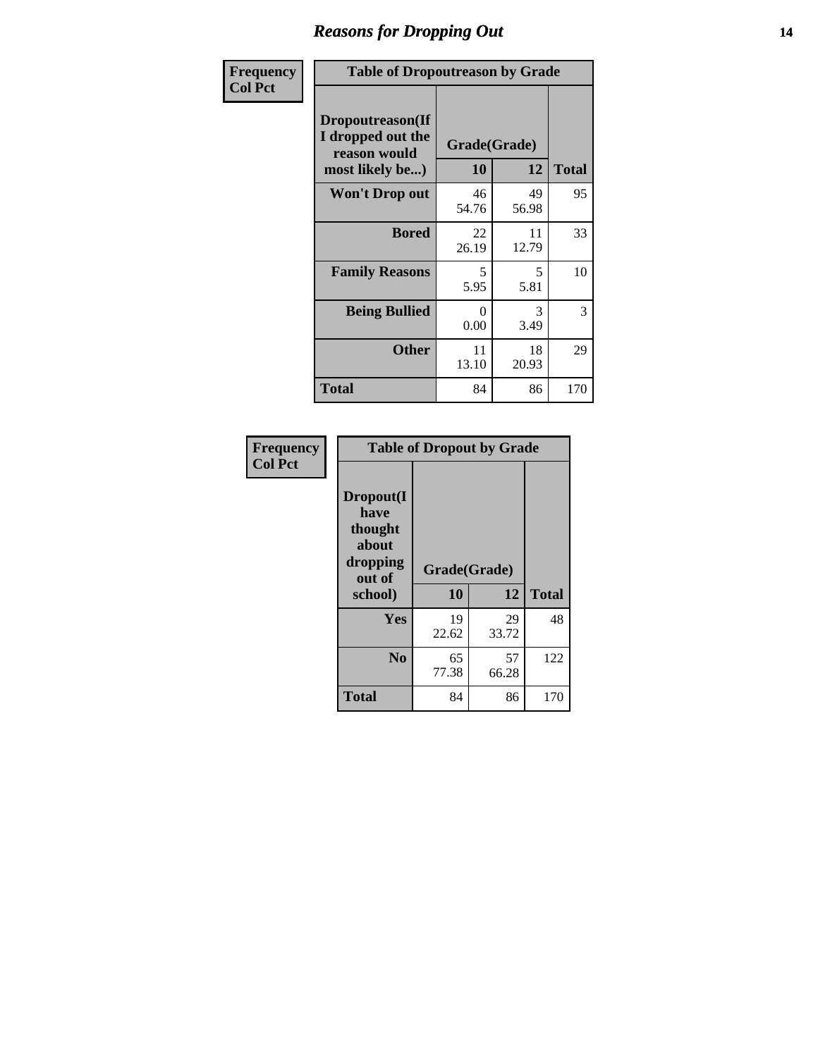## Reasons for Dropping Out

| Frequency<br>Col Pct | | | |
|---|---|---|---|
| **Table of Dropoutreason by Grade** | | | |
| **Dropoutreason(If I dropped out the reason would most likely be...)** | **Grade(Grade)** | | |
| | **10** | **12** | **Total** |
| **Won't Drop out** | 46<br>54.76 | 49<br>56.98 | 95 |
| **Bored** | 22<br>26.19 | 11<br>12.79 | 33 |
| **Family Reasons** | 5<br>5.95 | 5<br>5.81 | 10 |
| **Being Bullied** | 0<br>0.00 | 3<br>3.49 | 3 |
| **Other** | 11<br>13.10 | 18<br>20.93 | 29 |
| **Total** | 84 | 86 | 170 |

| Frequency<br>Col Pct | | | |
|---|---|---|---|
| **Table of Dropout by Grade** | | | |
| **Dropout(I have thought about dropping out of school)** | **Grade(Grade)** | | |
| | **10** | **12** | **Total** |
| **Yes** | 19<br>22.62 | 29<br>33.72 | 48 |
| **No** | 65<br>77.38 | 57<br>66.28 | 122 |
| **Total** | 84 | 86 | 170 |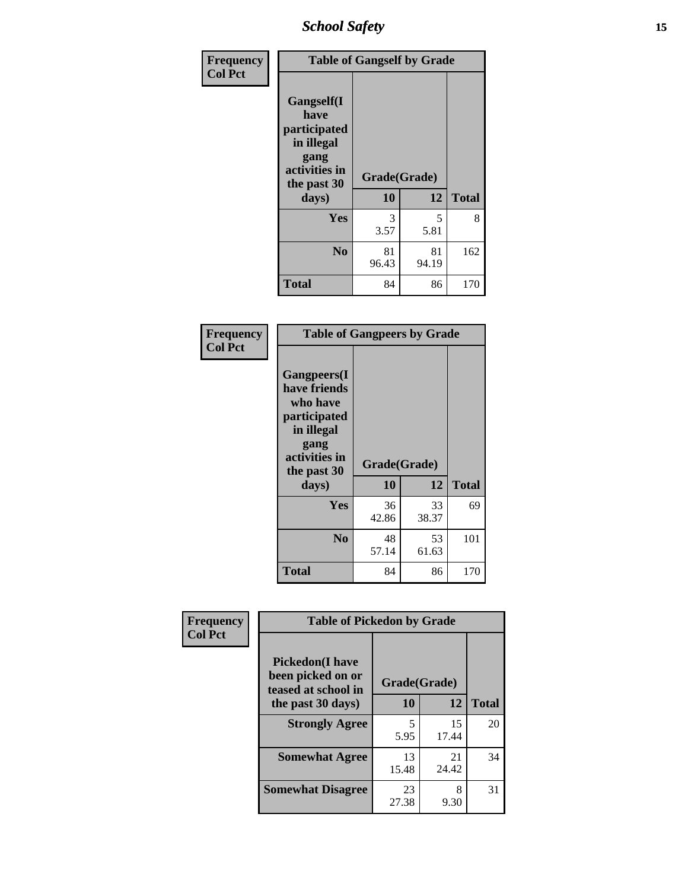| Frequency<br>Col Pct | Table of Gangself by Grade | | |
|---|---|---|---|
| Gangself(I have participated in illegal gang activities in the past 30 days) | Grade(Grade) | | |
| | 10 | 12 | Total |
| Yes | 3<br>3.57 | 5<br>5.81 | 8 |
| No | 81<br>96.43 | 81<br>94.19 | 162 |
| Total | 84 | 86 | 170 |

| Frequency<br>Col Pct | Table of Gangpeers by Grade | | |
|---|---|---|---|
| Gangpeers(I have friends who have participated in illegal gang activities in the past 30 days) | Grade(Grade) | | |
| | 10 | 12 | Total |
| Yes | 36<br>42.86 | 33<br>38.37 | 69 |
| No | 48<br>57.14 | 53<br>61.63 | 101 |
| Total | 84 | 86 | 170 |

| Frequency<br>Col Pct | Table of Pickedon by Grade | | |
|---|---|---|---|
| Pickedon(I have been picked on or teased at school in the past 30 days) | Grade(Grade) | | |
| | 10 | 12 | Total |
| Strongly Agree | 5<br>5.95 | 15<br>17.44 | 20 |
| Somewhat Agree | 13<br>15.48 | 21<br>24.42 | 34 |
| Somewhat Disagree | 23<br>27.38 | 8<br>9.30 | 31 |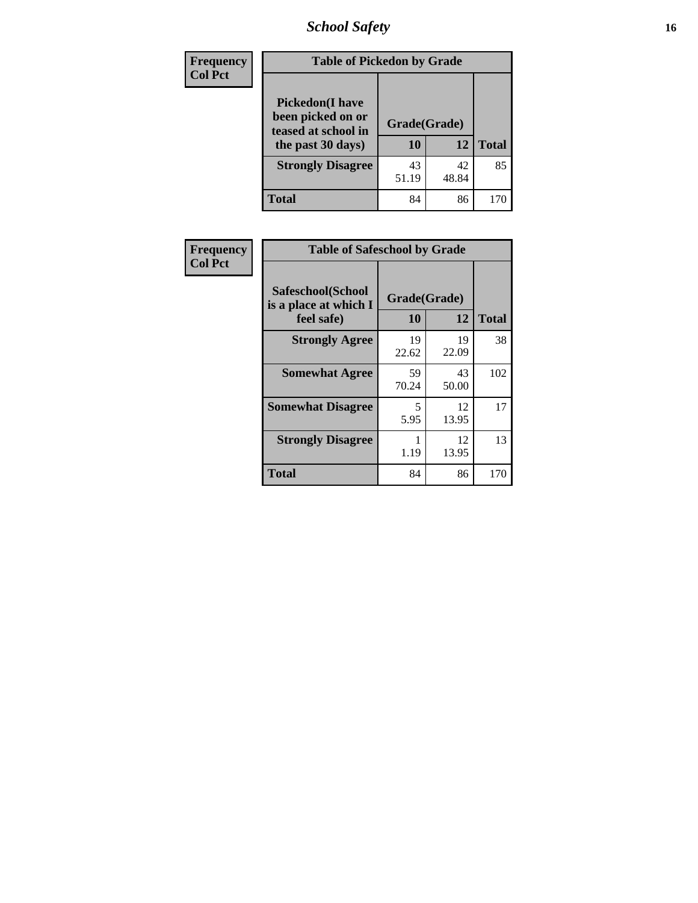| Frequency<br>Col Pct | Table of Pickedon by Grade | | |
|---|---|---|---|
| **Pickedon(I have been picked on or teased at school in the past 30 days)** | **Grade(Grade)** | | |
| | **10** | **12** | **Total** |
| **Strongly Disagree** | 43<br>51.19 | 42<br>48.84 | 85 |
| **Total** | 84 | 86 | 170 |

| Frequency<br>Col Pct | Table of Safeschool by Grade | | |
|---|---|---|---|
| **Safeschool(School is a place at which I feel safe)** | **Grade(Grade)** | | |
| | **10** | **12** | **Total** |
| **Strongly Agree** | 19<br>22.62 | 19<br>22.09 | 38 |
| **Somewhat Agree** | 59<br>70.24 | 43<br>50.00 | 102 |
| **Somewhat Disagree** | 5<br>5.95 | 12<br>13.95 | 17 |
| **Strongly Disagree** | 1<br>1.19 | 12<br>13.95 | 13 |
| **Total** | 84 | 86 | 170 |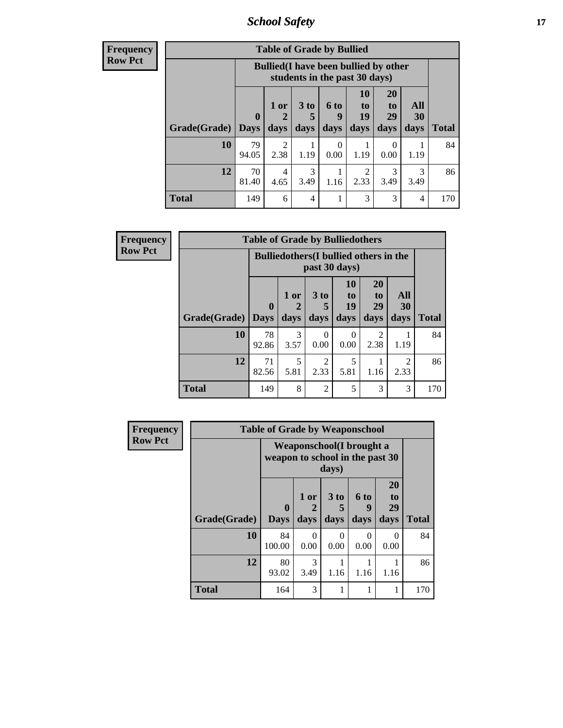## Table of Grade by Bullied

**Frequency**
**Row Pct**

| Grade(Grade) | Bullied(I have been bullied by other students in the past 30 days) | | | | | | | Total |
|---|---|---|---|---|---|---|---|---|
| | 0 Days | 1 or 2 days | 3 to 5 days | 6 to 9 days | 10 to 19 days | 20 to 29 days | All 30 days | |
| **10** | 79<br>94.05 | 2<br>2.38 | 1<br>1.19 | 0<br>0.00 | 1<br>1.19 | 0<br>0.00 | 1<br>1.19 | 84 |
| **12** | 70<br>81.40 | 4<br>4.65 | 3<br>3.49 | 1<br>1.16 | 2<br>2.33 | 3<br>3.49 | 3<br>3.49 | 86 |
| **Total** | 149 | 6 | 4 | 1 | 3 | 3 | 4 | 170 |

## Table of Grade by Bulliedothers

**Frequency**
**Row Pct**

| Grade(Grade) | Bulliedothers(I bullied others in the past 30 days) | | | | | | Total |
|---|---|---|---|---|---|---|---|
| | 0 Days | 1 or 2 days | 3 to 5 days | 10 to 19 days | 20 to 29 days | All 30 days | |
| **10** | 78<br>92.86 | 3<br>3.57 | 0<br>0.00 | 0<br>0.00 | 2<br>2.38 | 1<br>1.19 | 84 |
| **12** | 71<br>82.56 | 5<br>5.81 | 2<br>2.33 | 5<br>5.81 | 1<br>1.16 | 2<br>2.33 | 86 |
| **Total** | 149 | 8 | 2 | 5 | 3 | 3 | 170 |

## Table of Grade by Weaponschool

**Frequency**
**Row Pct**

| Grade(Grade) | Weaponschool(I brought a weapon to school in the past 30 days) | | | | | Total |
|---|---|---|---|---|---|---|
| | 0 Days | 1 or 2 days | 3 to 5 days | 6 to 9 days | 20 to 29 days | |
| **10** | 84<br>100.00 | 0<br>0.00 | 0<br>0.00 | 0<br>0.00 | 0<br>0.00 | 84 |
| **12** | 80<br>93.02 | 3<br>3.49 | 1<br>1.16 | 1<br>1.16 | 1<br>1.16 | 86 |
| **Total** | 164 | 3 | 1 | 1 | 1 | 170 |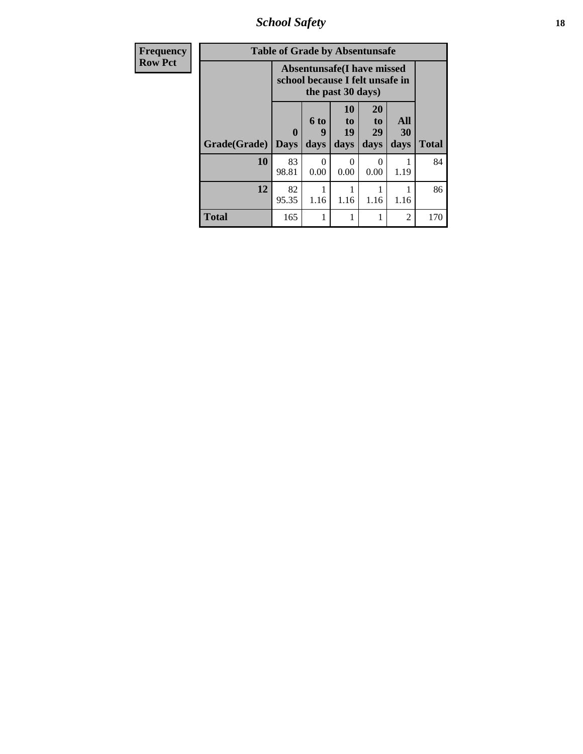| Frequency<br>Row Pct |
|---|

**Table of Grade by Absentunsafe**

| Grade(Grade) | Absentunsafe(I have missed school because I felt unsafe in the past 30 days) | | | | | Total |
|---|---|---|---|---|---|---|
| | 0 Days | 6 to 9 days | 10 to 19 days | 20 to 29 days | All 30 days | |
| 10 | 83<br>98.81 | 0<br>0.00 | 0<br>0.00 | 0<br>0.00 | 1<br>1.19 | 84 |
| 12 | 82<br>95.35 | 1<br>1.16 | 1<br>1.16 | 1<br>1.16 | 1<br>1.16 | 86 |
| Total | 165 | 1 | 1 | 1 | 2 | 170 |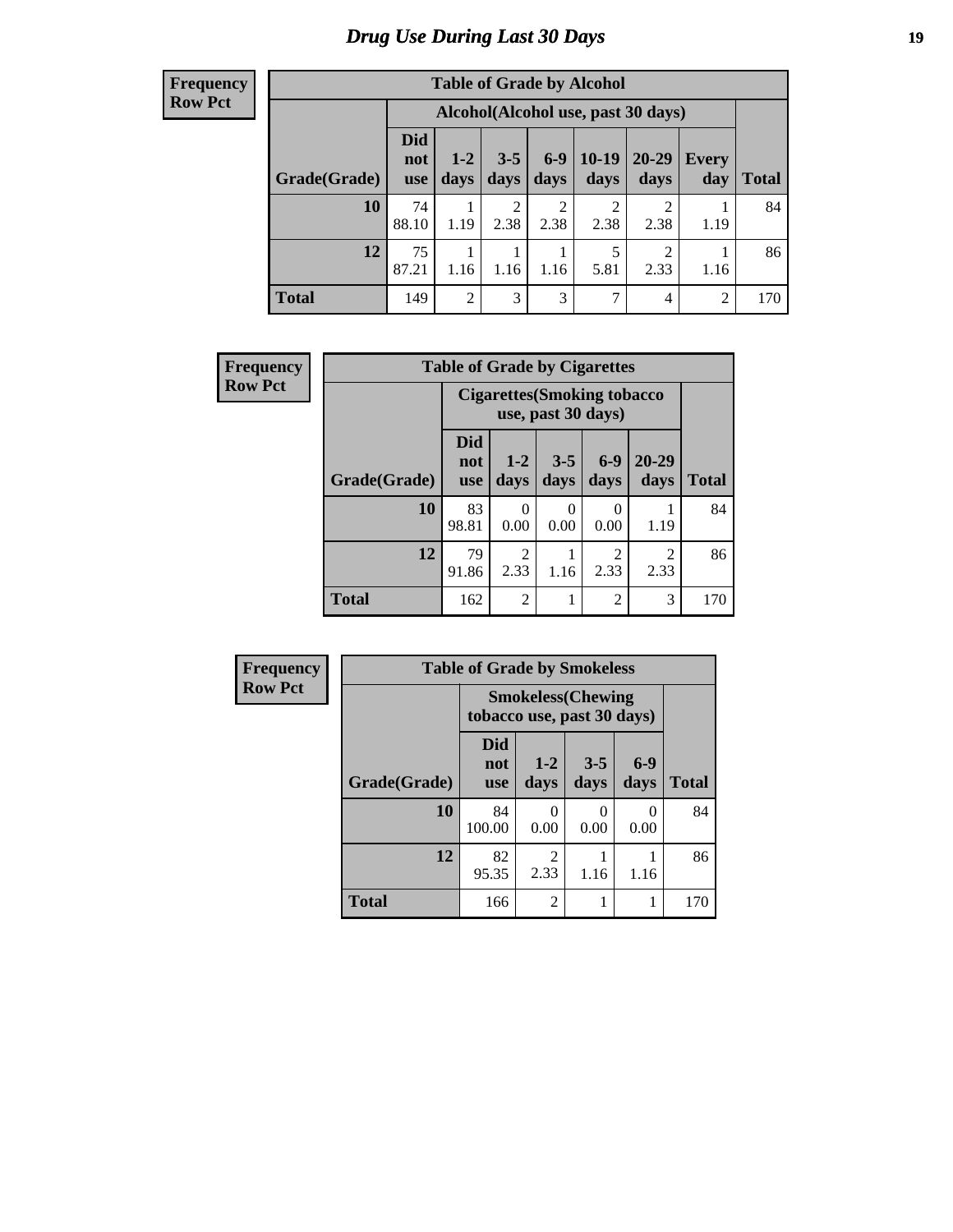# Drug Use During Last 30 Days

**Frequency**
**Row Pct**

| Table of Grade by Alcohol | | | | | | | | |
|---|---|---|---|---|---|---|---|---|
| | Alcohol(Alcohol use, past 30 days) | | | | | | | |
| Grade(Grade) | Did not use | 1-2 days | 3-5 days | 6-9 days | 10-19 days | 20-29 days | Every day | Total |
| 10 | 74<br>88.10 | 1<br>1.19 | 2<br>2.38 | 2<br>2.38 | 2<br>2.38 | 2<br>2.38 | 1<br>1.19 | 84 |
| 12 | 75<br>87.21 | 1<br>1.16 | 1<br>1.16 | 1<br>1.16 | 5<br>5.81 | 2<br>2.33 | 1<br>1.16 | 86 |
| Total | 149 | 2 | 3 | 3 | 7 | 4 | 2 | 170 |

**Frequency**
**Row Pct**

| Table of Grade by Cigarettes | | | | | | |
|---|---|---|---|---|---|---|
| | Cigarettes(Smoking tobacco use, past 30 days) | | | | | |
| Grade(Grade) | Did not use | 1-2 days | 3-5 days | 6-9 days | 20-29 days | Total |
| 10 | 83<br>98.81 | 0<br>0.00 | 0<br>0.00 | 0<br>0.00 | 1<br>1.19 | 84 |
| 12 | 79<br>91.86 | 2<br>2.33 | 1<br>1.16 | 2<br>2.33 | 2<br>2.33 | 86 |
| Total | 162 | 2 | 1 | 2 | 3 | 170 |

**Frequency**
**Row Pct**

| Table of Grade by Smokeless | | | | | |
|---|---|---|---|---|---|
| | Smokeless(Chewing tobacco use, past 30 days) | | | | |
| Grade(Grade) | Did not use | 1-2 days | 3-5 days | 6-9 days | Total |
| 10 | 84<br>100.00 | 0<br>0.00 | 0<br>0.00 | 0<br>0.00 | 84 |
| 12 | 82<br>95.35 | 2<br>2.33 | 1<br>1.16 | 1<br>1.16 | 86 |
| Total | 166 | 2 | 1 | 1 | 170 |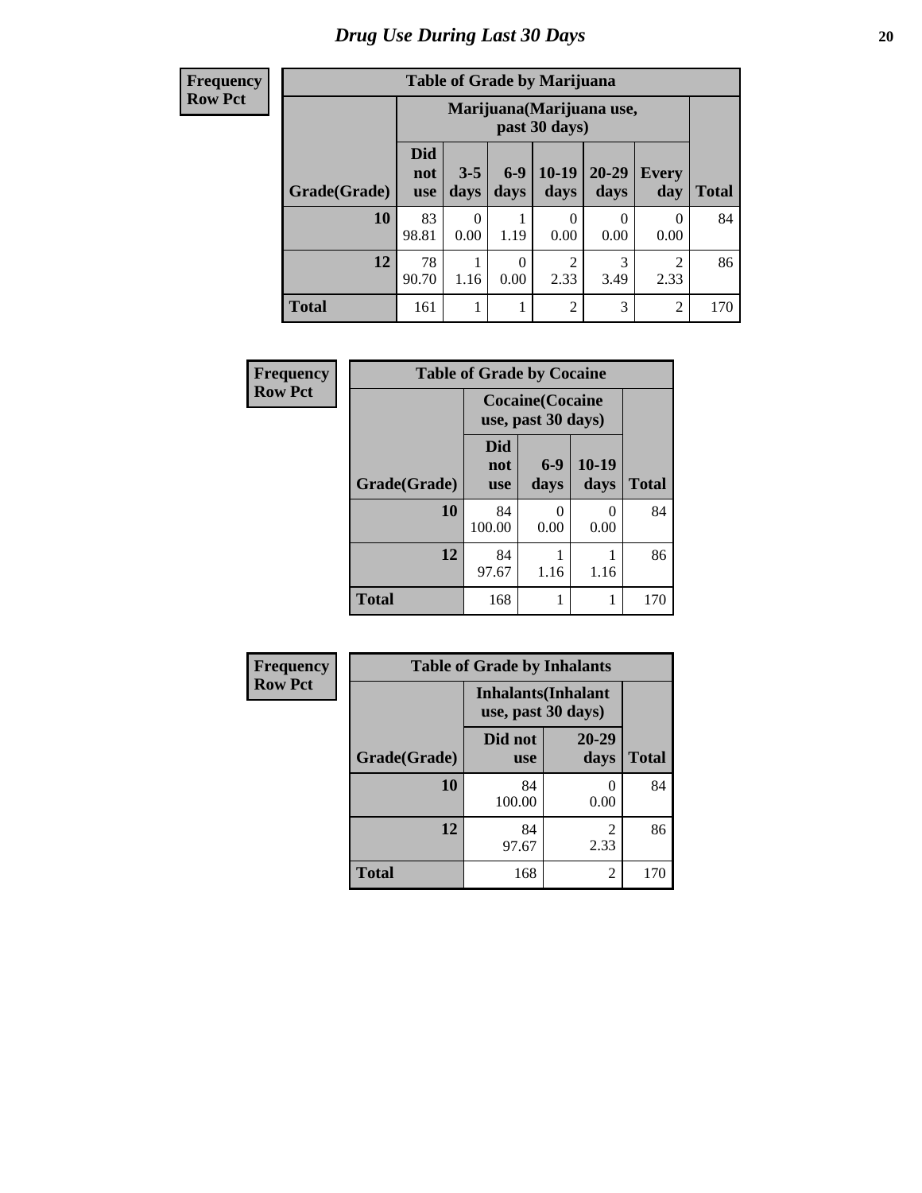# Drug Use During Last 30 Days

**Frequency**
**Row Pct**

**Table of Grade by Marijuana**

| Grade(Grade) | Marijuana(Marijuana use, past 30 days) | | | | | | Total |
|---|---|---|---|---|---|---|---|
| | Did not use | 3-5 days | 6-9 days | 10-19 days | 20-29 days | Every day | |
| **10** | 83<br>98.81 | 0<br>0.00 | 1<br>1.19 | 0<br>0.00 | 0<br>0.00 | 0<br>0.00 | 84 |
| **12** | 78<br>90.70 | 1<br>1.16 | 0<br>0.00 | 2<br>2.33 | 3<br>3.49 | 2<br>2.33 | 86 |
| **Total** | 161 | 1 | 1 | 2 | 3 | 2 | 170 |

**Frequency**
**Row Pct**

**Table of Grade by Cocaine**

| Grade(Grade) | Cocaine(Cocaine use, past 30 days) | | | Total |
|---|---|---|---|---|
| | Did not use | 6-9 days | 10-19 days | |
| **10** | 84<br>100.00 | 0<br>0.00 | 0<br>0.00 | 84 |
| **12** | 84<br>97.67 | 1<br>1.16 | 1<br>1.16 | 86 |
| **Total** | 168 | 1 | 1 | 170 |

**Frequency**
**Row Pct**

**Table of Grade by Inhalants**

| Grade(Grade) | Inhalants(Inhalant use, past 30 days) | | Total |
|---|---|---|---|
| | Did not use | 20-29 days | |
| **10** | 84<br>100.00 | 0<br>0.00 | 84 |
| **12** | 84<br>97.67 | 2<br>2.33 | 86 |
| **Total** | 168 | 2 | 170 |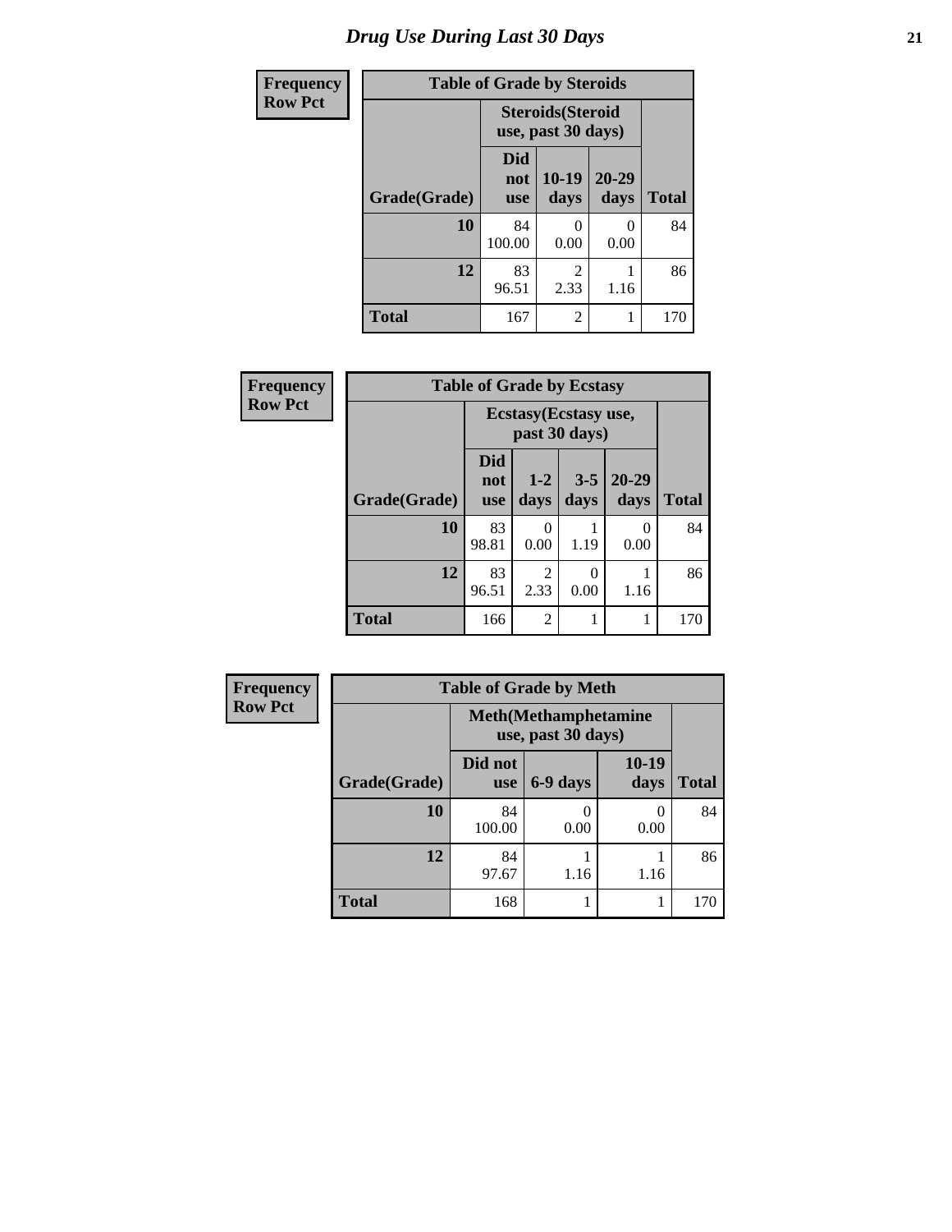# Drug Use During Last 30 Days

| Frequency |
|---|
| Row Pct |

| Table of Grade by Steroids | | | | |
|---|---|---|---|---|
| | Steroids(Steroid use, past 30 days) | | | |
| Grade(Grade) | Did not use | 10-19 days | 20-29 days | Total |
| 10 | 84<br>100.00 | 0<br>0.00 | 0<br>0.00 | 84 |
| 12 | 83<br>96.51 | 2<br>2.33 | 1<br>1.16 | 86 |
| Total | 167 | 2 | 1 | 170 |

| Frequency |
|---|
| Row Pct |

| Table of Grade by Ecstasy | | | | | |
|---|---|---|---|---|---|
| | Ecstasy(Ecstasy use, past 30 days) | | | | |
| Grade(Grade) | Did not use | 1-2 days | 3-5 days | 20-29 days | Total |
| 10 | 83<br>98.81 | 0<br>0.00 | 1<br>1.19 | 0<br>0.00 | 84 |
| 12 | 83<br>96.51 | 2<br>2.33 | 0<br>0.00 | 1<br>1.16 | 86 |
| Total | 166 | 2 | 1 | 1 | 170 |

| Frequency |
|---|
| Row Pct |

| Table of Grade by Meth | | | | |
|---|---|---|---|---|
| | Meth(Methamphetamine use, past 30 days) | | | |
| Grade(Grade) | Did not use | 6-9 days | 10-19 days | Total |
| 10 | 84<br>100.00 | 0<br>0.00 | 0<br>0.00 | 84 |
| 12 | 84<br>97.67 | 1<br>1.16 | 1<br>1.16 | 86 |
| Total | 168 | 1 | 1 | 170 |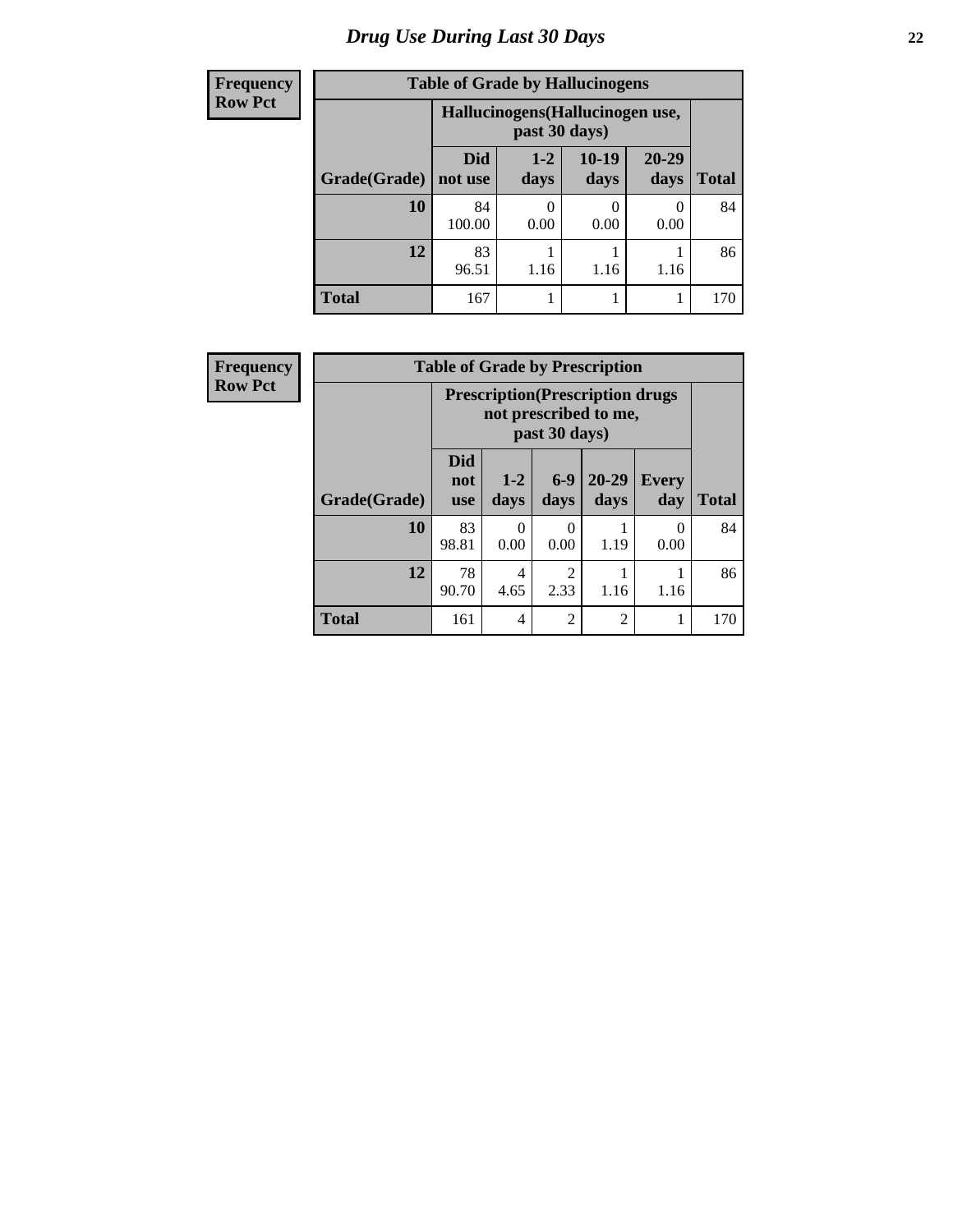# Drug Use During Last 30 Days

**Frequency**
**Row Pct**

| Table of Grade by Hallucinogens | | | | | |
|---|---|---|---|---|---|
| | Hallucinogens(Hallucinogen use, past 30 days) | | | | |
| Grade(Grade) | Did not use | 1-2 days | 10-19 days | 20-29 days | Total |
| 10 | 84<br>100.00 | 0<br>0.00 | 0<br>0.00 | 0<br>0.00 | 84 |
| 12 | 83<br>96.51 | 1<br>1.16 | 1<br>1.16 | 1<br>1.16 | 86 |
| Total | 167 | 1 | 1 | 1 | 170 |

**Frequency**
**Row Pct**

| Table of Grade by Prescription | | | | | | |
|---|---|---|---|---|---|---|
| | Prescription(Prescription drugs not prescribed to me, past 30 days) | | | | | |
| Grade(Grade) | Did not use | 1-2 days | 6-9 days | 20-29 days | Every day | Total |
| 10 | 83<br>98.81 | 0<br>0.00 | 0<br>0.00 | 1<br>1.19 | 0<br>0.00 | 84 |
| 12 | 78<br>90.70 | 4<br>4.65 | 2<br>2.33 | 1<br>1.16 | 1<br>1.16 | 86 |
| Total | 161 | 4 | 2 | 2 | 1 | 170 |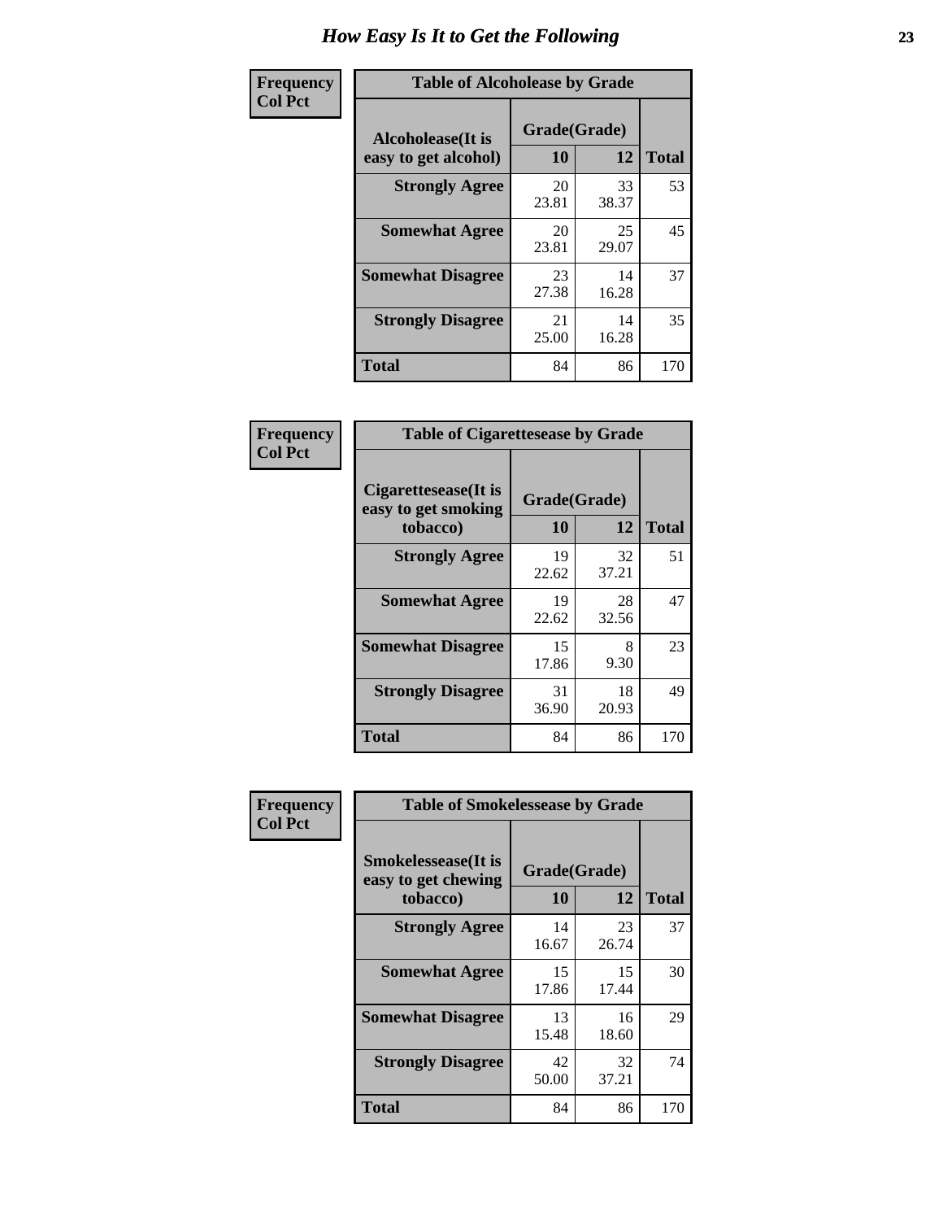# How Easy Is It to Get the Following

**Frequency**
**Col Pct**

**Table of Alcoholease by Grade**

| Alcoholease(It is easy to get alcohol) | Grade(Grade) | | Total |
|---|---|---|---|
| | 10 | 12 | |
| **Strongly Agree** | 20<br>23.81 | 33<br>38.37 | 53 |
| **Somewhat Agree** | 20<br>23.81 | 25<br>29.07 | 45 |
| **Somewhat Disagree** | 23<br>27.38 | 14<br>16.28 | 37 |
| **Strongly Disagree** | 21<br>25.00 | 14<br>16.28 | 35 |
| **Total** | 84 | 86 | 170 |

**Frequency**
**Col Pct**

**Table of Cigarettesease by Grade**

| Cigarettesease(It is easy to get smoking tobacco) | Grade(Grade) | | Total |
|---|---|---|---|
| | 10 | 12 | |
| **Strongly Agree** | 19<br>22.62 | 32<br>37.21 | 51 |
| **Somewhat Agree** | 19<br>22.62 | 28<br>32.56 | 47 |
| **Somewhat Disagree** | 15<br>17.86 | 8<br>9.30 | 23 |
| **Strongly Disagree** | 31<br>36.90 | 18<br>20.93 | 49 |
| **Total** | 84 | 86 | 170 |

**Frequency**
**Col Pct**

**Table of Smokelessease by Grade**

| Smokelessease(It is easy to get chewing tobacco) | Grade(Grade) | | Total |
|---|---|---|---|
| | 10 | 12 | |
| **Strongly Agree** | 14<br>16.67 | 23<br>26.74 | 37 |
| **Somewhat Agree** | 15<br>17.86 | 15<br>17.44 | 30 |
| **Somewhat Disagree** | 13<br>15.48 | 16<br>18.60 | 29 |
| **Strongly Disagree** | 42<br>50.00 | 32<br>37.21 | 74 |
| **Total** | 84 | 86 | 170 |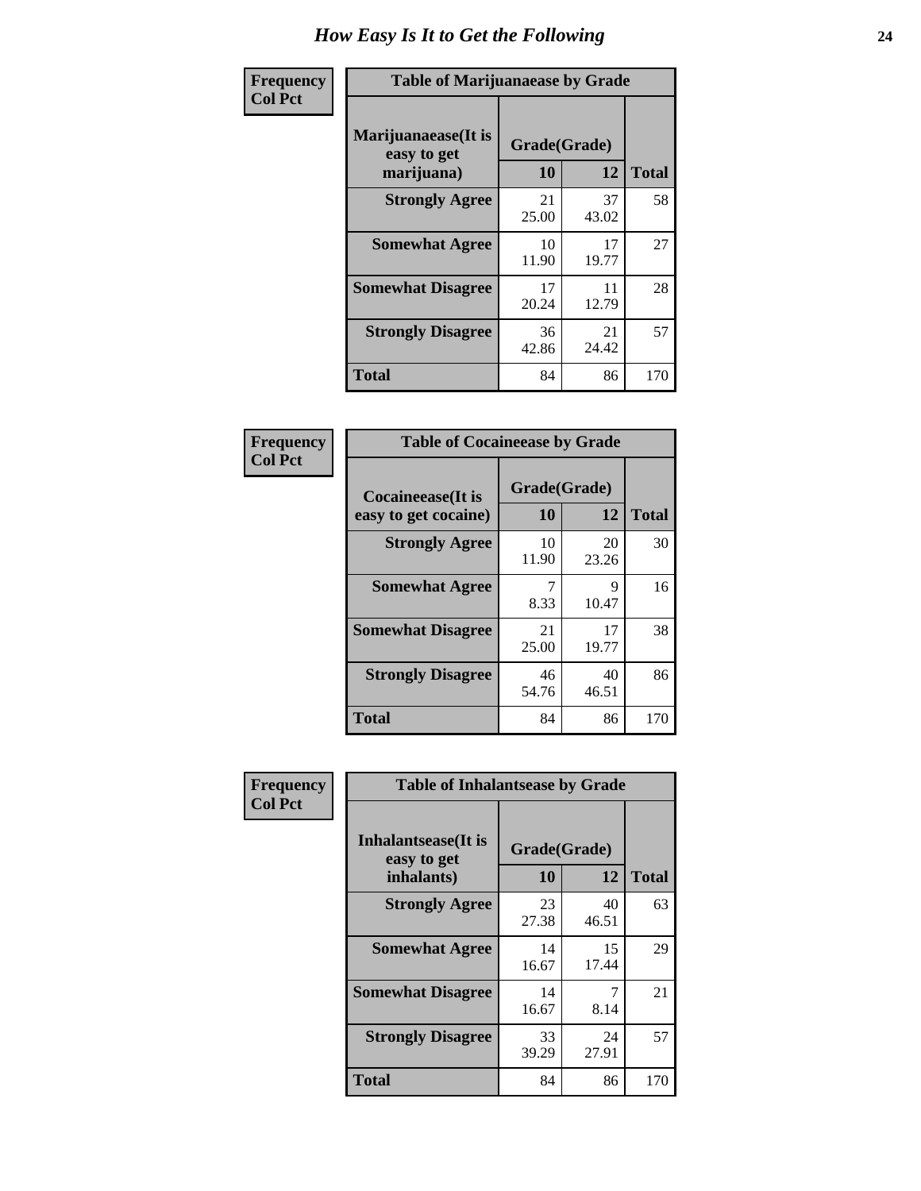# How Easy Is It to Get the Following

**Frequency**
**Col Pct**

| Table of Marijuanaease by Grade | | | |
|---|---|---|---|
| **Marijuanaease(It is easy to get marijuana)** | **Grade(Grade)** | | **Total** |
| | **10** | **12** | |
| **Strongly Agree** | 21<br>25.00 | 37<br>43.02 | 58 |
| **Somewhat Agree** | 10<br>11.90 | 17<br>19.77 | 27 |
| **Somewhat Disagree** | 17<br>20.24 | 11<br>12.79 | 28 |
| **Strongly Disagree** | 36<br>42.86 | 21<br>24.42 | 57 |
| **Total** | 84 | 86 | 170 |

**Frequency**
**Col Pct**

| Table of Cocaineease by Grade | | | |
|---|---|---|---|
| **Cocaineease(It is easy to get cocaine)** | **Grade(Grade)** | | **Total** |
| | **10** | **12** | |
| **Strongly Agree** | 10<br>11.90 | 20<br>23.26 | 30 |
| **Somewhat Agree** | 7<br>8.33 | 9<br>10.47 | 16 |
| **Somewhat Disagree** | 21<br>25.00 | 17<br>19.77 | 38 |
| **Strongly Disagree** | 46<br>54.76 | 40<br>46.51 | 86 |
| **Total** | 84 | 86 | 170 |

**Frequency**
**Col Pct**

| Table of Inhalantsease by Grade | | | |
|---|---|---|---|
| **Inhalantsease(It is easy to get inhalants)** | **Grade(Grade)** | | **Total** |
| | **10** | **12** | |
| **Strongly Agree** | 23<br>27.38 | 40<br>46.51 | 63 |
| **Somewhat Agree** | 14<br>16.67 | 15<br>17.44 | 29 |
| **Somewhat Disagree** | 14<br>16.67 | 7<br>8.14 | 21 |
| **Strongly Disagree** | 33<br>39.29 | 24<br>27.91 | 57 |
| **Total** | 84 | 86 | 170 |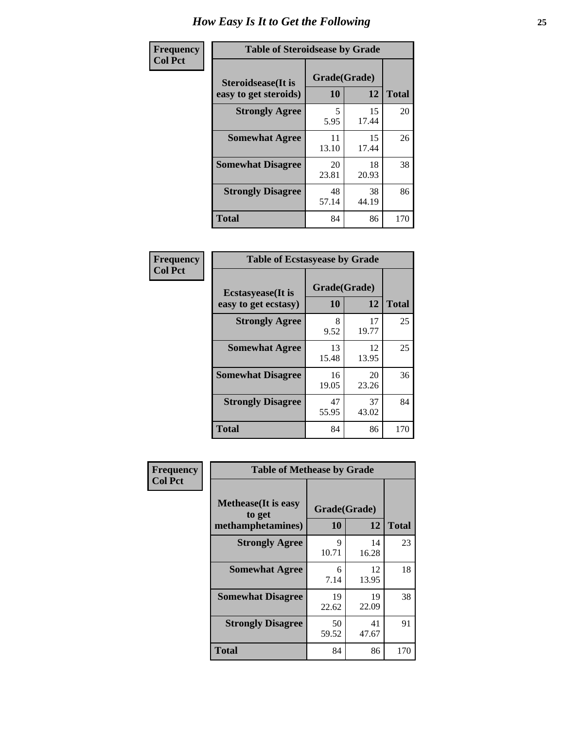# How Easy Is It to Get the Following

**Frequency**
**Col Pct**

| Table of Steroidsease by Grade | | | |
|---|---|---|---|
| **Steroidsease(It is easy to get steroids)** | **Grade(Grade)** | | **Total** |
| | **10** | **12** | |
| **Strongly Agree** | 5<br>5.95 | 15<br>17.44 | 20 |
| **Somewhat Agree** | 11<br>13.10 | 15<br>17.44 | 26 |
| **Somewhat Disagree** | 20<br>23.81 | 18<br>20.93 | 38 |
| **Strongly Disagree** | 48<br>57.14 | 38<br>44.19 | 86 |
| **Total** | 84 | 86 | 170 |

**Frequency**
**Col Pct**

| Table of Ecstasyease by Grade | | | |
|---|---|---|---|
| **Ecstasyease(It is easy to get ecstasy)** | **Grade(Grade)** | | **Total** |
| | **10** | **12** | |
| **Strongly Agree** | 8<br>9.52 | 17<br>19.77 | 25 |
| **Somewhat Agree** | 13<br>15.48 | 12<br>13.95 | 25 |
| **Somewhat Disagree** | 16<br>19.05 | 20<br>23.26 | 36 |
| **Strongly Disagree** | 47<br>55.95 | 37<br>43.02 | 84 |
| **Total** | 84 | 86 | 170 |

**Frequency**
**Col Pct**

| Table of Methease by Grade | | | |
|---|---|---|---|
| **Methease(It is easy to get methamphetamines)** | **Grade(Grade)** | | **Total** |
| | **10** | **12** | |
| **Strongly Agree** | 9<br>10.71 | 14<br>16.28 | 23 |
| **Somewhat Agree** | 6<br>7.14 | 12<br>13.95 | 18 |
| **Somewhat Disagree** | 19<br>22.62 | 19<br>22.09 | 38 |
| **Strongly Disagree** | 50<br>59.52 | 41<br>47.67 | 91 |
| **Total** | 84 | 86 | 170 |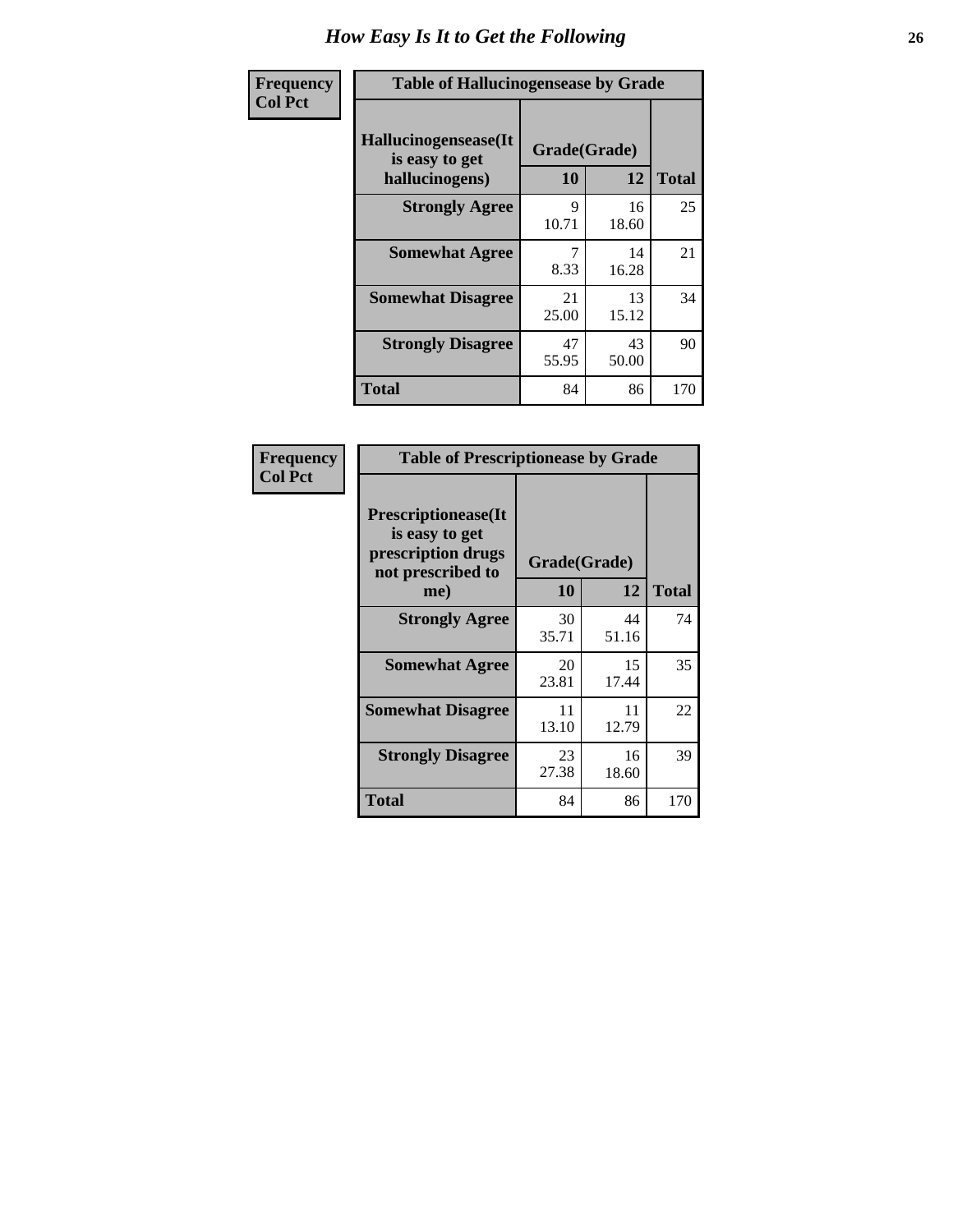# How Easy Is It to Get the Following

**Frequency**
**Col Pct**

**Table of Hallucinogensease by Grade**

| Hallucinogensease(It is easy to get hallucinogens) | Grade(Grade) 10 | 12 | Total |
|---|---|---|---|
| **Strongly Agree** | 9<br>10.71 | 16<br>18.60 | 25 |
| **Somewhat Agree** | 7<br>8.33 | 14<br>16.28 | 21 |
| **Somewhat Disagree** | 21<br>25.00 | 13<br>15.12 | 34 |
| **Strongly Disagree** | 47<br>55.95 | 43<br>50.00 | 90 |
| **Total** | 84 | 86 | 170 |

**Frequency**
**Col Pct**

**Table of Prescriptionease by Grade**

| Prescriptionease(It is easy to get prescription drugs not prescribed to me) | Grade(Grade) 10 | 12 | Total |
|---|---|---|---|
| **Strongly Agree** | 30<br>35.71 | 44<br>51.16 | 74 |
| **Somewhat Agree** | 20<br>23.81 | 15<br>17.44 | 35 |
| **Somewhat Disagree** | 11<br>13.10 | 11<br>12.79 | 22 |
| **Strongly Disagree** | 23<br>27.38 | 16<br>18.60 | 39 |
| **Total** | 84 | 86 | 170 |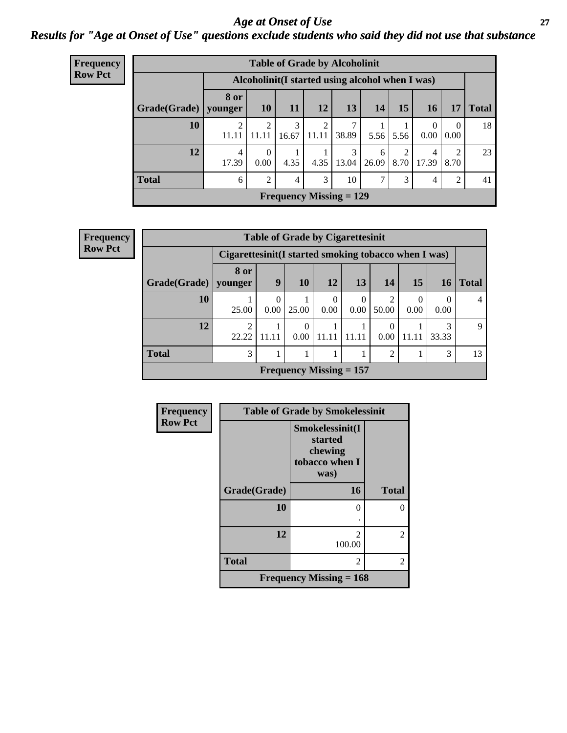# Age at Onset of Use

## Results for "Age at Onset of Use" questions exclude students who said they did not use that substance

**Frequency**
**Row Pct**

**Table of Grade by Alcoholinit**

| Grade(Grade) | Alcoholinit(I started using alcohol when I was) 8 or younger | 10 | 11 | 12 | 13 | 14 | 15 | 16 | 17 | Total |
|---|---|---|---|---|---|---|---|---|---|---|
| 10 | 2<br>11.11 | 2<br>11.11 | 3<br>16.67 | 2<br>11.11 | 7<br>38.89 | 1<br>5.56 | 1<br>5.56 | 0<br>0.00 | 0<br>0.00 | 18 |
| 12 | 4<br>17.39 | 0<br>0.00 | 1<br>4.35 | 1<br>4.35 | 3<br>13.04 | 6<br>26.09 | 2<br>8.70 | 4<br>17.39 | 2<br>8.70 | 23 |
| Total | 6 | 2 | 4 | 3 | 10 | 7 | 3 | 4 | 2 | 41 |

Frequency Missing = 129

**Frequency**
**Row Pct**

**Table of Grade by Cigarettesinit**

| Grade(Grade) | Cigarettesinit(I started smoking tobacco when I was) 8 or younger | 9 | 10 | 12 | 13 | 14 | 15 | 16 | Total |
|---|---|---|---|---|---|---|---|---|---|
| 10 | 1<br>25.00 | 0<br>0.00 | 1<br>25.00 | 0<br>0.00 | 0<br>0.00 | 2<br>50.00 | 0<br>0.00 | 0<br>0.00 | 4 |
| 12 | 2<br>22.22 | 1<br>11.11 | 0<br>0.00 | 1<br>11.11 | 1<br>11.11 | 0<br>0.00 | 1<br>11.11 | 3<br>33.33 | 9 |
| Total | 3 | 1 | 1 | 1 | 1 | 2 | 1 | 3 | 13 |

Frequency Missing = 157

**Frequency**
**Row Pct**

**Table of Grade by Smokelessinit**

| Grade(Grade) | Smokelessinit(I started chewing tobacco when I was) 16 | Total |
|---|---|---|
| 10 | 0<br>. | 0 |
| 12 | 2<br>100.00 | 2 |
| Total | 2 | 2 |

Frequency Missing = 168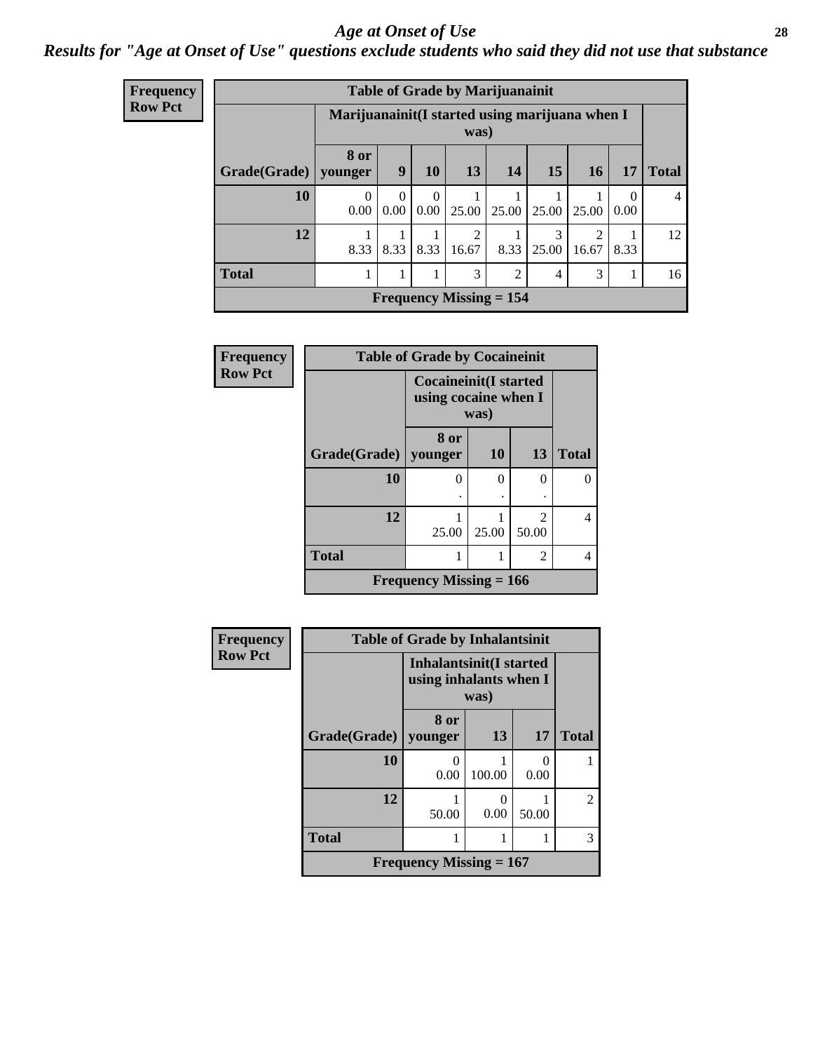# *Age at Onset of Use*

## *Results for "Age at Onset of Use" questions exclude students who said they did not use that substance*

**Frequency**
**Row Pct**

**Table of Grade by Marijuanainit**

| Grade(Grade) | Marijuanainit(I started using marijuana when I was) | | | | | | | | Total |
|---|---|---|---|---|---|---|---|---|---|
| | 8 or younger | 9 | 10 | 13 | 14 | 15 | 16 | 17 | |
| 10 | 0<br>0.00 | 0<br>0.00 | 0<br>0.00 | 1<br>25.00 | 1<br>25.00 | 1<br>25.00 | 1<br>25.00 | 0<br>0.00 | 4 |
| 12 | 1<br>8.33 | 1<br>8.33 | 1<br>8.33 | 2<br>16.67 | 1<br>8.33 | 3<br>25.00 | 2<br>16.67 | 1<br>8.33 | 12 |
| Total | 1 | 1 | 1 | 3 | 2 | 4 | 3 | 1 | 16 |

**Frequency Missing = 154**

**Frequency**
**Row Pct**

**Table of Grade by Cocaineinit**

| Grade(Grade) | Cocaineinit(I started using cocaine when I was) | | | Total |
|---|---|---|---|---|
| | 8 or younger | 10 | 13 | |
| 10 | 0<br>. | 0<br>. | 0<br>. | 0 |
| 12 | 1<br>25.00 | 1<br>25.00 | 2<br>50.00 | 4 |
| Total | 1 | 1 | 2 | 4 |

**Frequency Missing = 166**

**Frequency**
**Row Pct**

**Table of Grade by Inhalantsinit**

| Grade(Grade) | Inhalantsinit(I started using inhalants when I was) | | | Total |
|---|---|---|---|---|
| | 8 or younger | 13 | 17 | |
| 10 | 0<br>0.00 | 1<br>100.00 | 0<br>0.00 | 1 |
| 12 | 1<br>50.00 | 0<br>0.00 | 1<br>50.00 | 2 |
| Total | 1 | 1 | 1 | 3 |

**Frequency Missing = 167**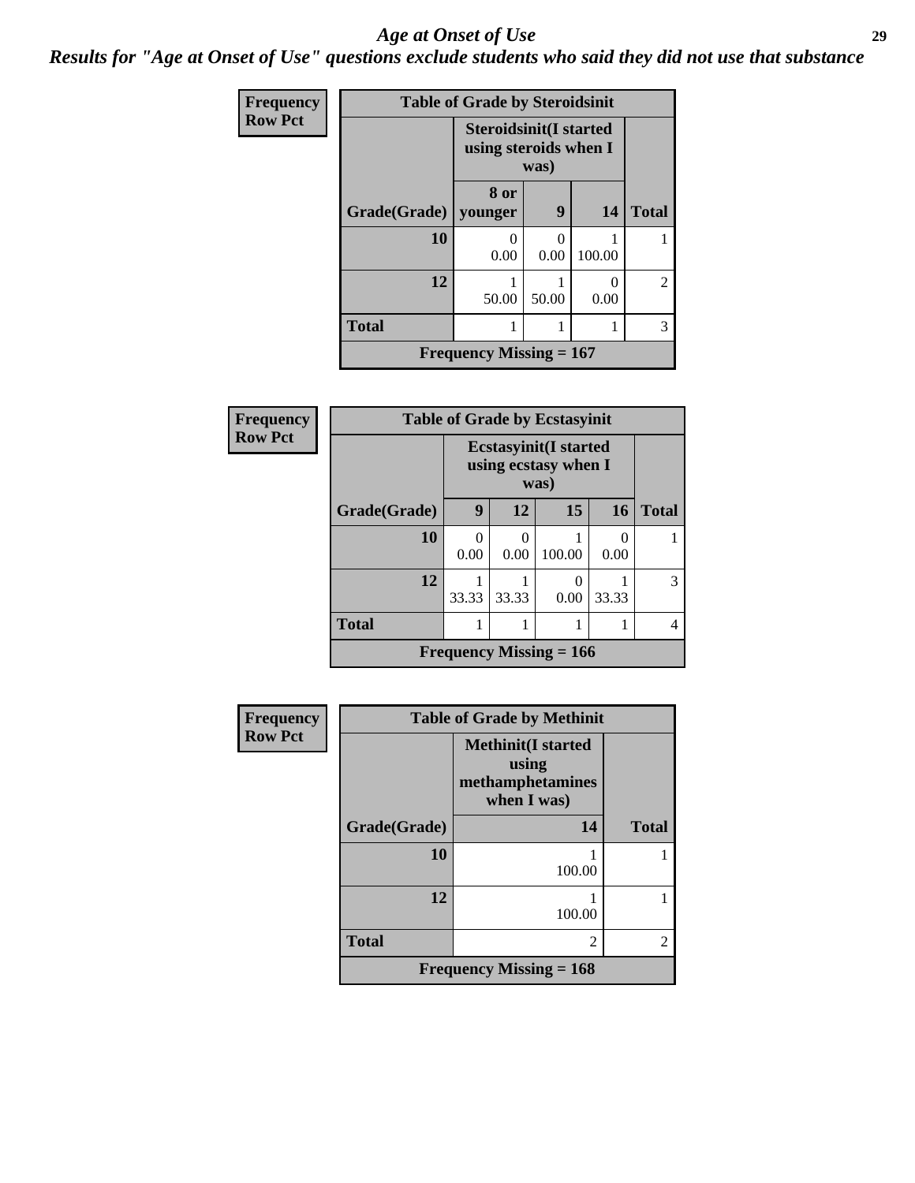# Age at Onset of Use

***Results for "Age at Onset of Use" questions exclude students who said they did not use that substance***

**Frequency**
**Row Pct**

| Table of Grade by Steroidsinit | | | | |
|---|---|---|---|---|
| | Steroidsinit(I started using steroids when I was) | | | |
| Grade(Grade) | 8 or younger | 9 | 14 | Total |
| 10 | 0<br>0.00 | 0<br>0.00 | 1<br>100.00 | 1 |
| 12 | 1<br>50.00 | 1<br>50.00 | 0<br>0.00 | 2 |
| Total | 1 | 1 | 1 | 3 |
| Frequency Missing = 167 | | | | |

**Frequency**
**Row Pct**

| Table of Grade by Ecstasyinit | | | | | |
|---|---|---|---|---|---|
| | Ecstasyinit(I started using ecstasy when I was) | | | | |
| Grade(Grade) | 9 | 12 | 15 | 16 | Total |
| 10 | 0<br>0.00 | 0<br>0.00 | 1<br>100.00 | 0<br>0.00 | 1 |
| 12 | 1<br>33.33 | 1<br>33.33 | 0<br>0.00 | 1<br>33.33 | 3 |
| Total | 1 | 1 | 1 | 1 | 4 |
| Frequency Missing = 166 | | | | | |

**Frequency**
**Row Pct**

| Table of Grade by Methinit | | |
|---|---|---|
| | Methinit(I started using methamphetamines when I was) | |
| Grade(Grade) | 14 | Total |
| 10 | 1<br>100.00 | 1 |
| 12 | 1<br>100.00 | 1 |
| Total | 2 | 2 |
| Frequency Missing = 168 | | |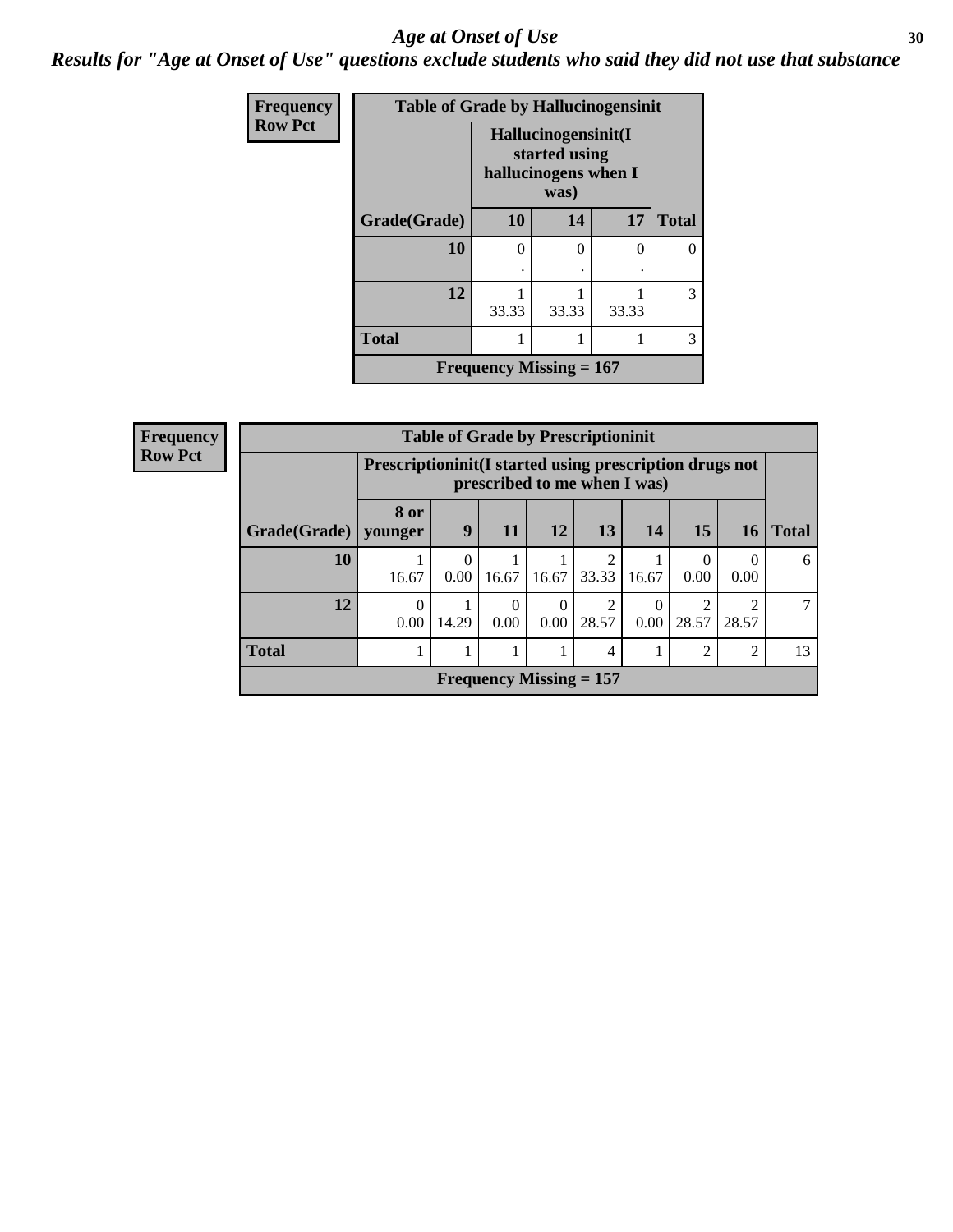# Age at Onset of Use

## Results for "Age at Onset of Use" questions exclude students who said they did not use that substance

**Frequency**
**Row Pct**

| Table of Grade by Hallucinogensinit | | | | |
|---|---|---|---|---|
| | Hallucinogensinit(I started using hallucinogens when I was) | | | |
| Grade(Grade) | 10 | 14 | 17 | Total |
| 10 | 0<br>. | 0<br>. | 0<br>. | 0 |
| 12 | 1<br>33.33 | 1<br>33.33 | 1<br>33.33 | 3 |
| Total | 1 | 1 | 1 | 3 |
| Frequency Missing = 167 | | | | |

**Frequency**
**Row Pct**

| Table of Grade by Prescriptioninit | | | | | | | | | |
|---|---|---|---|---|---|---|---|---|---|
| | Prescriptioninit(I started using prescription drugs not prescribed to me when I was) | | | | | | | | |
| Grade(Grade) | 8 or younger | 9 | 11 | 12 | 13 | 14 | 15 | 16 | Total |
| 10 | 1<br>16.67 | 0<br>0.00 | 1<br>16.67 | 1<br>16.67 | 2<br>33.33 | 1<br>16.67 | 0<br>0.00 | 0<br>0.00 | 6 |
| 12 | 0<br>0.00 | 1<br>14.29 | 0<br>0.00 | 0<br>0.00 | 2<br>28.57 | 0<br>0.00 | 2<br>28.57 | 2<br>28.57 | 7 |
| Total | 1 | 1 | 1 | 1 | 4 | 1 | 2 | 2 | 13 |
| Frequency Missing = 157 | | | | | | | | | |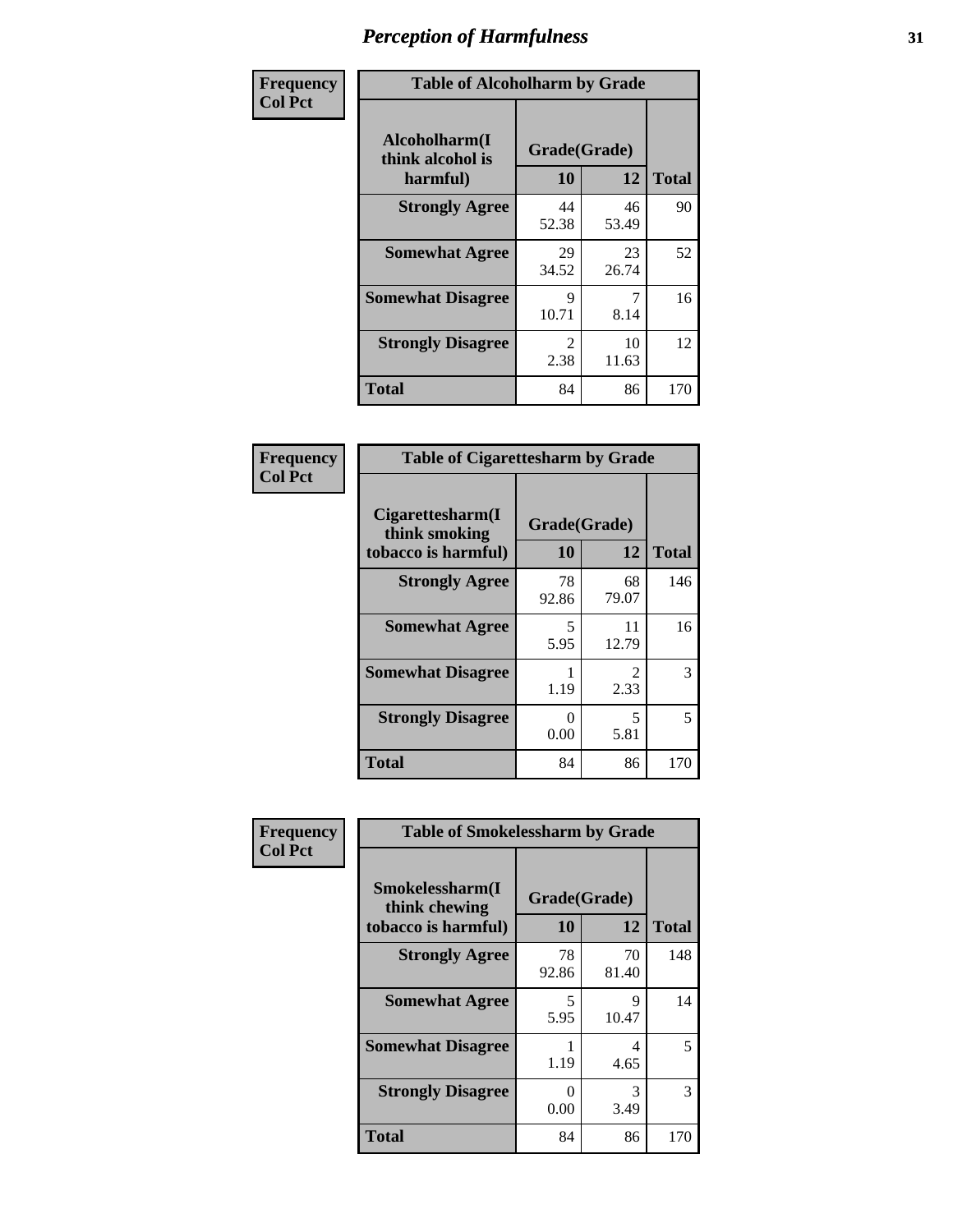# Perception of Harmfulness

| Frequency Col Pct | Table of Alcoholharm by Grade | | |
|---|---|---|---|
| **Alcoholharm(I think alcohol is harmful)** | **Grade(Grade)** | | |
| | **10** | **12** | **Total** |
| **Strongly Agree** | 44<br>52.38 | 46<br>53.49 | 90 |
| **Somewhat Agree** | 29<br>34.52 | 23<br>26.74 | 52 |
| **Somewhat Disagree** | 9<br>10.71 | 7<br>8.14 | 16 |
| **Strongly Disagree** | 2<br>2.38 | 10<br>11.63 | 12 |
| **Total** | 84 | 86 | 170 |

| Frequency Col Pct | Table of Cigarettesharm by Grade | | |
|---|---|---|---|
| **Cigarettesharm(I think smoking tobacco is harmful)** | **Grade(Grade)** | | |
| | **10** | **12** | **Total** |
| **Strongly Agree** | 78<br>92.86 | 68<br>79.07 | 146 |
| **Somewhat Agree** | 5<br>5.95 | 11<br>12.79 | 16 |
| **Somewhat Disagree** | 1<br>1.19 | 2<br>2.33 | 3 |
| **Strongly Disagree** | 0<br>0.00 | 5<br>5.81 | 5 |
| **Total** | 84 | 86 | 170 |

| Frequency Col Pct | Table of Smokelessharm by Grade | | |
|---|---|---|---|
| **Smokelessharm(I think chewing tobacco is harmful)** | **Grade(Grade)** | | |
| | **10** | **12** | **Total** |
| **Strongly Agree** | 78<br>92.86 | 70<br>81.40 | 148 |
| **Somewhat Agree** | 5<br>5.95 | 9<br>10.47 | 14 |
| **Somewhat Disagree** | 1<br>1.19 | 4<br>4.65 | 5 |
| **Strongly Disagree** | 0<br>0.00 | 3<br>3.49 | 3 |
| **Total** | 84 | 86 | 170 |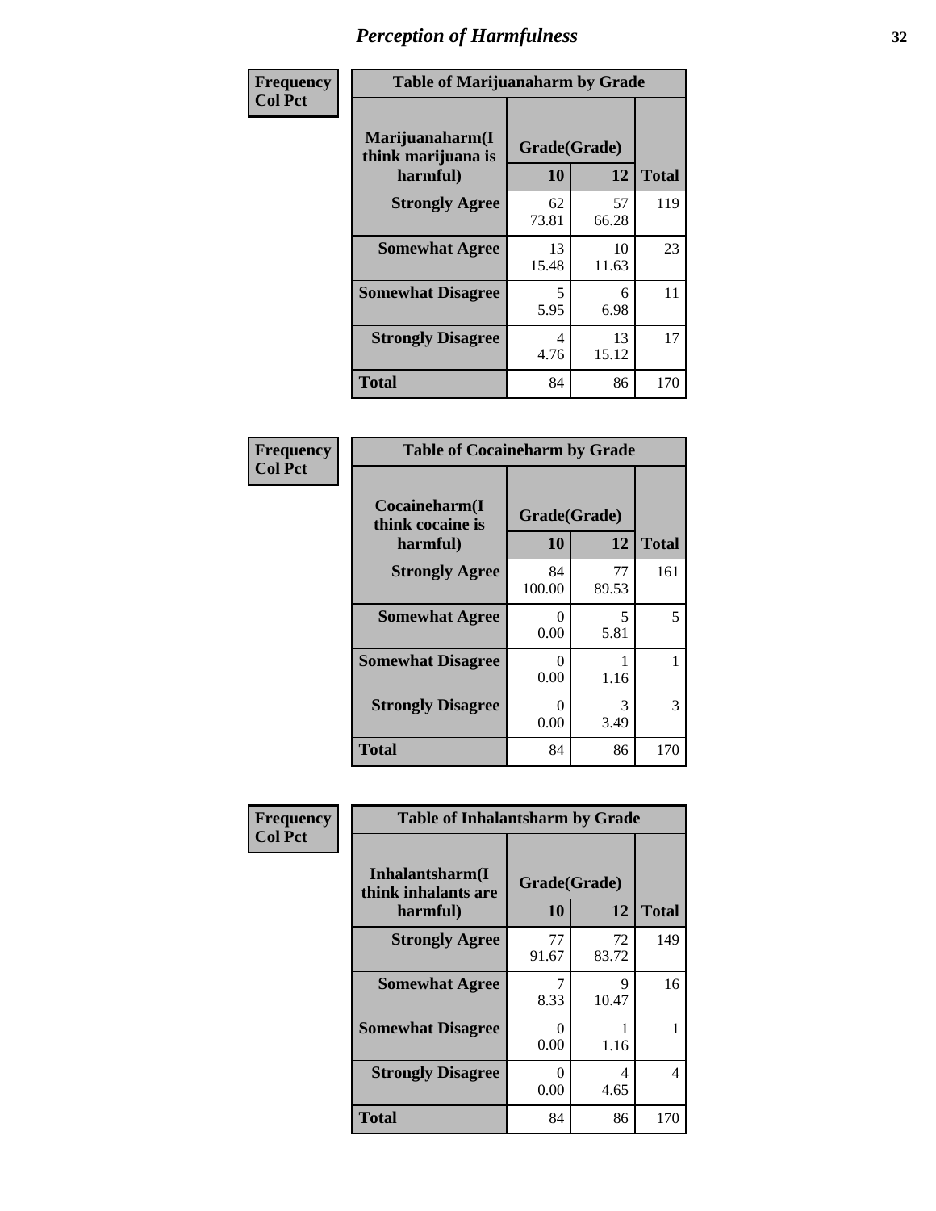# Perception of Harmfulness

**Frequency**
**Col Pct**

| Table of Marijuanaharm by Grade | | | |
|---|---|---|---|
| Marijuanaharm(I think marijuana is harmful) | Grade(Grade) | | Total |
| | 10 | 12 | |
| **Strongly Agree** | 62<br>73.81 | 57<br>66.28 | 119 |
| **Somewhat Agree** | 13<br>15.48 | 10<br>11.63 | 23 |
| **Somewhat Disagree** | 5<br>5.95 | 6<br>6.98 | 11 |
| **Strongly Disagree** | 4<br>4.76 | 13<br>15.12 | 17 |
| **Total** | 84 | 86 | 170 |

**Frequency**
**Col Pct**

| Table of Cocaineharm by Grade | | | |
|---|---|---|---|
| Cocaineharm(I think cocaine is harmful) | Grade(Grade) | | Total |
| | 10 | 12 | |
| **Strongly Agree** | 84<br>100.00 | 77<br>89.53 | 161 |
| **Somewhat Agree** | 0<br>0.00 | 5<br>5.81 | 5 |
| **Somewhat Disagree** | 0<br>0.00 | 1<br>1.16 | 1 |
| **Strongly Disagree** | 0<br>0.00 | 3<br>3.49 | 3 |
| **Total** | 84 | 86 | 170 |

**Frequency**
**Col Pct**

| Table of Inhalantsharm by Grade | | | |
|---|---|---|---|
| Inhalantsharm(I think inhalants are harmful) | Grade(Grade) | | Total |
| | 10 | 12 | |
| **Strongly Agree** | 77<br>91.67 | 72<br>83.72 | 149 |
| **Somewhat Agree** | 7<br>8.33 | 9<br>10.47 | 16 |
| **Somewhat Disagree** | 0<br>0.00 | 1<br>1.16 | 1 |
| **Strongly Disagree** | 0<br>0.00 | 4<br>4.65 | 4 |
| **Total** | 84 | 86 | 170 |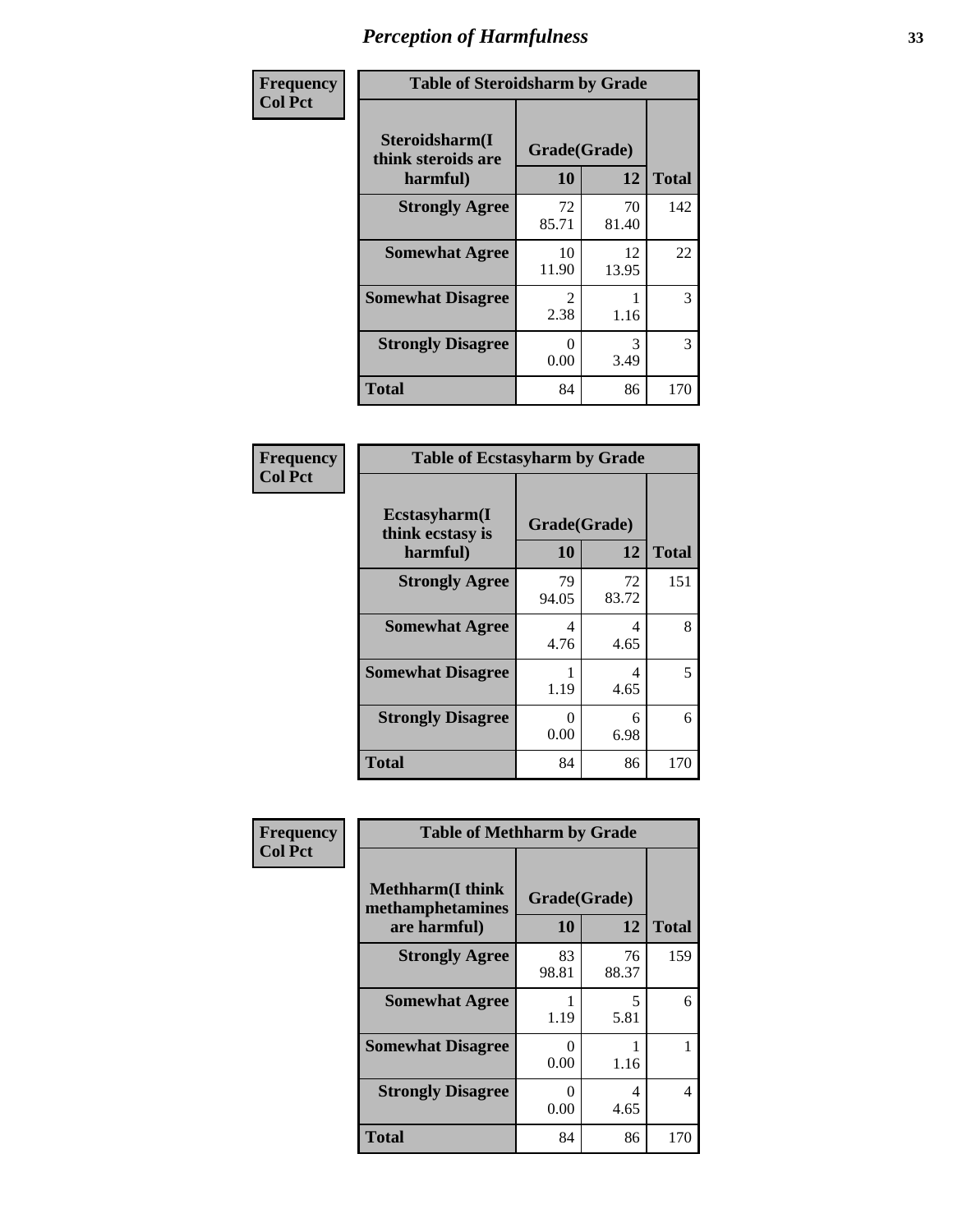# Perception of Harmfulness

**Frequency**
**Col Pct**

| Table of Steroidsharm by Grade | | | |
|---|---|---|---|
| **Steroidsharm(I think steroids are harmful)** | **Grade(Grade)** | | **Total** |
| | **10** | **12** | |
| **Strongly Agree** | 72<br>85.71 | 70<br>81.40 | 142 |
| **Somewhat Agree** | 10<br>11.90 | 12<br>13.95 | 22 |
| **Somewhat Disagree** | 2<br>2.38 | 1<br>1.16 | 3 |
| **Strongly Disagree** | 0<br>0.00 | 3<br>3.49 | 3 |
| **Total** | 84 | 86 | 170 |

**Frequency**
**Col Pct**

| Table of Ecstasyharm by Grade | | | |
|---|---|---|---|
| **Ecstasyharm(I think ecstasy is harmful)** | **Grade(Grade)** | | **Total** |
| | **10** | **12** | |
| **Strongly Agree** | 79<br>94.05 | 72<br>83.72 | 151 |
| **Somewhat Agree** | 4<br>4.76 | 4<br>4.65 | 8 |
| **Somewhat Disagree** | 1<br>1.19 | 4<br>4.65 | 5 |
| **Strongly Disagree** | 0<br>0.00 | 6<br>6.98 | 6 |
| **Total** | 84 | 86 | 170 |

**Frequency**
**Col Pct**

| Table of Methharm by Grade | | | |
|---|---|---|---|
| **Methharm(I think methamphetamines are harmful)** | **Grade(Grade)** | | **Total** |
| | **10** | **12** | |
| **Strongly Agree** | 83<br>98.81 | 76<br>88.37 | 159 |
| **Somewhat Agree** | 1<br>1.19 | 5<br>5.81 | 6 |
| **Somewhat Disagree** | 0<br>0.00 | 1<br>1.16 | 1 |
| **Strongly Disagree** | 0<br>0.00 | 4<br>4.65 | 4 |
| **Total** | 84 | 86 | 170 |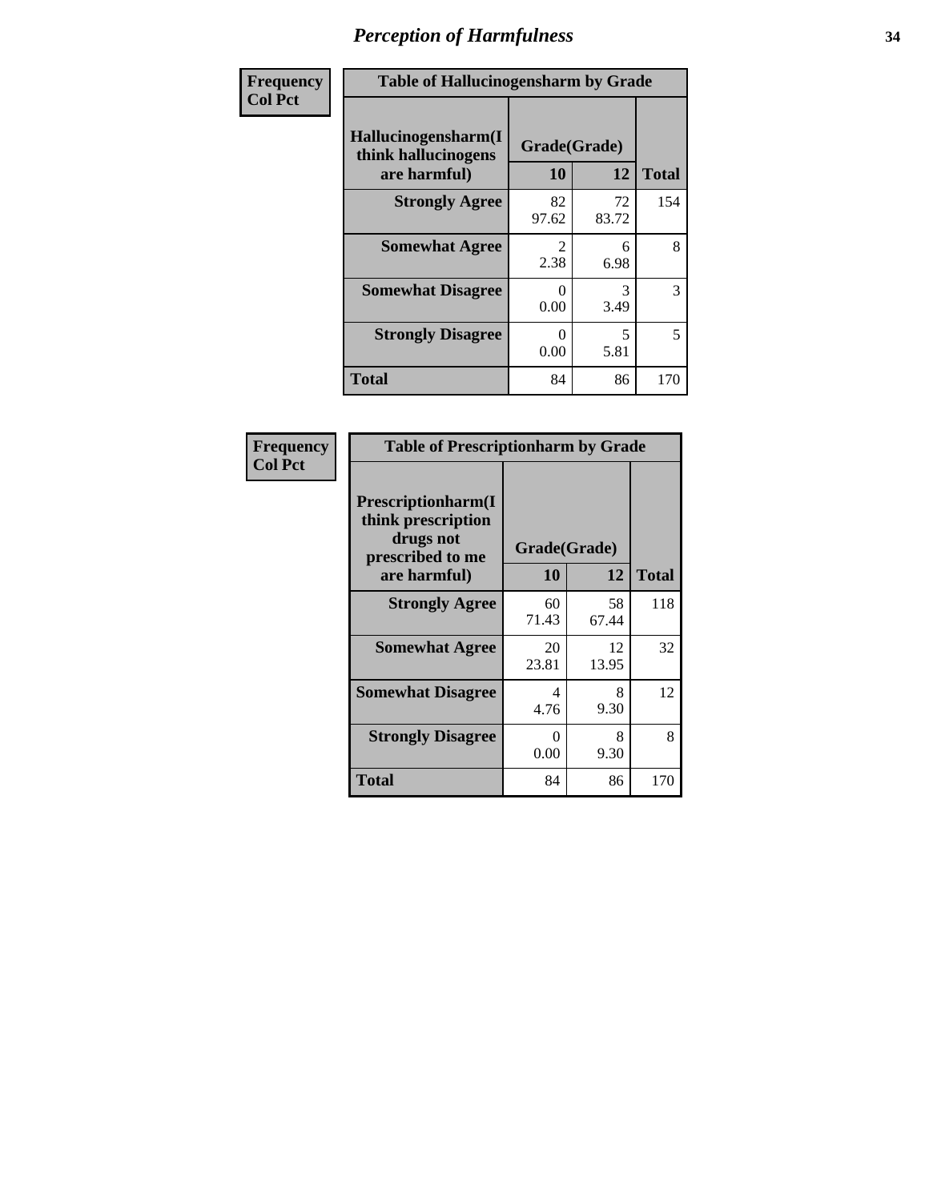# Perception of Harmfulness

| Frequency Col Pct | Table of Hallucinogensharm by Grade | | |
|---|---|---|---|
| **Hallucinogensharm(I think hallucinogens are harmful)** | **Grade(Grade)** | | |
| | **10** | **12** | **Total** |
| **Strongly Agree** | 82 97.62 | 72 83.72 | 154 |
| **Somewhat Agree** | 2 2.38 | 6 6.98 | 8 |
| **Somewhat Disagree** | 0 0.00 | 3 3.49 | 3 |
| **Strongly Disagree** | 0 0.00 | 5 5.81 | 5 |
| **Total** | 84 | 86 | 170 |

| Frequency Col Pct | Table of Prescriptionharm by Grade | | |
|---|---|---|---|
| **Prescriptionharm(I think prescription drugs not prescribed to me are harmful)** | **Grade(Grade)** | | |
| | **10** | **12** | **Total** |
| **Strongly Agree** | 60 71.43 | 58 67.44 | 118 |
| **Somewhat Agree** | 20 23.81 | 12 13.95 | 32 |
| **Somewhat Disagree** | 4 4.76 | 8 9.30 | 12 |
| **Strongly Disagree** | 0 0.00 | 8 9.30 | 8 |
| **Total** | 84 | 86 | 170 |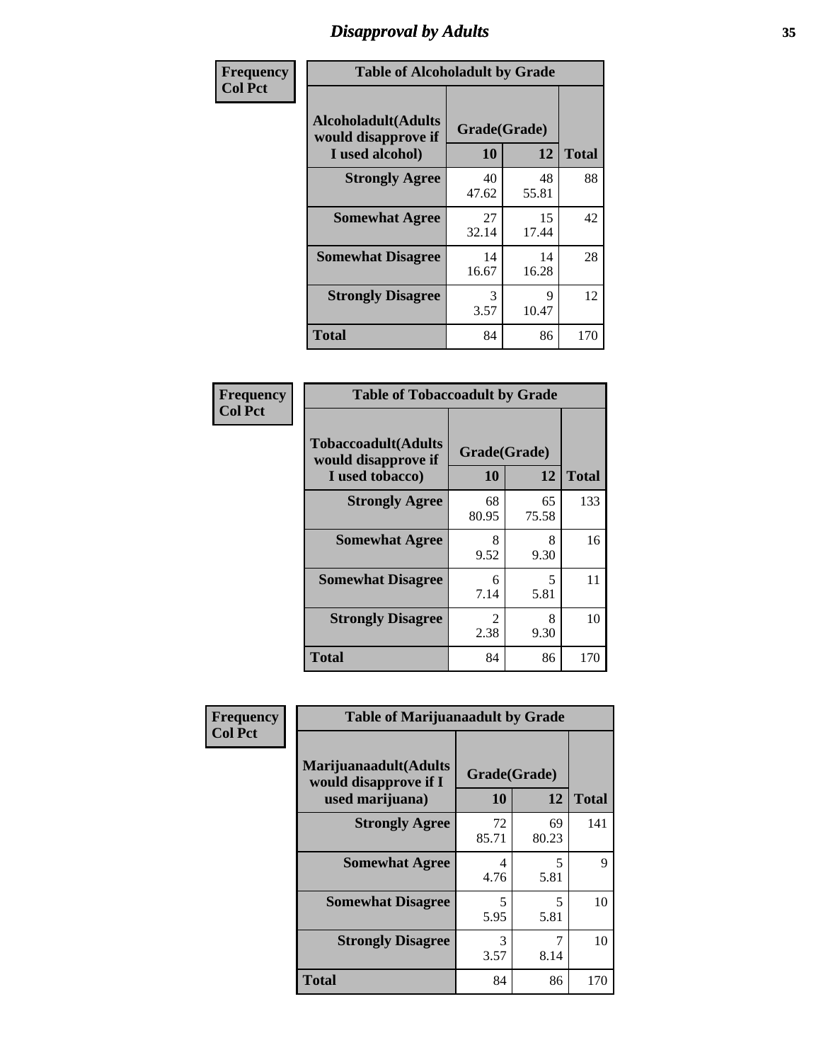# Disapproval by Adults

Frequency
Col Pct

| Table of Alcoholadult by Grade | | | |
|---|---|---|---|
| Alcoholadult(Adults would disapprove if I used alcohol) | Grade(Grade) | | Total |
| | 10 | 12 | |
| Strongly Agree | 40<br>47.62 | 48<br>55.81 | 88 |
| Somewhat Agree | 27<br>32.14 | 15<br>17.44 | 42 |
| Somewhat Disagree | 14<br>16.67 | 14<br>16.28 | 28 |
| Strongly Disagree | 3<br>3.57 | 9<br>10.47 | 12 |
| Total | 84 | 86 | 170 |

Frequency
Col Pct

| Table of Tobaccoadult by Grade | | | |
|---|---|---|---|
| Tobaccoadult(Adults would disapprove if I used tobacco) | Grade(Grade) | | Total |
| | 10 | 12 | |
| Strongly Agree | 68<br>80.95 | 65<br>75.58 | 133 |
| Somewhat Agree | 8<br>9.52 | 8<br>9.30 | 16 |
| Somewhat Disagree | 6<br>7.14 | 5<br>5.81 | 11 |
| Strongly Disagree | 2<br>2.38 | 8<br>9.30 | 10 |
| Total | 84 | 86 | 170 |

Frequency
Col Pct

| Table of Marijuanaadult by Grade | | | |
|---|---|---|---|
| Marijuanaadult(Adults would disapprove if I used marijuana) | Grade(Grade) | | Total |
| | 10 | 12 | |
| Strongly Agree | 72<br>85.71 | 69<br>80.23 | 141 |
| Somewhat Agree | 4<br>4.76 | 5<br>5.81 | 9 |
| Somewhat Disagree | 5<br>5.95 | 5<br>5.81 | 10 |
| Strongly Disagree | 3<br>3.57 | 7<br>8.14 | 10 |
| Total | 84 | 86 | 170 |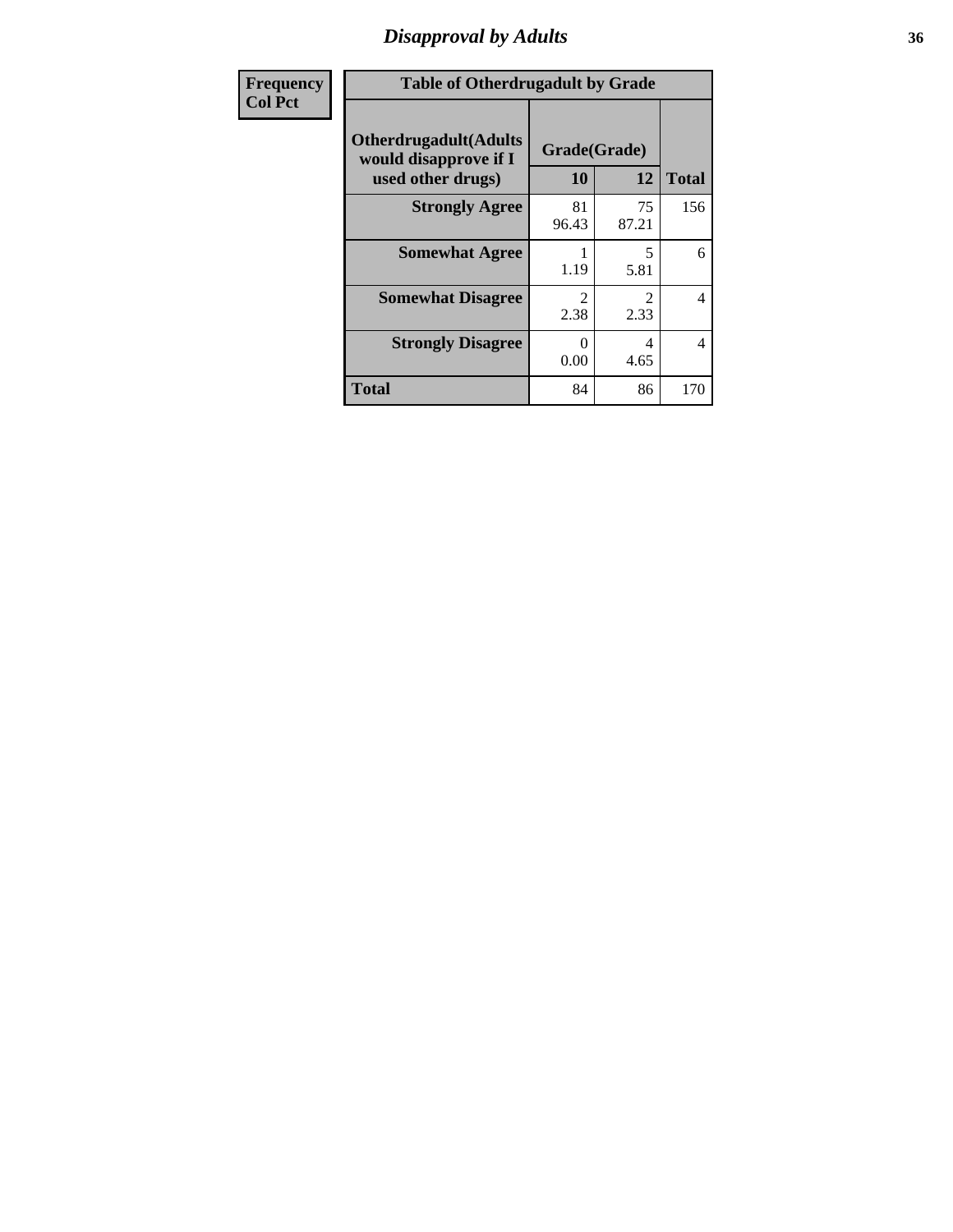# Disapproval by Adults

| Frequency<br>Col Pct |
|---|

**Table of Otherdrugadult by Grade**

| Otherdrugadult(Adults would disapprove if I used other drugs) | Grade(Grade) 10 | 12 | Total |
|---|---|---|---|
| **Strongly Agree** | 81<br>96.43 | 75<br>87.21 | 156 |
| **Somewhat Agree** | 1<br>1.19 | 5<br>5.81 | 6 |
| **Somewhat Disagree** | 2<br>2.38 | 2<br>2.33 | 4 |
| **Strongly Disagree** | 0<br>0.00 | 4<br>4.65 | 4 |
| **Total** | 84 | 86 | 170 |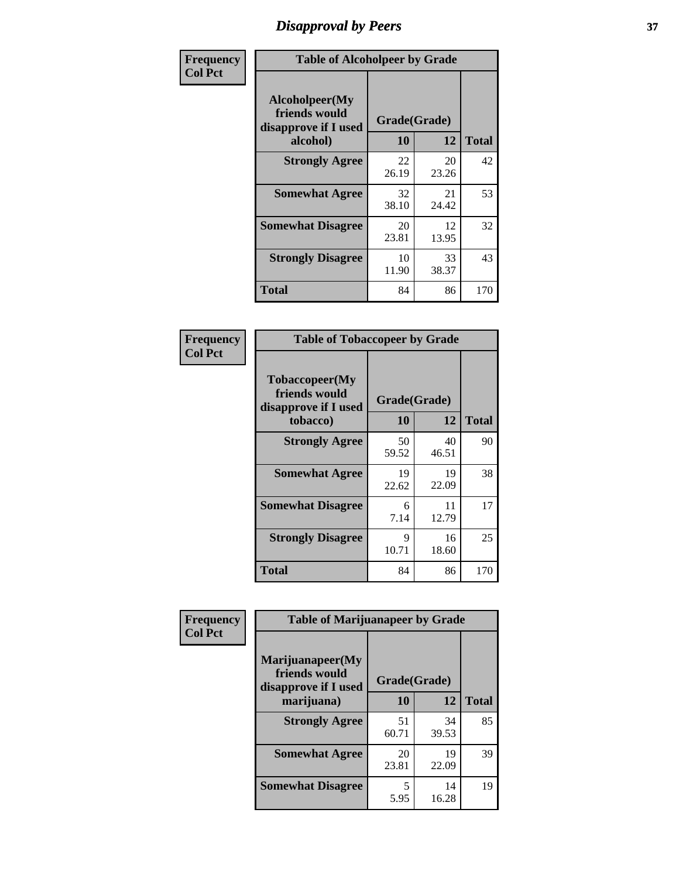# Disapproval by Peers

| Frequency<br>Col Pct | Table of Alcoholpeer by Grade | | |
|---|---|---|---|
| **Alcoholpeer(My friends would disapprove if I used alcohol)** | **Grade(Grade)** | | |
| | **10** | **12** | **Total** |
| **Strongly Agree** | 22<br>26.19 | 20<br>23.26 | 42 |
| **Somewhat Agree** | 32<br>38.10 | 21<br>24.42 | 53 |
| **Somewhat Disagree** | 20<br>23.81 | 12<br>13.95 | 32 |
| **Strongly Disagree** | 10<br>11.90 | 33<br>38.37 | 43 |
| **Total** | 84 | 86 | 170 |

| Frequency<br>Col Pct | Table of Tobaccopeer by Grade | | |
|---|---|---|---|
| **Tobaccopeer(My friends would disapprove if I used tobacco)** | **Grade(Grade)** | | |
| | **10** | **12** | **Total** |
| **Strongly Agree** | 50<br>59.52 | 40<br>46.51 | 90 |
| **Somewhat Agree** | 19<br>22.62 | 19<br>22.09 | 38 |
| **Somewhat Disagree** | 6<br>7.14 | 11<br>12.79 | 17 |
| **Strongly Disagree** | 9<br>10.71 | 16<br>18.60 | 25 |
| **Total** | 84 | 86 | 170 |

| Frequency<br>Col Pct | Table of Marijuanapeer by Grade | | |
|---|---|---|---|
| **Marijuanapeer(My friends would disapprove if I used marijuana)** | **Grade(Grade)** | | |
| | **10** | **12** | **Total** |
| **Strongly Agree** | 51<br>60.71 | 34<br>39.53 | 85 |
| **Somewhat Agree** | 20<br>23.81 | 19<br>22.09 | 39 |
| **Somewhat Disagree** | 5<br>5.95 | 14<br>16.28 | 19 |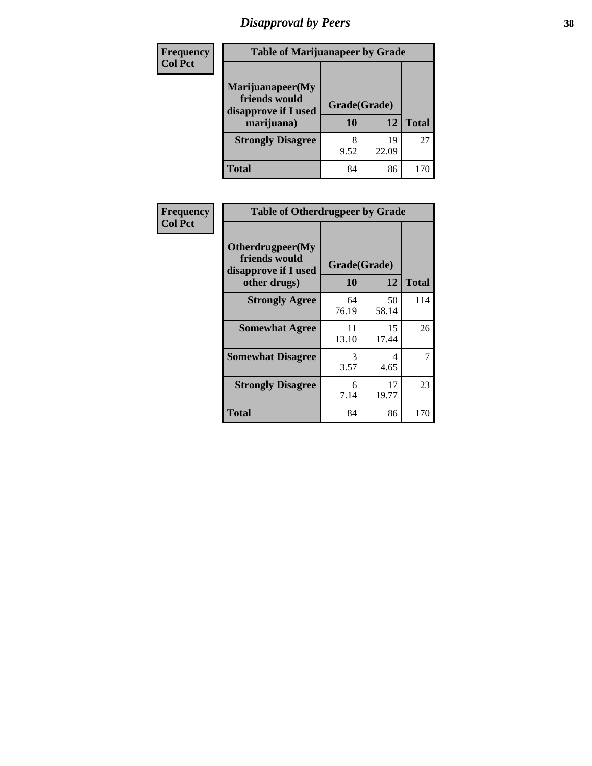## Disapproval by Peers

| Frequency Col Pct | | | |
|---|---|---|---|

**Table of Marijuanapeer by Grade**

| Marijuanapeer(My friends would disapprove if I used marijuana) | Grade(Grade) | | |
|---|---|---|---|
| | 10 | 12 | Total |
| Strongly Disagree | 8<br>9.52 | 19<br>22.09 | 27 |
| Total | 84 | 86 | 170 |

| Frequency Col Pct | | | |
|---|---|---|---|

**Table of Otherdrugpeer by Grade**

| Otherdrugpeer(My friends would disapprove if I used other drugs) | Grade(Grade) | | |
|---|---|---|---|
| | 10 | 12 | Total |
| Strongly Agree | 64<br>76.19 | 50<br>58.14 | 114 |
| Somewhat Agree | 11<br>13.10 | 15<br>17.44 | 26 |
| Somewhat Disagree | 3<br>3.57 | 4<br>4.65 | 7 |
| Strongly Disagree | 6<br>7.14 | 17<br>19.77 | 23 |
| Total | 84 | 86 | 170 |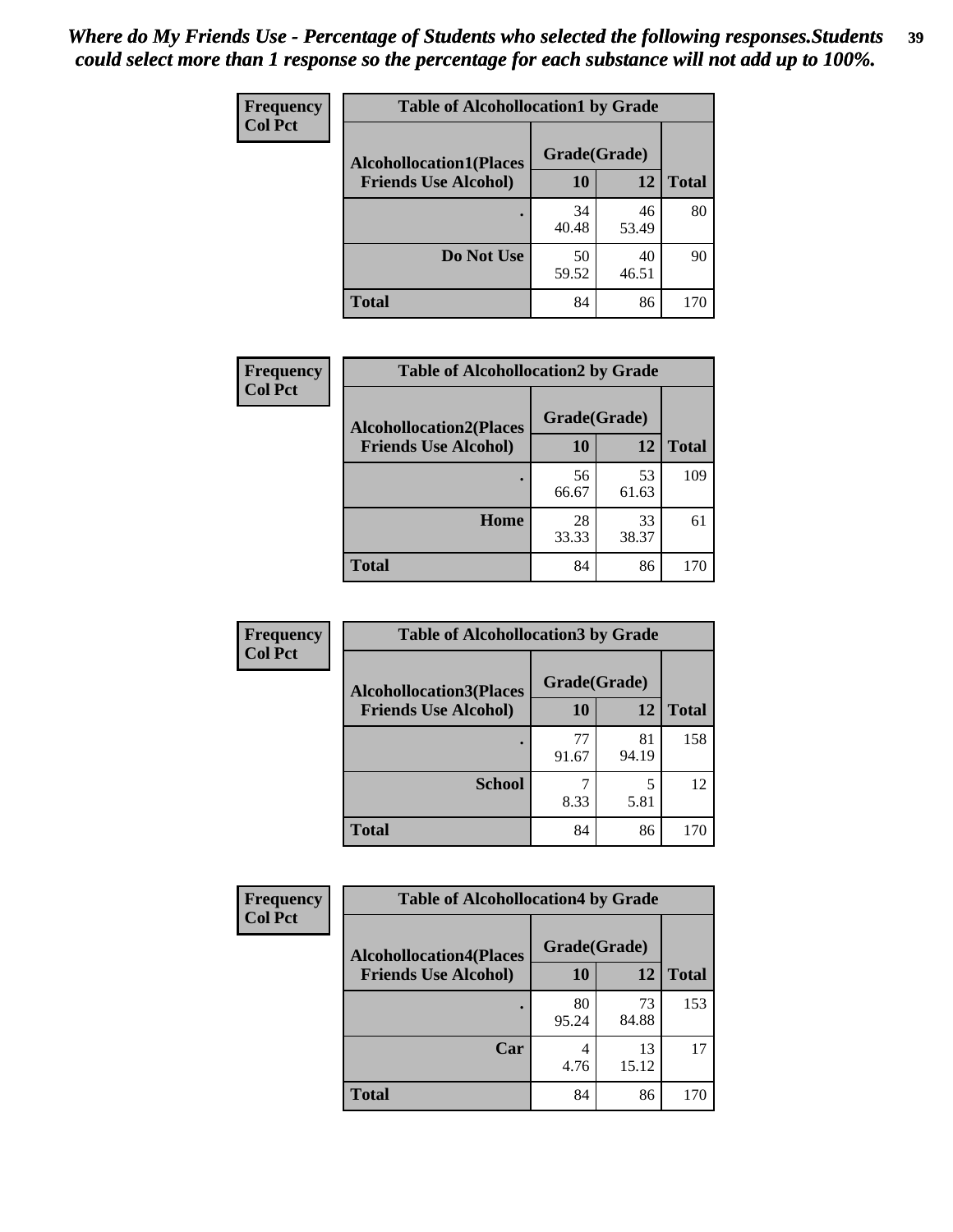*Where do My Friends Use - Percentage of Students who selected the following responses.Students could select more than 1 response so the percentage for each substance will not add up to 100%.*

**Frequency**
**Col Pct**

| Table of Alcohollocation1 by Grade | | | |
|---|---|---|---|
| **Alcohollocation1(Places Friends Use Alcohol)** | **Grade(Grade)** | | |
| | **10** | **12** | **Total** |
| **.** | 34<br>40.48 | 46<br>53.49 | 80 |
| **Do Not Use** | 50<br>59.52 | 40<br>46.51 | 90 |
| **Total** | 84 | 86 | 170 |

**Frequency**
**Col Pct**

| Table of Alcohollocation2 by Grade | | | |
|---|---|---|---|
| **Alcohollocation2(Places Friends Use Alcohol)** | **Grade(Grade)** | | |
| | **10** | **12** | **Total** |
| **.** | 56<br>66.67 | 53<br>61.63 | 109 |
| **Home** | 28<br>33.33 | 33<br>38.37 | 61 |
| **Total** | 84 | 86 | 170 |

**Frequency**
**Col Pct**

| Table of Alcohollocation3 by Grade | | | |
|---|---|---|---|
| **Alcohollocation3(Places Friends Use Alcohol)** | **Grade(Grade)** | | |
| | **10** | **12** | **Total** |
| **.** | 77<br>91.67 | 81<br>94.19 | 158 |
| **School** | 7<br>8.33 | 5<br>5.81 | 12 |
| **Total** | 84 | 86 | 170 |

**Frequency**
**Col Pct**

| Table of Alcohollocation4 by Grade | | | |
|---|---|---|---|
| **Alcohollocation4(Places Friends Use Alcohol)** | **Grade(Grade)** | | |
| | **10** | **12** | **Total** |
| **.** | 80<br>95.24 | 73<br>84.88 | 153 |
| **Car** | 4<br>4.76 | 13<br>15.12 | 17 |
| **Total** | 84 | 86 | 170 |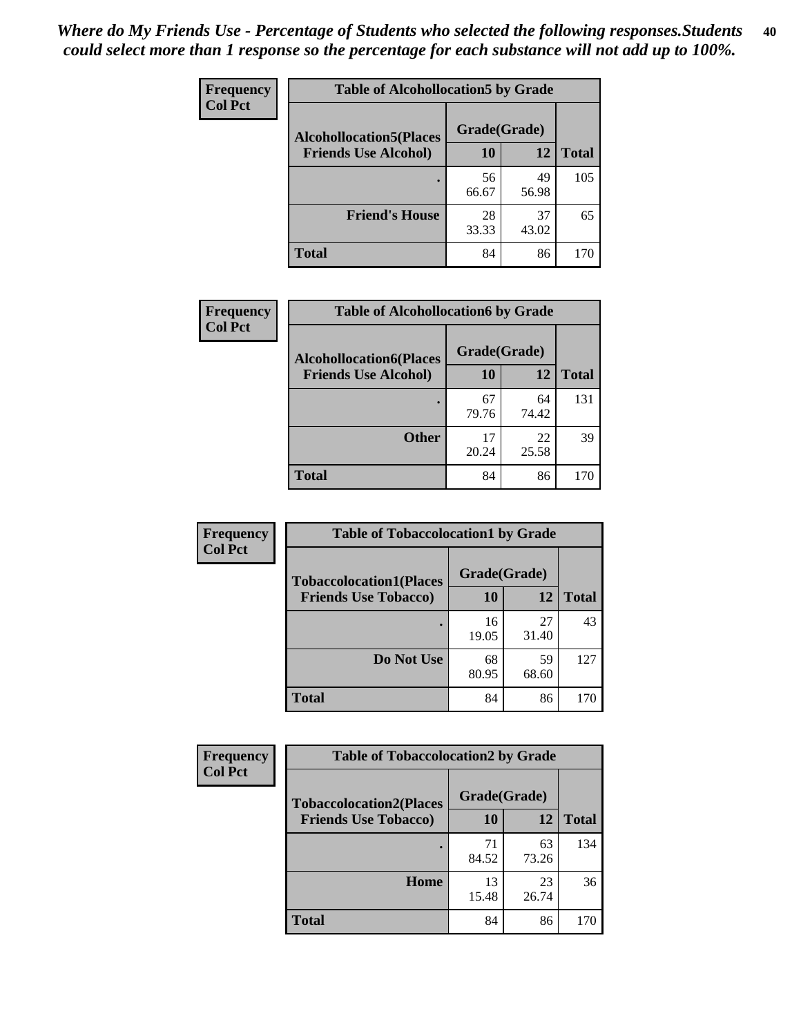*Where do My Friends Use - Percentage of Students who selected the following responses.Students could select more than 1 response so the percentage for each substance will not add up to 100%.*

**Frequency**
**Col Pct**

| Table of Alcohollocation5 by Grade | | | |
|---|---|---|---|
| **Alcohollocation5(Places Friends Use Alcohol)** | **Grade(Grade)** | | **Total** |
| | **10** | **12** | |
| . | 56<br>66.67 | 49<br>56.98 | 105 |
| **Friend's House** | 28<br>33.33 | 37<br>43.02 | 65 |
| **Total** | 84 | 86 | 170 |

**Frequency**
**Col Pct**

| Table of Alcohollocation6 by Grade | | | |
|---|---|---|---|
| **Alcohollocation6(Places Friends Use Alcohol)** | **Grade(Grade)** | | **Total** |
| | **10** | **12** | |
| . | 67<br>79.76 | 64<br>74.42 | 131 |
| **Other** | 17<br>20.24 | 22<br>25.58 | 39 |
| **Total** | 84 | 86 | 170 |

**Frequency**
**Col Pct**

| Table of Tobaccolocation1 by Grade | | | |
|---|---|---|---|
| **Tobaccolocation1(Places Friends Use Tobacco)** | **Grade(Grade)** | | **Total** |
| | **10** | **12** | |
| . | 16<br>19.05 | 27<br>31.40 | 43 |
| **Do Not Use** | 68<br>80.95 | 59<br>68.60 | 127 |
| **Total** | 84 | 86 | 170 |

**Frequency**
**Col Pct**

| Table of Tobaccolocation2 by Grade | | | |
|---|---|---|---|
| **Tobaccolocation2(Places Friends Use Tobacco)** | **Grade(Grade)** | | **Total** |
| | **10** | **12** | |
| . | 71<br>84.52 | 63<br>73.26 | 134 |
| **Home** | 13<br>15.48 | 23<br>26.74 | 36 |
| **Total** | 84 | 86 | 170 |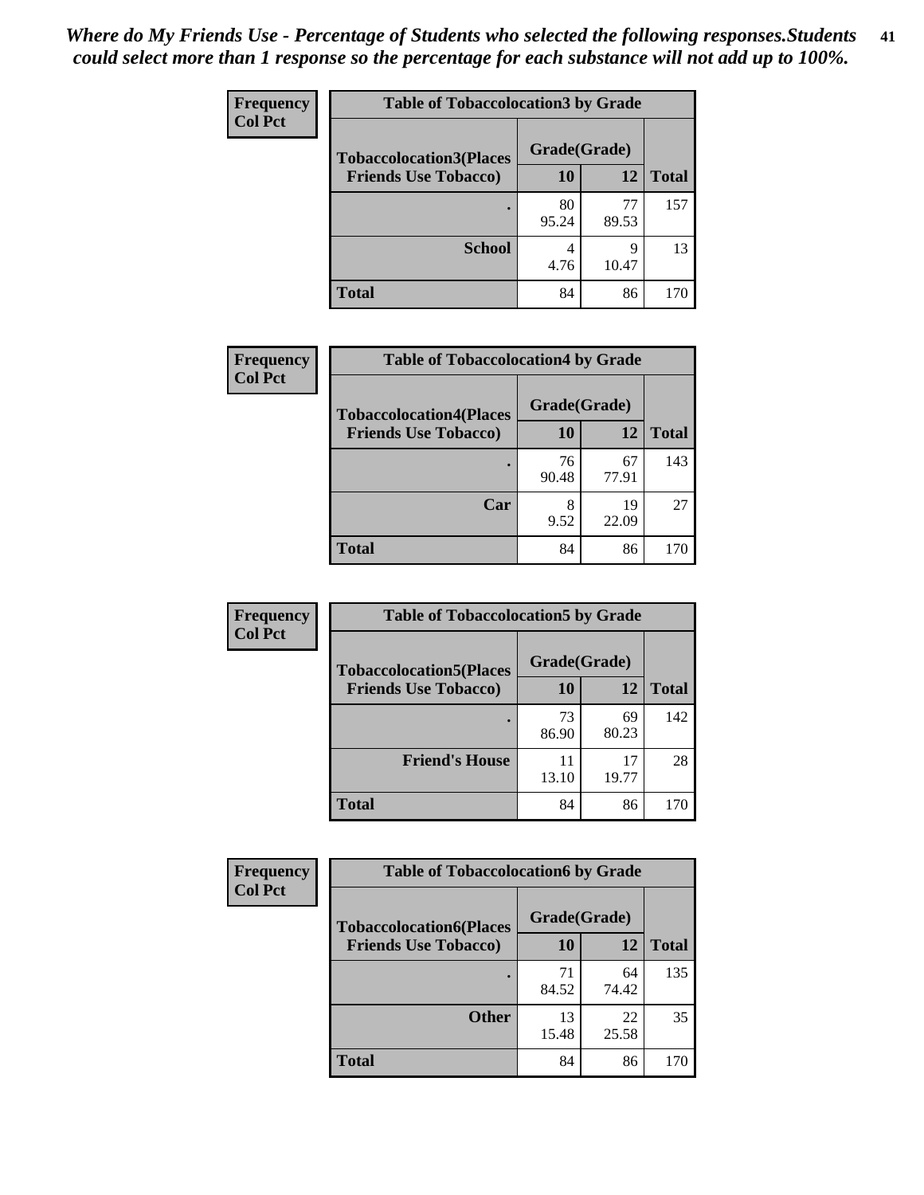*Where do My Friends Use - Percentage of Students who selected the following responses.Students could select more than 1 response so the percentage for each substance will not add up to 100%.*

**Frequency**
**Col Pct**

| Table of Tobaccolocation3 by Grade | | | |
|---|---|---|---|
| **Tobaccolocation3(Places Friends Use Tobacco)** | **Grade(Grade)** | | **Total** |
| | **10** | **12** | |
| **.** | 80<br>95.24 | 77<br>89.53 | 157 |
| **School** | 4<br>4.76 | 9<br>10.47 | 13 |
| **Total** | 84 | 86 | 170 |

**Frequency**
**Col Pct**

| Table of Tobaccolocation4 by Grade | | | |
|---|---|---|---|
| **Tobaccolocation4(Places Friends Use Tobacco)** | **Grade(Grade)** | | **Total** |
| | **10** | **12** | |
| **.** | 76<br>90.48 | 67<br>77.91 | 143 |
| **Car** | 8<br>9.52 | 19<br>22.09 | 27 |
| **Total** | 84 | 86 | 170 |

**Frequency**
**Col Pct**

| Table of Tobaccolocation5 by Grade | | | |
|---|---|---|---|
| **Tobaccolocation5(Places Friends Use Tobacco)** | **Grade(Grade)** | | **Total** |
| | **10** | **12** | |
| **.** | 73<br>86.90 | 69<br>80.23 | 142 |
| **Friend's House** | 11<br>13.10 | 17<br>19.77 | 28 |
| **Total** | 84 | 86 | 170 |

**Frequency**
**Col Pct**

| Table of Tobaccolocation6 by Grade | | | |
|---|---|---|---|
| **Tobaccolocation6(Places Friends Use Tobacco)** | **Grade(Grade)** | | **Total** |
| | **10** | **12** | |
| **.** | 71<br>84.52 | 64<br>74.42 | 135 |
| **Other** | 13<br>15.48 | 22<br>25.58 | 35 |
| **Total** | 84 | 86 | 170 |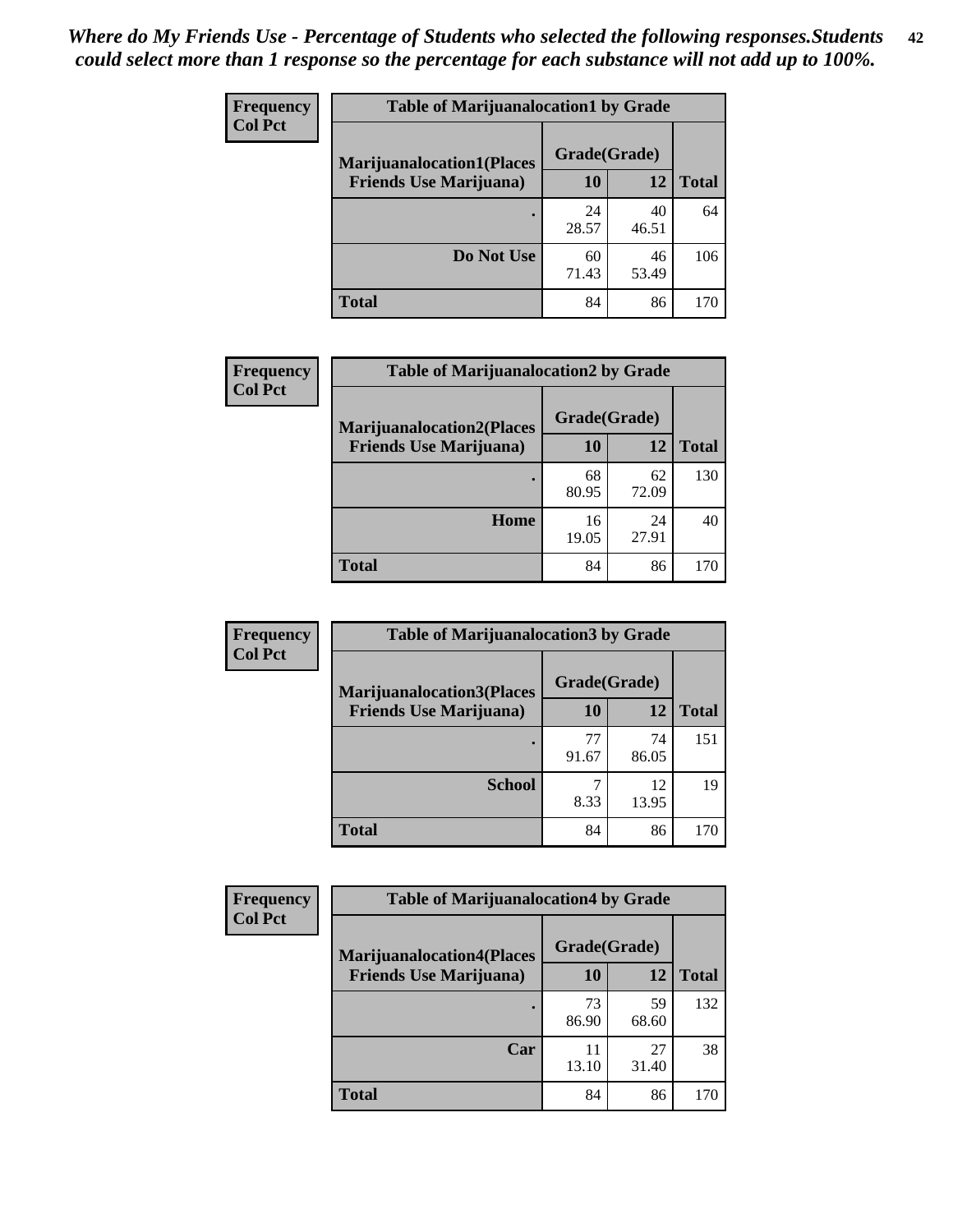*Where do My Friends Use - Percentage of Students who selected the following responses.Students could select more than 1 response so the percentage for each substance will not add up to 100%.*

**Frequency**
**Col Pct**

| Table of Marijuanalocation1 by Grade | | | |
|---|---|---|---|
| **Marijuanalocation1(Places Friends Use Marijuana)** | **Grade(Grade)** | | **Total** |
| | **10** | **12** | |
| **.** | 24<br>28.57 | 40<br>46.51 | 64 |
| **Do Not Use** | 60<br>71.43 | 46<br>53.49 | 106 |
| **Total** | 84 | 86 | 170 |

**Frequency**
**Col Pct**

| Table of Marijuanalocation2 by Grade | | | |
|---|---|---|---|
| **Marijuanalocation2(Places Friends Use Marijuana)** | **Grade(Grade)** | | **Total** |
| | **10** | **12** | |
| **.** | 68<br>80.95 | 62<br>72.09 | 130 |
| **Home** | 16<br>19.05 | 24<br>27.91 | 40 |
| **Total** | 84 | 86 | 170 |

**Frequency**
**Col Pct**

| Table of Marijuanalocation3 by Grade | | | |
|---|---|---|---|
| **Marijuanalocation3(Places Friends Use Marijuana)** | **Grade(Grade)** | | **Total** |
| | **10** | **12** | |
| **.** | 77<br>91.67 | 74<br>86.05 | 151 |
| **School** | 7<br>8.33 | 12<br>13.95 | 19 |
| **Total** | 84 | 86 | 170 |

**Frequency**
**Col Pct**

| Table of Marijuanalocation4 by Grade | | | |
|---|---|---|---|
| **Marijuanalocation4(Places Friends Use Marijuana)** | **Grade(Grade)** | | **Total** |
| | **10** | **12** | |
| **.** | 73<br>86.90 | 59<br>68.60 | 132 |
| **Car** | 11<br>13.10 | 27<br>31.40 | 38 |
| **Total** | 84 | 86 | 170 |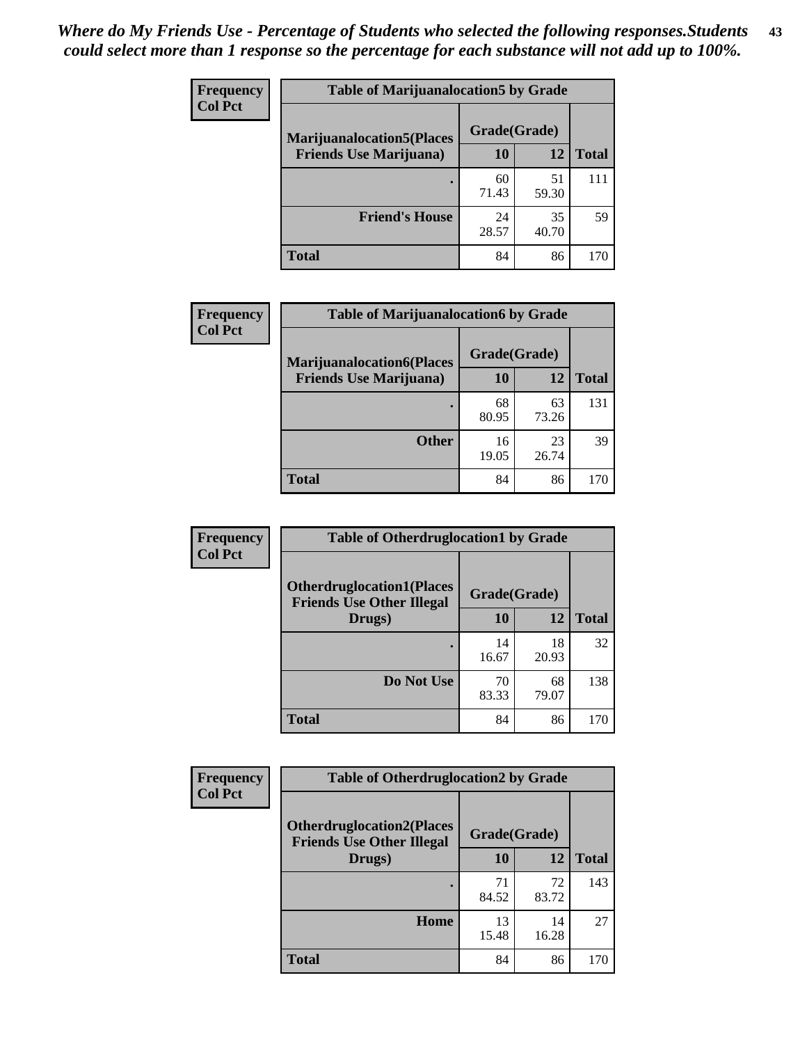*Where do My Friends Use - Percentage of Students who selected the following responses.Students could select more than 1 response so the percentage for each substance will not add up to 100%.*

**Frequency**
**Col Pct**

| Table of Marijuanalocation5 by Grade | | | |
|---|---|---|---|
| **Marijuanalocation5(Places Friends Use Marijuana)** | **Grade(Grade)** | | **Total** |
| | **10** | **12** | |
| . | 60<br>71.43 | 51<br>59.30 | 111 |
| **Friend's House** | 24<br>28.57 | 35<br>40.70 | 59 |
| **Total** | 84 | 86 | 170 |

**Frequency**
**Col Pct**

| Table of Marijuanalocation6 by Grade | | | |
|---|---|---|---|
| **Marijuanalocation6(Places Friends Use Marijuana)** | **Grade(Grade)** | | **Total** |
| | **10** | **12** | |
| . | 68<br>80.95 | 63<br>73.26 | 131 |
| **Other** | 16<br>19.05 | 23<br>26.74 | 39 |
| **Total** | 84 | 86 | 170 |

**Frequency**
**Col Pct**

| Table of Otherdruglocation1 by Grade | | | |
|---|---|---|---|
| **Otherdruglocation1(Places Friends Use Other Illegal Drugs)** | **Grade(Grade)** | | **Total** |
| | **10** | **12** | |
| . | 14<br>16.67 | 18<br>20.93 | 32 |
| **Do Not Use** | 70<br>83.33 | 68<br>79.07 | 138 |
| **Total** | 84 | 86 | 170 |

**Frequency**
**Col Pct**

| Table of Otherdruglocation2 by Grade | | | |
|---|---|---|---|
| **Otherdruglocation2(Places Friends Use Other Illegal Drugs)** | **Grade(Grade)** | | **Total** |
| | **10** | **12** | |
| . | 71<br>84.52 | 72<br>83.72 | 143 |
| **Home** | 13<br>15.48 | 14<br>16.28 | 27 |
| **Total** | 84 | 86 | 170 |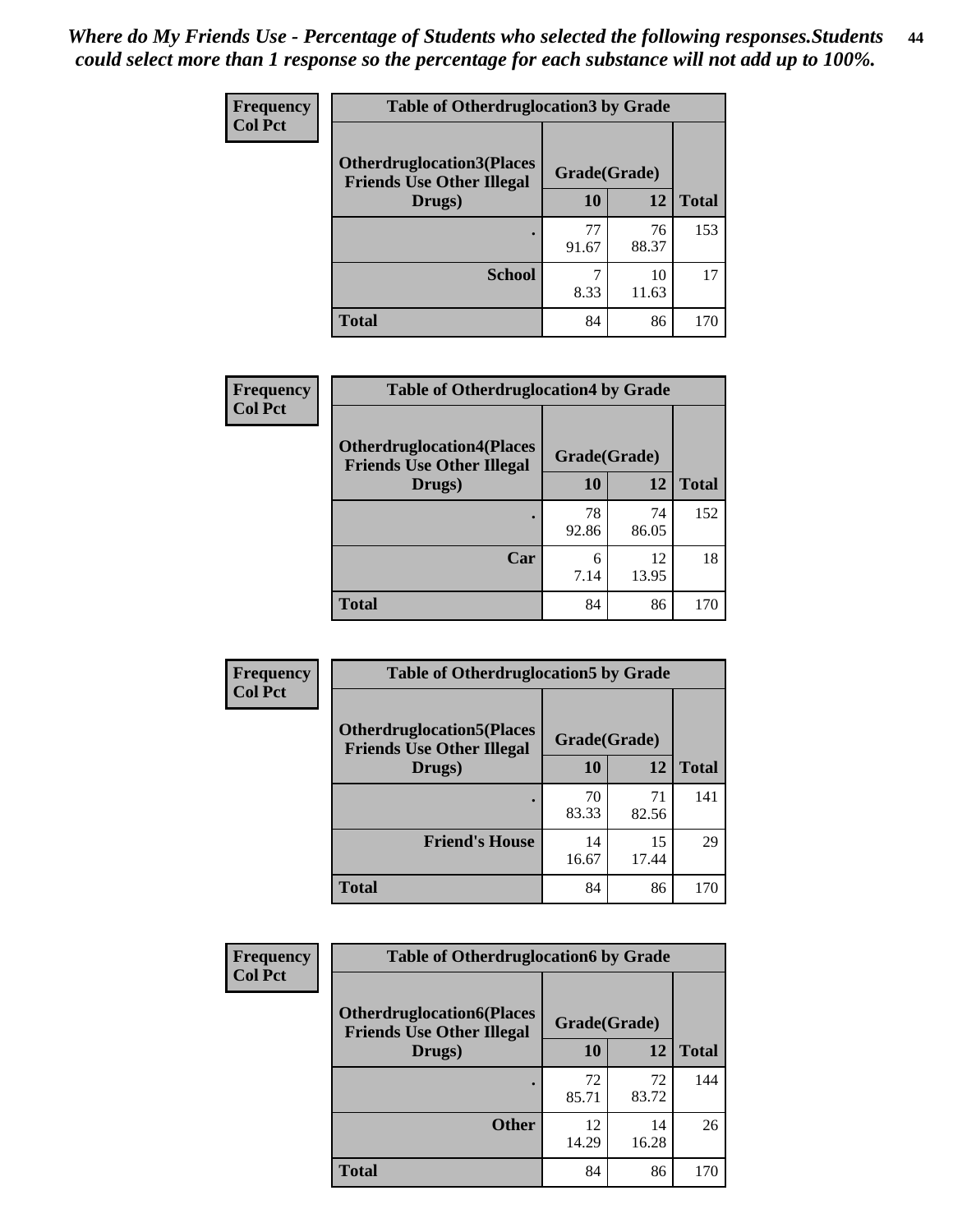*Where do My Friends Use - Percentage of Students who selected the following responses.Students could select more than 1 response so the percentage for each substance will not add up to 100%.*

**Frequency**
**Col Pct**

| Table of Otherdruglocation3 by Grade | | | |
|---|---|---|---|
| Otherdruglocation3(Places Friends Use Other Illegal Drugs) | Grade(Grade) | | Total |
| | 10 | 12 | |
| . | 77<br>91.67 | 76<br>88.37 | 153 |
| School | 7<br>8.33 | 10<br>11.63 | 17 |
| Total | 84 | 86 | 170 |

**Frequency**
**Col Pct**

| Table of Otherdruglocation4 by Grade | | | |
|---|---|---|---|
| Otherdruglocation4(Places Friends Use Other Illegal Drugs) | Grade(Grade) | | Total |
| | 10 | 12 | |
| . | 78<br>92.86 | 74<br>86.05 | 152 |
| Car | 6<br>7.14 | 12<br>13.95 | 18 |
| Total | 84 | 86 | 170 |

**Frequency**
**Col Pct**

| Table of Otherdruglocation5 by Grade | | | |
|---|---|---|---|
| Otherdruglocation5(Places Friends Use Other Illegal Drugs) | Grade(Grade) | | Total |
| | 10 | 12 | |
| . | 70<br>83.33 | 71<br>82.56 | 141 |
| Friend's House | 14<br>16.67 | 15<br>17.44 | 29 |
| Total | 84 | 86 | 170 |

**Frequency**
**Col Pct**

| Table of Otherdruglocation6 by Grade | | | |
|---|---|---|---|
| Otherdruglocation6(Places Friends Use Other Illegal Drugs) | Grade(Grade) | | Total |
| | 10 | 12 | |
| . | 72<br>85.71 | 72<br>83.72 | 144 |
| Other | 12<br>14.29 | 14<br>16.28 | 26 |
| Total | 84 | 86 | 170 |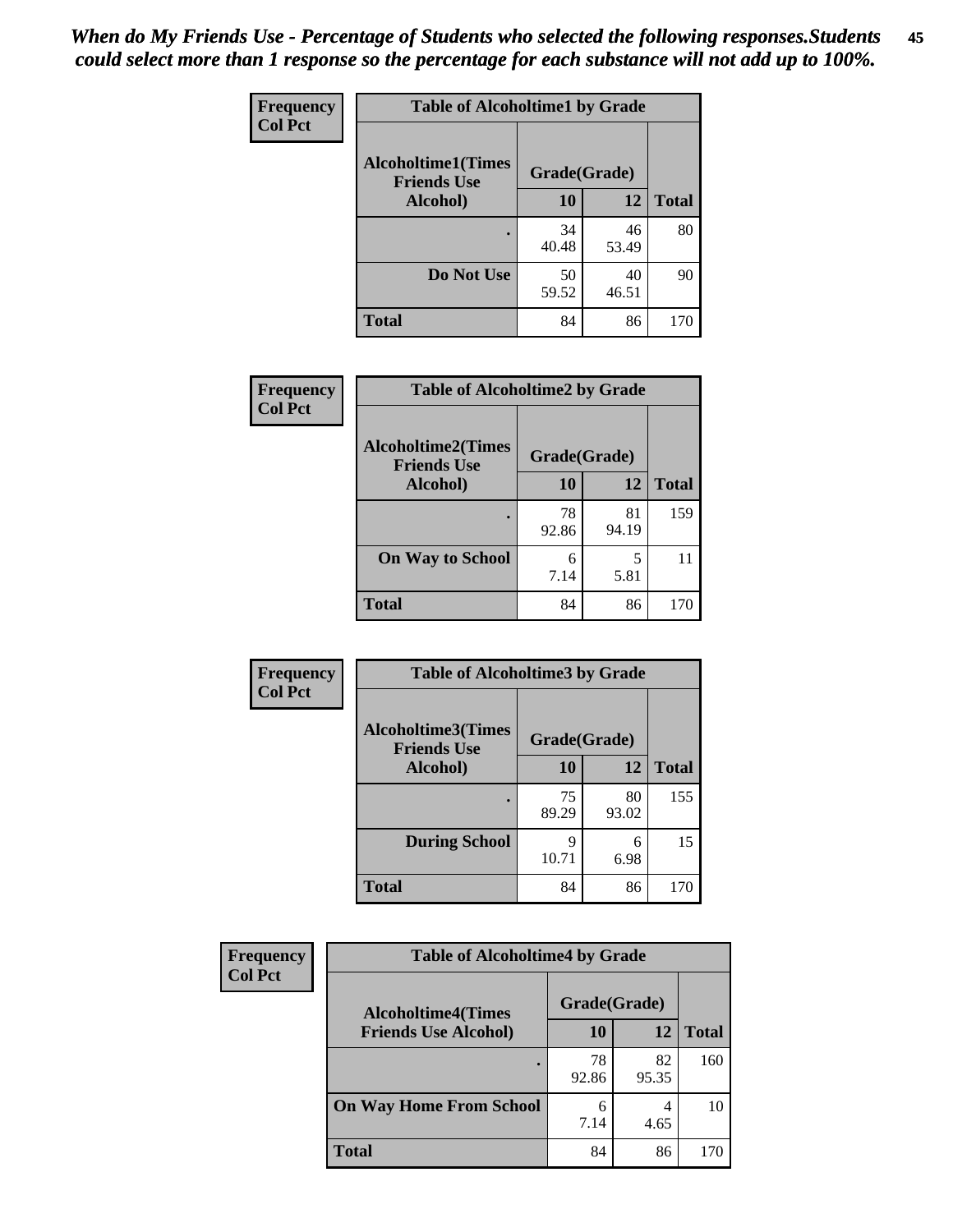*When do My Friends Use - Percentage of Students who selected the following responses.Students could select more than 1 response so the percentage for each substance will not add up to 100%.*

| Frequency<br>Col Pct | Table of Alcoholtime1 by Grade | | |
|---|---|---|---|
| Alcoholtime1(Times Friends Use Alcohol) | Grade(Grade) | | |
| | 10 | 12 | Total |
| . | 34<br>40.48 | 46<br>53.49 | 80 |
| Do Not Use | 50<br>59.52 | 40<br>46.51 | 90 |
| Total | 84 | 86 | 170 |

| Frequency<br>Col Pct | Table of Alcoholtime2 by Grade | | |
|---|---|---|---|
| Alcoholtime2(Times Friends Use Alcohol) | Grade(Grade) | | |
| | 10 | 12 | Total |
| . | 78<br>92.86 | 81<br>94.19 | 159 |
| On Way to School | 6<br>7.14 | 5<br>5.81 | 11 |
| Total | 84 | 86 | 170 |

| Frequency<br>Col Pct | Table of Alcoholtime3 by Grade | | |
|---|---|---|---|
| Alcoholtime3(Times Friends Use Alcohol) | Grade(Grade) | | |
| | 10 | 12 | Total |
| . | 75<br>89.29 | 80<br>93.02 | 155 |
| During School | 9<br>10.71 | 6<br>6.98 | 15 |
| Total | 84 | 86 | 170 |

| Frequency<br>Col Pct | Table of Alcoholtime4 by Grade | | |
|---|---|---|---|
| Alcoholtime4(Times Friends Use Alcohol) | Grade(Grade) | | |
| | 10 | 12 | Total |
| . | 78<br>92.86 | 82<br>95.35 | 160 |
| On Way Home From School | 6<br>7.14 | 4<br>4.65 | 10 |
| Total | 84 | 86 | 170 |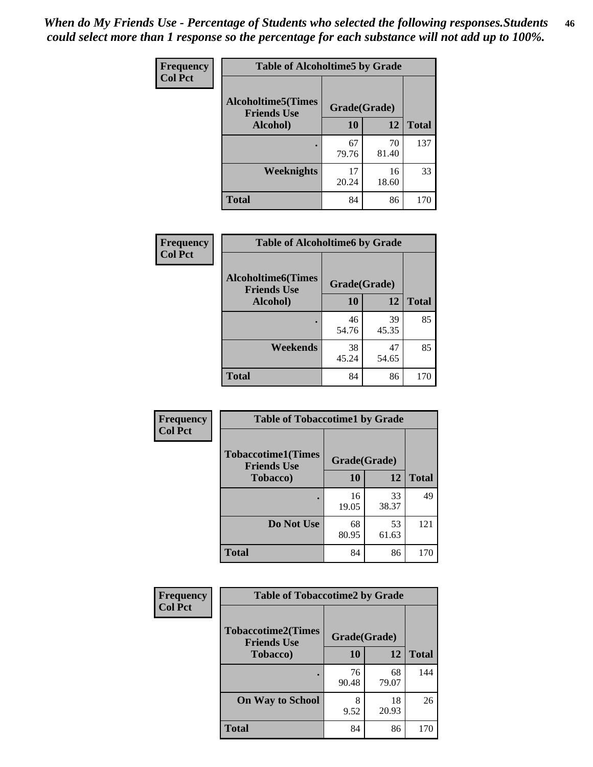*When do My Friends Use - Percentage of Students who selected the following responses.Students could select more than 1 response so the percentage for each substance will not add up to 100%.*

**Frequency**
**Col Pct**

| Table of Alcoholtime5 by Grade | | | |
|---|---|---|---|
| Alcoholtime5(Times Friends Use Alcohol) | Grade(Grade) | | Total |
| | 10 | 12 | |
| . | 67<br>79.76 | 70<br>81.40 | 137 |
| Weeknights | 17<br>20.24 | 16<br>18.60 | 33 |
| Total | 84 | 86 | 170 |

**Frequency**
**Col Pct**

| Table of Alcoholtime6 by Grade | | | |
|---|---|---|---|
| Alcoholtime6(Times Friends Use Alcohol) | Grade(Grade) | | Total |
| | 10 | 12 | |
| . | 46<br>54.76 | 39<br>45.35 | 85 |
| Weekends | 38<br>45.24 | 47<br>54.65 | 85 |
| Total | 84 | 86 | 170 |

**Frequency**
**Col Pct**

| Table of Tobaccotime1 by Grade | | | |
|---|---|---|---|
| Tobaccotime1(Times Friends Use Tobacco) | Grade(Grade) | | Total |
| | 10 | 12 | |
| . | 16<br>19.05 | 33<br>38.37 | 49 |
| Do Not Use | 68<br>80.95 | 53<br>61.63 | 121 |
| Total | 84 | 86 | 170 |

**Frequency**
**Col Pct**

| Table of Tobaccotime2 by Grade | | | |
|---|---|---|---|
| Tobaccotime2(Times Friends Use Tobacco) | Grade(Grade) | | Total |
| | 10 | 12 | |
| . | 76<br>90.48 | 68<br>79.07 | 144 |
| On Way to School | 8<br>9.52 | 18<br>20.93 | 26 |
| Total | 84 | 86 | 170 |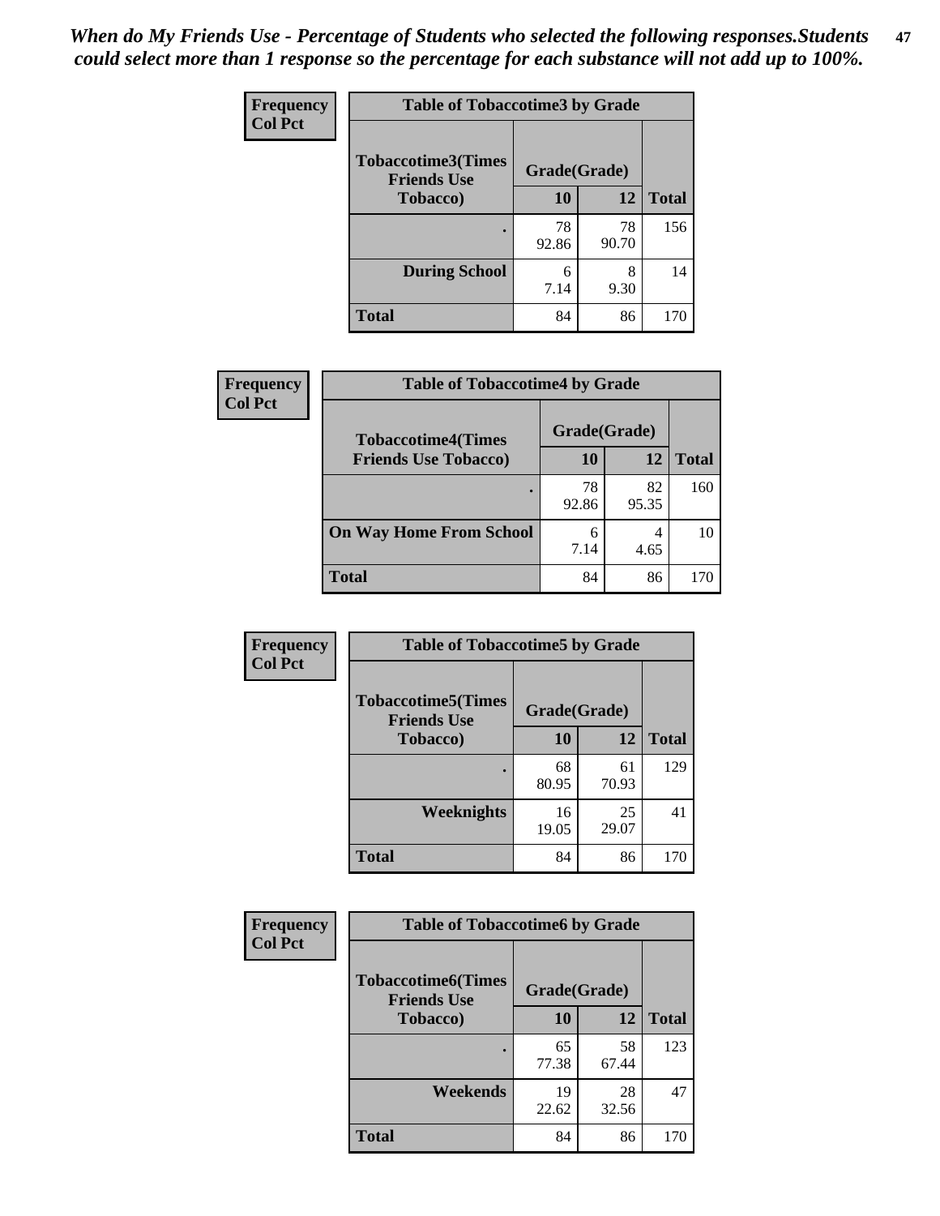*When do My Friends Use - Percentage of Students who selected the following responses.Students could select more than 1 response so the percentage for each substance will not add up to 100%.*

**Frequency**
**Col Pct**

| Table of Tobaccotime3 by Grade | | | |
|---|---|---|---|
| **Tobaccotime3(Times Friends Use Tobacco)** | **Grade(Grade)** | | **Total** |
| | **10** | **12** | |
| **.** | 78<br>92.86 | 78<br>90.70 | 156 |
| **During School** | 6<br>7.14 | 8<br>9.30 | 14 |
| **Total** | 84 | 86 | 170 |

**Frequency**
**Col Pct**

| Table of Tobaccotime4 by Grade | | | |
|---|---|---|---|
| **Tobaccotime4(Times Friends Use Tobacco)** | **Grade(Grade)** | | **Total** |
| | **10** | **12** | |
| **.** | 78<br>92.86 | 82<br>95.35 | 160 |
| **On Way Home From School** | 6<br>7.14 | 4<br>4.65 | 10 |
| **Total** | 84 | 86 | 170 |

**Frequency**
**Col Pct**

| Table of Tobaccotime5 by Grade | | | |
|---|---|---|---|
| **Tobaccotime5(Times Friends Use Tobacco)** | **Grade(Grade)** | | **Total** |
| | **10** | **12** | |
| **.** | 68<br>80.95 | 61<br>70.93 | 129 |
| **Weeknights** | 16<br>19.05 | 25<br>29.07 | 41 |
| **Total** | 84 | 86 | 170 |

**Frequency**
**Col Pct**

| Table of Tobaccotime6 by Grade | | | |
|---|---|---|---|
| **Tobaccotime6(Times Friends Use Tobacco)** | **Grade(Grade)** | | **Total** |
| | **10** | **12** | |
| **.** | 65<br>77.38 | 58<br>67.44 | 123 |
| **Weekends** | 19<br>22.62 | 28<br>32.56 | 47 |
| **Total** | 84 | 86 | 170 |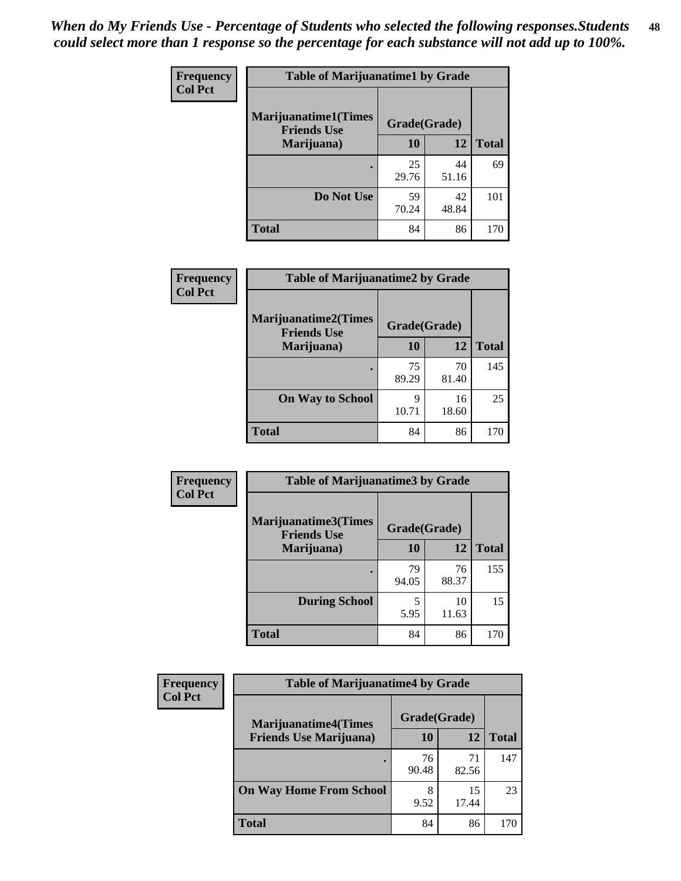*When do My Friends Use - Percentage of Students who selected the following responses.Students could select more than 1 response so the percentage for each substance will not add up to 100%.*

**Frequency**
**Col Pct**

| Table of Marijuanatime1 by Grade | | | |
|---|---|---|---|
| Marijuanatime1(Times Friends Use Marijuana) | Grade(Grade) | | |
| | 10 | 12 | Total |
| . | 25<br>29.76 | 44<br>51.16 | 69 |
| Do Not Use | 59<br>70.24 | 42<br>48.84 | 101 |
| Total | 84 | 86 | 170 |

**Frequency**
**Col Pct**

| Table of Marijuanatime2 by Grade | | | |
|---|---|---|---|
| Marijuanatime2(Times Friends Use Marijuana) | Grade(Grade) | | |
| | 10 | 12 | Total |
| . | 75<br>89.29 | 70<br>81.40 | 145 |
| On Way to School | 9<br>10.71 | 16<br>18.60 | 25 |
| Total | 84 | 86 | 170 |

**Frequency**
**Col Pct**

| Table of Marijuanatime3 by Grade | | | |
|---|---|---|---|
| Marijuanatime3(Times Friends Use Marijuana) | Grade(Grade) | | |
| | 10 | 12 | Total |
| . | 79<br>94.05 | 76<br>88.37 | 155 |
| During School | 5<br>5.95 | 10<br>11.63 | 15 |
| Total | 84 | 86 | 170 |

**Frequency**
**Col Pct**

| Table of Marijuanatime4 by Grade | | | |
|---|---|---|---|
| Marijuanatime4(Times Friends Use Marijuana) | Grade(Grade) | | |
| | 10 | 12 | Total |
| . | 76<br>90.48 | 71<br>82.56 | 147 |
| On Way Home From School | 8<br>9.52 | 15<br>17.44 | 23 |
| Total | 84 | 86 | 170 |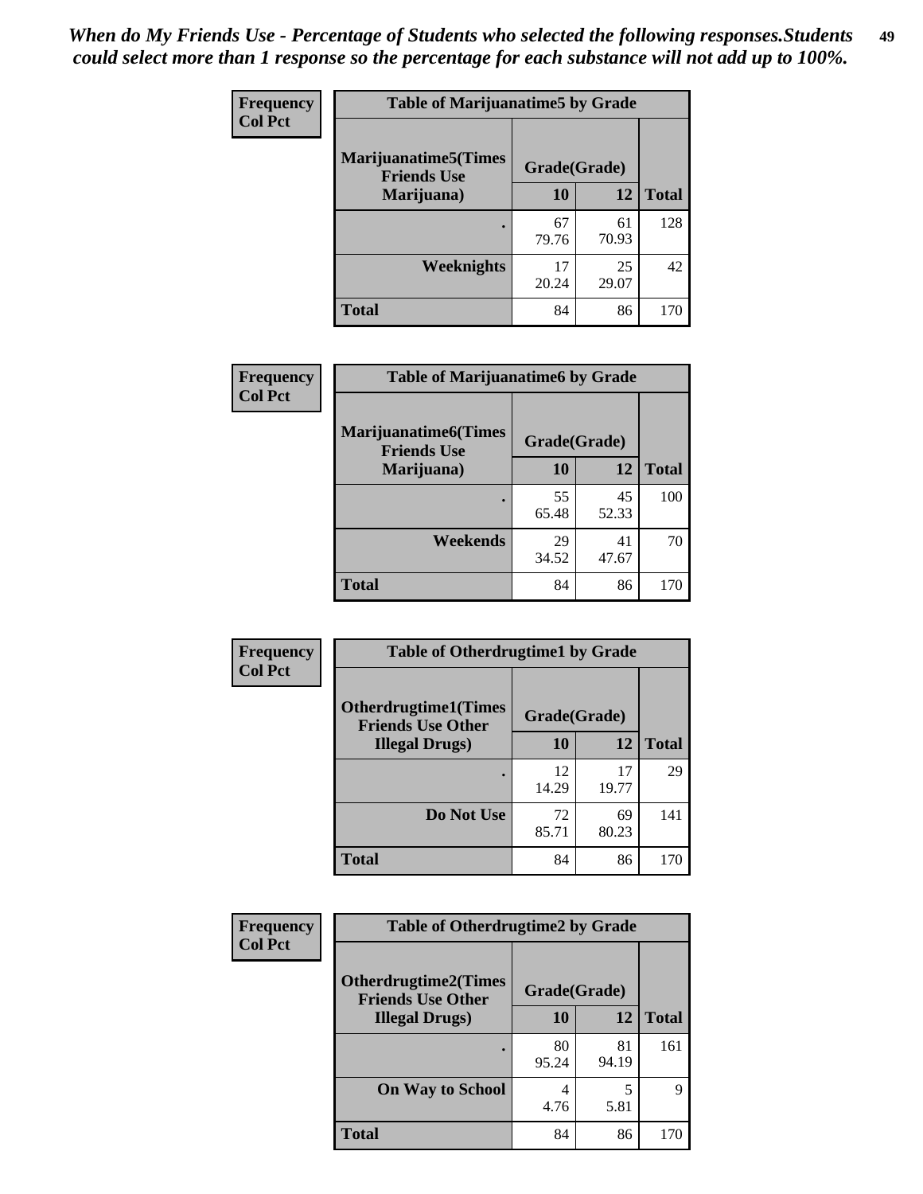*When do My Friends Use - Percentage of Students who selected the following responses.Students could select more than 1 response so the percentage for each substance will not add up to 100%.*

**Frequency**
**Col Pct**

| Table of Marijuanatime5 by Grade | | | |
|---|---|---|---|
| **Marijuanatime5(Times Friends Use Marijuana)** | **Grade(Grade)** | | **Total** |
| | **10** | **12** | |
| **.** | 67<br>79.76 | 61<br>70.93 | 128 |
| **Weeknights** | 17<br>20.24 | 25<br>29.07 | 42 |
| **Total** | 84 | 86 | 170 |

**Frequency**
**Col Pct**

| Table of Marijuanatime6 by Grade | | | |
|---|---|---|---|
| **Marijuanatime6(Times Friends Use Marijuana)** | **Grade(Grade)** | | **Total** |
| | **10** | **12** | |
| **.** | 55<br>65.48 | 45<br>52.33 | 100 |
| **Weekends** | 29<br>34.52 | 41<br>47.67 | 70 |
| **Total** | 84 | 86 | 170 |

**Frequency**
**Col Pct**

| Table of Otherdrugtime1 by Grade | | | |
|---|---|---|---|
| **Otherdrugtime1(Times Friends Use Other Illegal Drugs)** | **Grade(Grade)** | | **Total** |
| | **10** | **12** | |
| **.** | 12<br>14.29 | 17<br>19.77 | 29 |
| **Do Not Use** | 72<br>85.71 | 69<br>80.23 | 141 |
| **Total** | 84 | 86 | 170 |

**Frequency**
**Col Pct**

| Table of Otherdrugtime2 by Grade | | | |
|---|---|---|---|
| **Otherdrugtime2(Times Friends Use Other Illegal Drugs)** | **Grade(Grade)** | | **Total** |
| | **10** | **12** | |
| **.** | 80<br>95.24 | 81<br>94.19 | 161 |
| **On Way to School** | 4<br>4.76 | 5<br>5.81 | 9 |
| **Total** | 84 | 86 | 170 |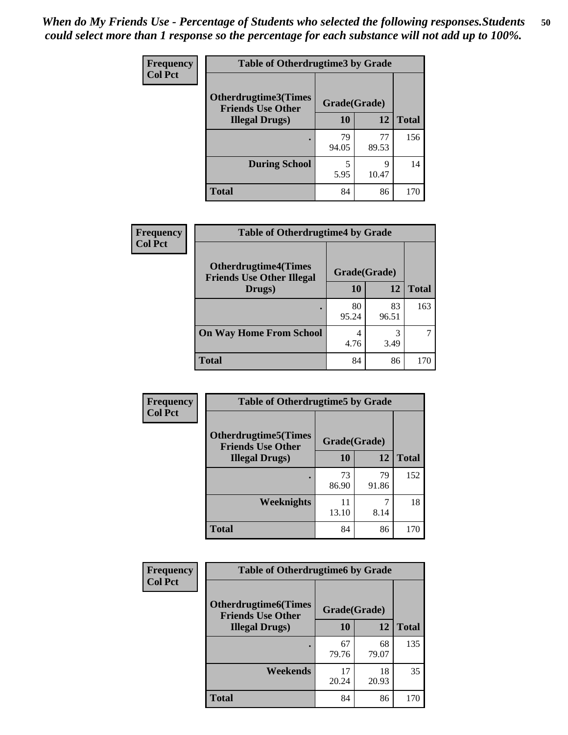*When do My Friends Use - Percentage of Students who selected the following responses.Students could select more than 1 response so the percentage for each substance will not add up to 100%.*

**Frequency**
**Col Pct**

| Table of Otherdrugtime3 by Grade | | | |
|---|---|---|---|
| Otherdrugtime3(Times Friends Use Other Illegal Drugs) | Grade(Grade) | | |
| | 10 | 12 | Total |
| . | 79<br>94.05 | 77<br>89.53 | 156 |
| During School | 5<br>5.95 | 9<br>10.47 | 14 |
| Total | 84 | 86 | 170 |

**Frequency**
**Col Pct**

| Table of Otherdrugtime4 by Grade | | | |
|---|---|---|---|
| Otherdrugtime4(Times Friends Use Other Illegal Drugs) | Grade(Grade) | | |
| | 10 | 12 | Total |
| . | 80<br>95.24 | 83<br>96.51 | 163 |
| On Way Home From School | 4<br>4.76 | 3<br>3.49 | 7 |
| Total | 84 | 86 | 170 |

**Frequency**
**Col Pct**

| Table of Otherdrugtime5 by Grade | | | |
|---|---|---|---|
| Otherdrugtime5(Times Friends Use Other Illegal Drugs) | Grade(Grade) | | |
| | 10 | 12 | Total |
| . | 73<br>86.90 | 79<br>91.86 | 152 |
| Weeknights | 11<br>13.10 | 7<br>8.14 | 18 |
| Total | 84 | 86 | 170 |

**Frequency**
**Col Pct**

| Table of Otherdrugtime6 by Grade | | | |
|---|---|---|---|
| Otherdrugtime6(Times Friends Use Other Illegal Drugs) | Grade(Grade) | | |
| | 10 | 12 | Total |
| . | 67<br>79.76 | 68<br>79.07 | 135 |
| Weekends | 17<br>20.24 | 18<br>20.93 | 35 |
| Total | 84 | 86 | 170 |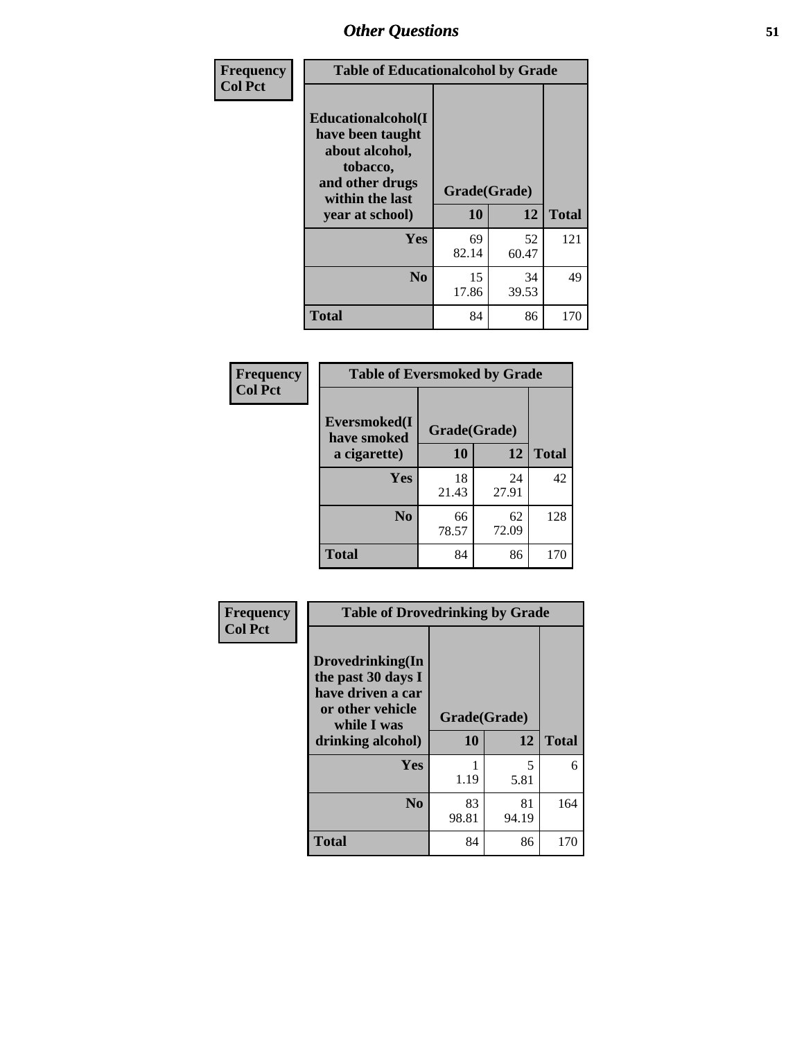| Frequency Col Pct |
|---|

**Table of Educationalalcohol by Grade**

| Educationalalcohol(I have been taught about alcohol, tobacco, and other drugs within the last year at school) | Grade(Grade) | | Total |
|---|---|---|---|
| | 10 | 12 | |
| Yes | 69<br>82.14 | 52<br>60.47 | 121 |
| No | 15<br>17.86 | 34<br>39.53 | 49 |
| Total | 84 | 86 | 170 |

| Frequency Col Pct |
|---|

**Table of Eversmoked by Grade**

| Eversmoked(I have smoked a cigarette) | Grade(Grade) | | Total |
|---|---|---|---|
| | 10 | 12 | |
| Yes | 18<br>21.43 | 24<br>27.91 | 42 |
| No | 66<br>78.57 | 62<br>72.09 | 128 |
| Total | 84 | 86 | 170 |

| Frequency Col Pct |
|---|

**Table of Drovedrinking by Grade**

| Drovedrinking(In the past 30 days I have driven a car or other vehicle while I was drinking alcohol) | Grade(Grade) | | Total |
|---|---|---|---|
| | 10 | 12 | |
| Yes | 1<br>1.19 | 5<br>5.81 | 6 |
| No | 83<br>98.81 | 81<br>94.19 | 164 |
| Total | 84 | 86 | 170 |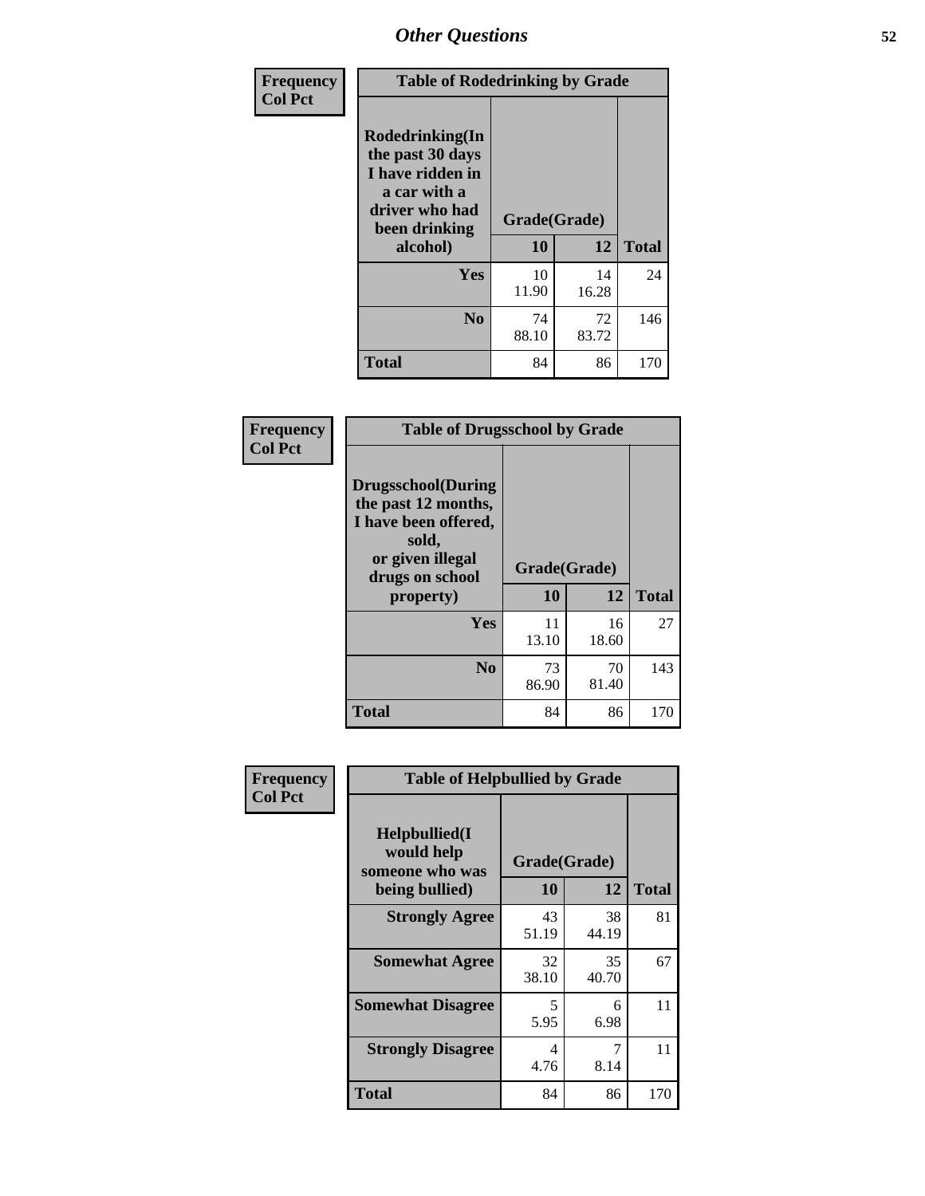## Other Questions

**Frequency**
**Col Pct**

| Table of Rodedrinking by Grade | | | |
|---|---|---|---|
| **Rodedrinking(In the past 30 days I have ridden in a car with a driver who had been drinking alcohol)** | **Grade(Grade)** | | |
| | **10** | **12** | **Total** |
| **Yes** | 10<br>11.90 | 14<br>16.28 | 24 |
| **No** | 74<br>88.10 | 72<br>83.72 | 146 |
| **Total** | 84 | 86 | 170 |

**Frequency**
**Col Pct**

| Table of Drugsschool by Grade | | | |
|---|---|---|---|
| **Drugsschool(During the past 12 months, I have been offered, sold, or given illegal drugs on school property)** | **Grade(Grade)** | | |
| | **10** | **12** | **Total** |
| **Yes** | 11<br>13.10 | 16<br>18.60 | 27 |
| **No** | 73<br>86.90 | 70<br>81.40 | 143 |
| **Total** | 84 | 86 | 170 |

**Frequency**
**Col Pct**

| Table of Helpbullied by Grade | | | |
|---|---|---|---|
| **Helpbullied(I would help someone who was being bullied)** | **Grade(Grade)** | | |
| | **10** | **12** | **Total** |
| **Strongly Agree** | 43<br>51.19 | 38<br>44.19 | 81 |
| **Somewhat Agree** | 32<br>38.10 | 35<br>40.70 | 67 |
| **Somewhat Disagree** | 5<br>5.95 | 6<br>6.98 | 11 |
| **Strongly Disagree** | 4<br>4.76 | 7<br>8.14 | 11 |
| **Total** | 84 | 86 | 170 |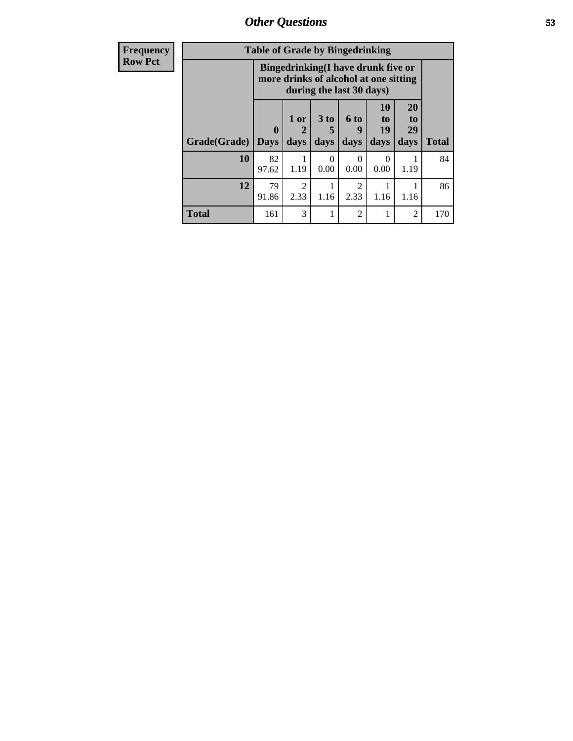| Frequency Row Pct |
|---|

| Table of Grade by Bingedrinking | | | | | | | |
|---|---|---|---|---|---|---|---|
| | Bingedrinking(I have drunk five or more drinks of alcohol at one sitting during the last 30 days) | | | | | | |
| Grade(Grade) | 0 Days | 1 or 2 days | 3 to 5 days | 6 to 9 days | 10 to 19 days | 20 to 29 days | Total |
| 10 | 82<br>97.62 | 1<br>1.19 | 0<br>0.00 | 0<br>0.00 | 0<br>0.00 | 1<br>1.19 | 84 |
| 12 | 79<br>91.86 | 2<br>2.33 | 1<br>1.16 | 2<br>2.33 | 1<br>1.16 | 1<br>1.16 | 86 |
| Total | 161 | 3 | 1 | 2 | 1 | 2 | 170 |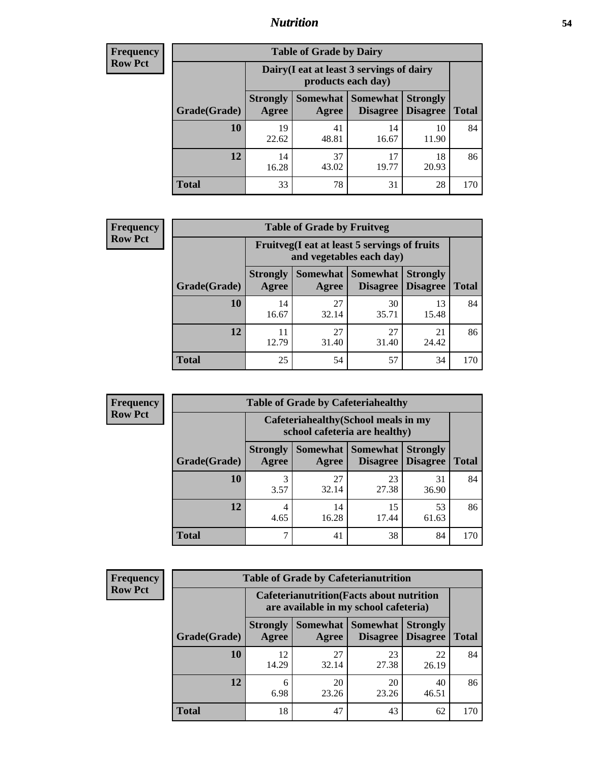# Nutrition

**Frequency**
**Row Pct**

| Table of Grade by Dairy | | | | | |
|---|---|---|---|---|---|
| | Dairy(I eat at least 3 servings of dairy products each day) | | | | |
| Grade(Grade) | Strongly Agree | Somewhat Agree | Somewhat Disagree | Strongly Disagree | Total |
| **10** | 19<br>22.62 | 41<br>48.81 | 14<br>16.67 | 10<br>11.90 | 84 |
| **12** | 14<br>16.28 | 37<br>43.02 | 17<br>19.77 | 18<br>20.93 | 86 |
| **Total** | 33 | 78 | 31 | 28 | 170 |

**Frequency**
**Row Pct**

| Table of Grade by Fruitveg | | | | | |
|---|---|---|---|---|---|
| | Fruitveg(I eat at least 5 servings of fruits and vegetables each day) | | | | |
| Grade(Grade) | Strongly Agree | Somewhat Agree | Somewhat Disagree | Strongly Disagree | Total |
| **10** | 14<br>16.67 | 27<br>32.14 | 30<br>35.71 | 13<br>15.48 | 84 |
| **12** | 11<br>12.79 | 27<br>31.40 | 27<br>31.40 | 21<br>24.42 | 86 |
| **Total** | 25 | 54 | 57 | 34 | 170 |

**Frequency**
**Row Pct**

| Table of Grade by Cafeteriahealthy | | | | | |
|---|---|---|---|---|---|
| | Cafeteriahealthy(School meals in my school cafeteria are healthy) | | | | |
| Grade(Grade) | Strongly Agree | Somewhat Agree | Somewhat Disagree | Strongly Disagree | Total |
| **10** | 3<br>3.57 | 27<br>32.14 | 23<br>27.38 | 31<br>36.90 | 84 |
| **12** | 4<br>4.65 | 14<br>16.28 | 15<br>17.44 | 53<br>61.63 | 86 |
| **Total** | 7 | 41 | 38 | 84 | 170 |

**Frequency**
**Row Pct**

| Table of Grade by Cafeterianutrition | | | | | |
|---|---|---|---|---|---|
| | Cafeterianutrition(Facts about nutrition are available in my school cafeteria) | | | | |
| Grade(Grade) | Strongly Agree | Somewhat Agree | Somewhat Disagree | Strongly Disagree | Total |
| **10** | 12<br>14.29 | 27<br>32.14 | 23<br>27.38 | 22<br>26.19 | 84 |
| **12** | 6<br>6.98 | 20<br>23.26 | 20<br>23.26 | 40<br>46.51 | 86 |
| **Total** | 18 | 47 | 43 | 62 | 170 |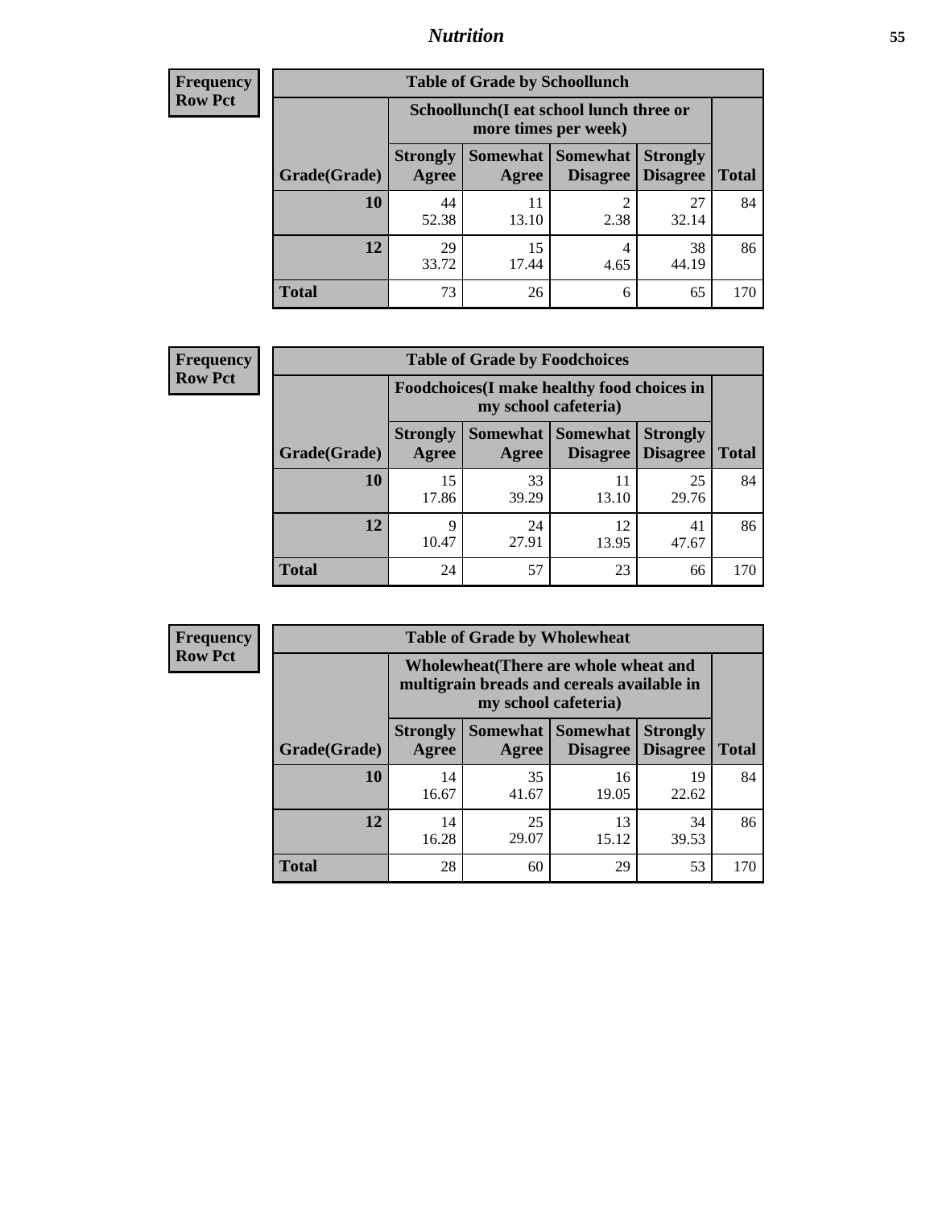# Nutrition

**Frequency**
**Row Pct**

| Table of Grade by Schoollunch | | | | | |
|---|---|---|---|---|---|
| | Schoollunch(I eat school lunch three or more times per week) | | | | |
| Grade(Grade) | Strongly Agree | Somewhat Agree | Somewhat Disagree | Strongly Disagree | Total |
| **10** | 44<br>52.38 | 11<br>13.10 | 2<br>2.38 | 27<br>32.14 | 84 |
| **12** | 29<br>33.72 | 15<br>17.44 | 4<br>4.65 | 38<br>44.19 | 86 |
| **Total** | 73 | 26 | 6 | 65 | 170 |

**Frequency**
**Row Pct**

| Table of Grade by Foodchoices | | | | | |
|---|---|---|---|---|---|
| | Foodchoices(I make healthy food choices in my school cafeteria) | | | | |
| Grade(Grade) | Strongly Agree | Somewhat Agree | Somewhat Disagree | Strongly Disagree | Total |
| **10** | 15<br>17.86 | 33<br>39.29 | 11<br>13.10 | 25<br>29.76 | 84 |
| **12** | 9<br>10.47 | 24<br>27.91 | 12<br>13.95 | 41<br>47.67 | 86 |
| **Total** | 24 | 57 | 23 | 66 | 170 |

**Frequency**
**Row Pct**

| Table of Grade by Wholewheat | | | | | |
|---|---|---|---|---|---|
| | Wholewheat(There are whole wheat and multigrain breads and cereals available in my school cafeteria) | | | | |
| Grade(Grade) | Strongly Agree | Somewhat Agree | Somewhat Disagree | Strongly Disagree | Total |
| **10** | 14<br>16.67 | 35<br>41.67 | 16<br>19.05 | 19<br>22.62 | 84 |
| **12** | 14<br>16.28 | 25<br>29.07 | 13<br>15.12 | 34<br>39.53 | 86 |
| **Total** | 28 | 60 | 29 | 53 | 170 |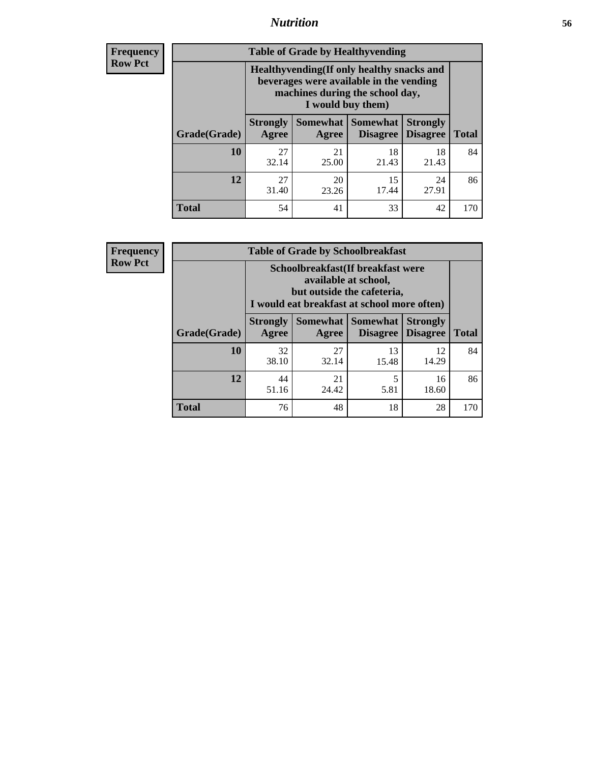# Nutrition

**Frequency**
**Row Pct**

| Table of Grade by Healthyvending | | | | | |
|---|---|---|---|---|---|
| | Healthyvending(If only healthy snacks and beverages were available in the vending machines during the school day, I would buy them) | | | | |
| Grade(Grade) | Strongly Agree | Somewhat Agree | Somewhat Disagree | Strongly Disagree | Total |
| **10** | 27<br>32.14 | 21<br>25.00 | 18<br>21.43 | 18<br>21.43 | 84 |
| **12** | 27<br>31.40 | 20<br>23.26 | 15<br>17.44 | 24<br>27.91 | 86 |
| **Total** | 54 | 41 | 33 | 42 | 170 |

**Frequency**
**Row Pct**

| Table of Grade by Schoolbreakfast | | | | | |
|---|---|---|---|---|---|
| | Schoolbreakfast(If breakfast were available at school, but outside the cafeteria, I would eat breakfast at school more often) | | | | |
| Grade(Grade) | Strongly Agree | Somewhat Agree | Somewhat Disagree | Strongly Disagree | Total |
| **10** | 32<br>38.10 | 27<br>32.14 | 13<br>15.48 | 12<br>14.29 | 84 |
| **12** | 44<br>51.16 | 21<br>24.42 | 5<br>5.81 | 16<br>18.60 | 86 |
| **Total** | 76 | 48 | 18 | 28 | 170 |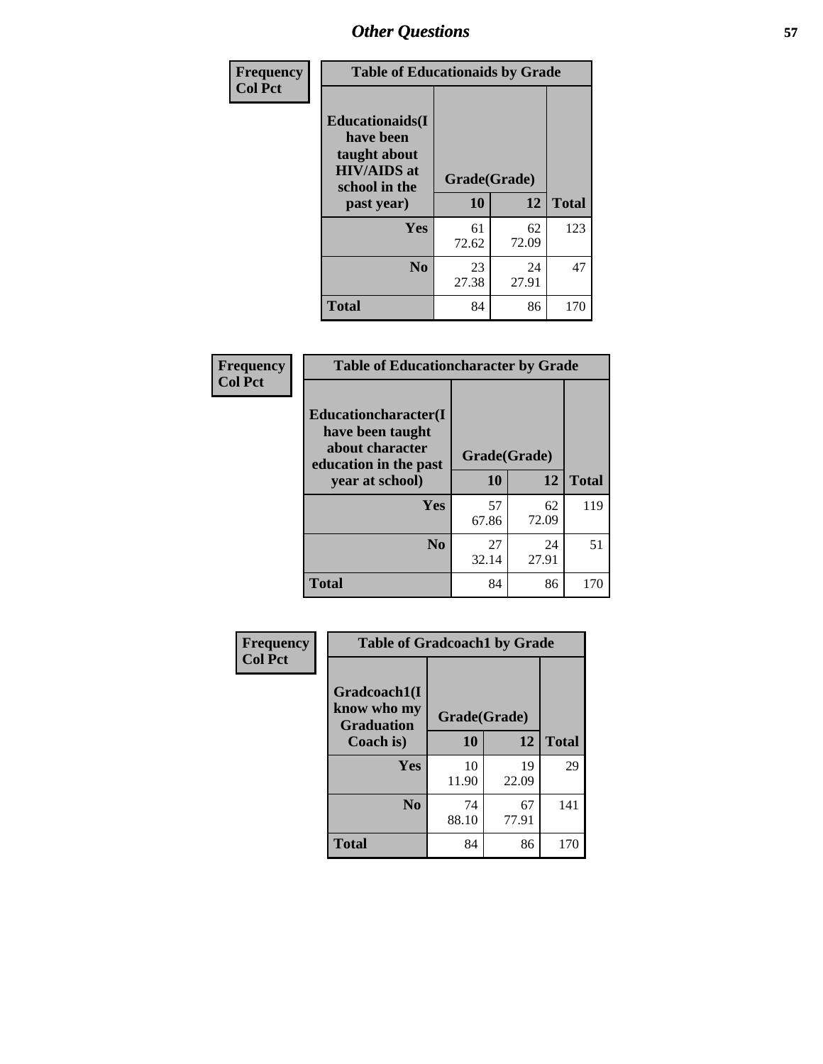## Other Questions

| Frequency<br>Col Pct |
|---|

| Table of Educationaids by Grade | | | |
|---|---|---|---|
| Educationaids(I have been taught about HIV/AIDS at school in the past year) | Grade(Grade) | | |
| | 10 | 12 | Total |
| Yes | 61<br>72.62 | 62<br>72.09 | 123 |
| No | 23<br>27.38 | 24<br>27.91 | 47 |
| Total | 84 | 86 | 170 |

| Frequency<br>Col Pct |
|---|

| Table of Educationcharacter by Grade | | | |
|---|---|---|---|
| Educationcharacter(I have been taught about character education in the past year at school) | Grade(Grade) | | |
| | 10 | 12 | Total |
| Yes | 57<br>67.86 | 62<br>72.09 | 119 |
| No | 27<br>32.14 | 24<br>27.91 | 51 |
| Total | 84 | 86 | 170 |

| Frequency<br>Col Pct |
|---|

| Table of Gradcoach1 by Grade | | | |
|---|---|---|---|
| Gradcoach1(I know who my Graduation Coach is) | Grade(Grade) | | |
| | 10 | 12 | Total |
| Yes | 10<br>11.90 | 19<br>22.09 | 29 |
| No | 74<br>88.10 | 67<br>77.91 | 141 |
| Total | 84 | 86 | 170 |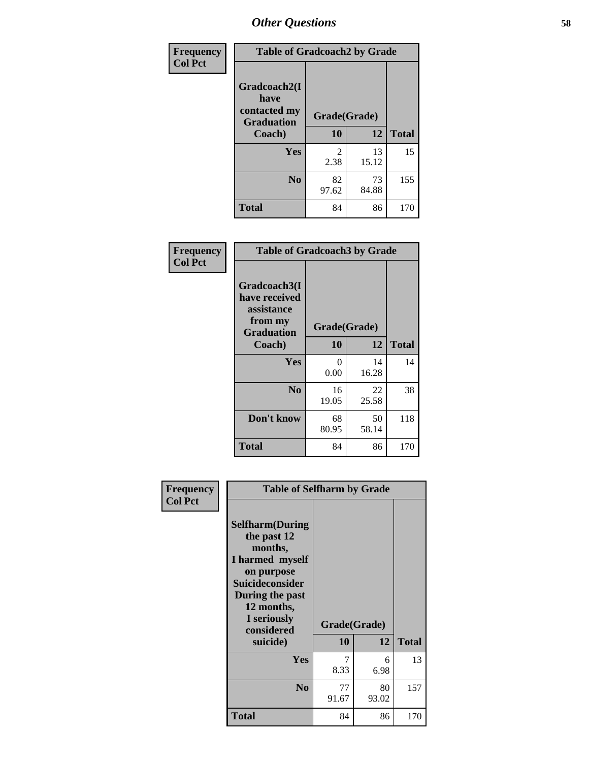# Other Questions

**Frequency / Col Pct**

**Table of Gradcoach2 by Grade**

| Gradcoach2(I have contacted my Graduation Coach) | Grade(Grade) 10 | 12 | Total |
|---|---|---|---|
| Yes | 2<br>2.38 | 13<br>15.12 | 15 |
| No | 82<br>97.62 | 73<br>84.88 | 155 |
| Total | 84 | 86 | 170 |

**Frequency / Col Pct**

**Table of Gradcoach3 by Grade**

| Gradcoach3(I have received assistance from my Graduation Coach) | Grade(Grade) 10 | 12 | Total |
|---|---|---|---|
| Yes | 0<br>0.00 | 14<br>16.28 | 14 |
| No | 16<br>19.05 | 22<br>25.58 | 38 |
| Don't know | 68<br>80.95 | 50<br>58.14 | 118 |
| Total | 84 | 86 | 170 |

**Frequency / Col Pct**

**Table of Selfharm by Grade**

| Selfharm(During the past 12 months, I harmed myself on purpose Suicideconsider During the past 12 months, I seriously considered suicide) | Grade(Grade) 10 | 12 | Total |
|---|---|---|---|
| Yes | 7<br>8.33 | 6<br>6.98 | 13 |
| No | 77<br>91.67 | 80<br>93.02 | 157 |
| Total | 84 | 86 | 170 |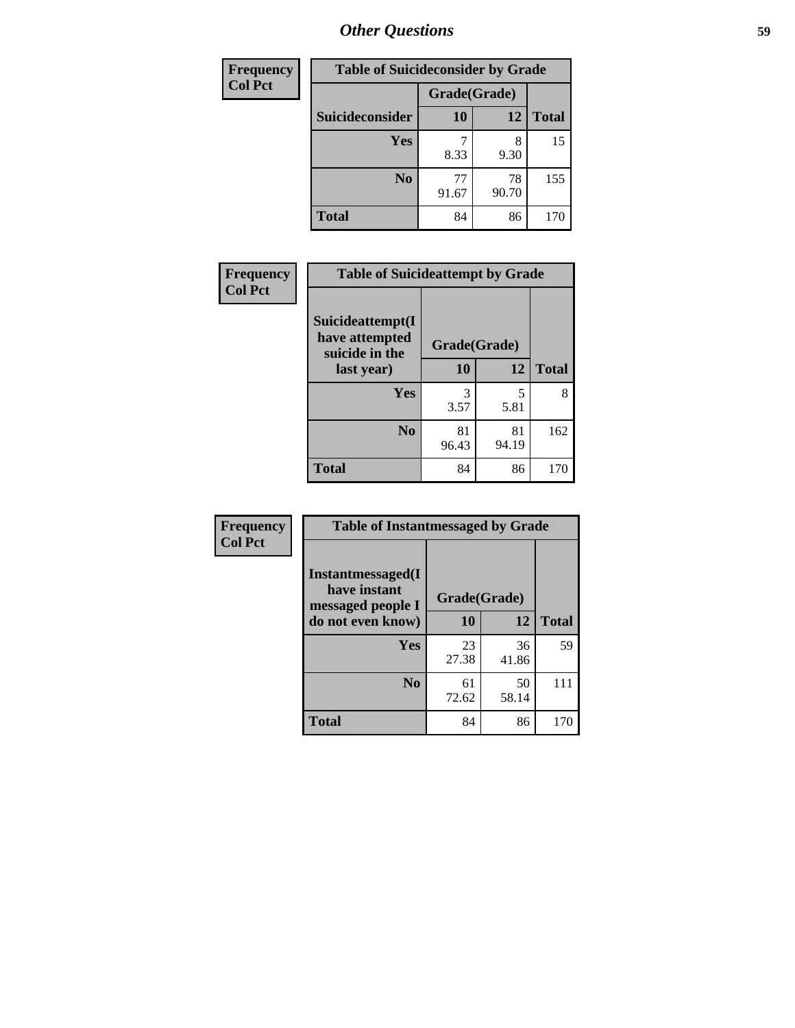## Other Questions

| Frequency Col Pct |
|---|

**Table of Suicideconsider by Grade**

| Suicideconsider | Grade(Grade) 10 | 12 | Total |
|---|---|---|---|
| **Yes** | 7<br>8.33 | 8<br>9.30 | 15 |
| **No** | 77<br>91.67 | 78<br>90.70 | 155 |
| **Total** | 84 | 86 | 170 |

| Frequency Col Pct |
|---|

**Table of Suicideattempt by Grade**

| Suicideattempt(I have attempted suicide in the last year) | Grade(Grade) 10 | 12 | Total |
|---|---|---|---|
| **Yes** | 3<br>3.57 | 5<br>5.81 | 8 |
| **No** | 81<br>96.43 | 81<br>94.19 | 162 |
| **Total** | 84 | 86 | 170 |

| Frequency Col Pct |
|---|

**Table of Instantmessaged by Grade**

| Instantmessaged(I have instant messaged people I do not even know) | Grade(Grade) 10 | 12 | Total |
|---|---|---|---|
| **Yes** | 23<br>27.38 | 36<br>41.86 | 59 |
| **No** | 61<br>72.62 | 50<br>58.14 | 111 |
| **Total** | 84 | 86 | 170 |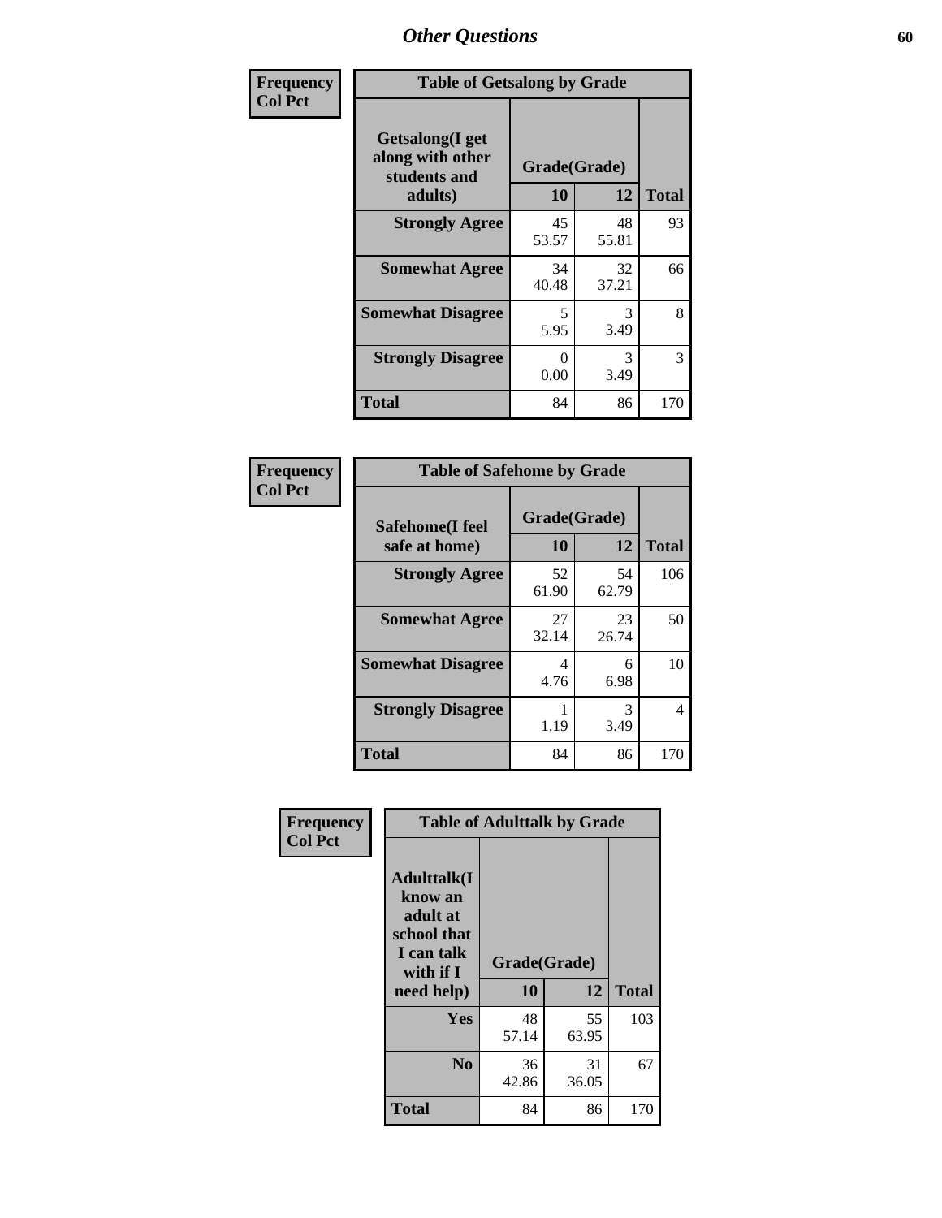# Other Questions

Frequency
Col Pct

**Table of Getsalong by Grade**

| Getsalong(I get along with other students and adults) | Grade(Grade) 10 | 12 | Total |
|---|---|---|---|
| **Strongly Agree** | 45<br>53.57 | 48<br>55.81 | 93 |
| **Somewhat Agree** | 34<br>40.48 | 32<br>37.21 | 66 |
| **Somewhat Disagree** | 5<br>5.95 | 3<br>3.49 | 8 |
| **Strongly Disagree** | 0<br>0.00 | 3<br>3.49 | 3 |
| **Total** | 84 | 86 | 170 |

Frequency
Col Pct

**Table of Safehome by Grade**

| Safehome(I feel safe at home) | Grade(Grade) 10 | 12 | Total |
|---|---|---|---|
| **Strongly Agree** | 52<br>61.90 | 54<br>62.79 | 106 |
| **Somewhat Agree** | 27<br>32.14 | 23<br>26.74 | 50 |
| **Somewhat Disagree** | 4<br>4.76 | 6<br>6.98 | 10 |
| **Strongly Disagree** | 1<br>1.19 | 3<br>3.49 | 4 |
| **Total** | 84 | 86 | 170 |

Frequency
Col Pct

**Table of Adulttalk by Grade**

| Adulttalk(I know an adult at school that I can talk with if I need help) | Grade(Grade) 10 | 12 | Total |
|---|---|---|---|
| **Yes** | 48<br>57.14 | 55<br>63.95 | 103 |
| **No** | 36<br>42.86 | 31<br>36.05 | 67 |
| **Total** | 84 | 86 | 170 |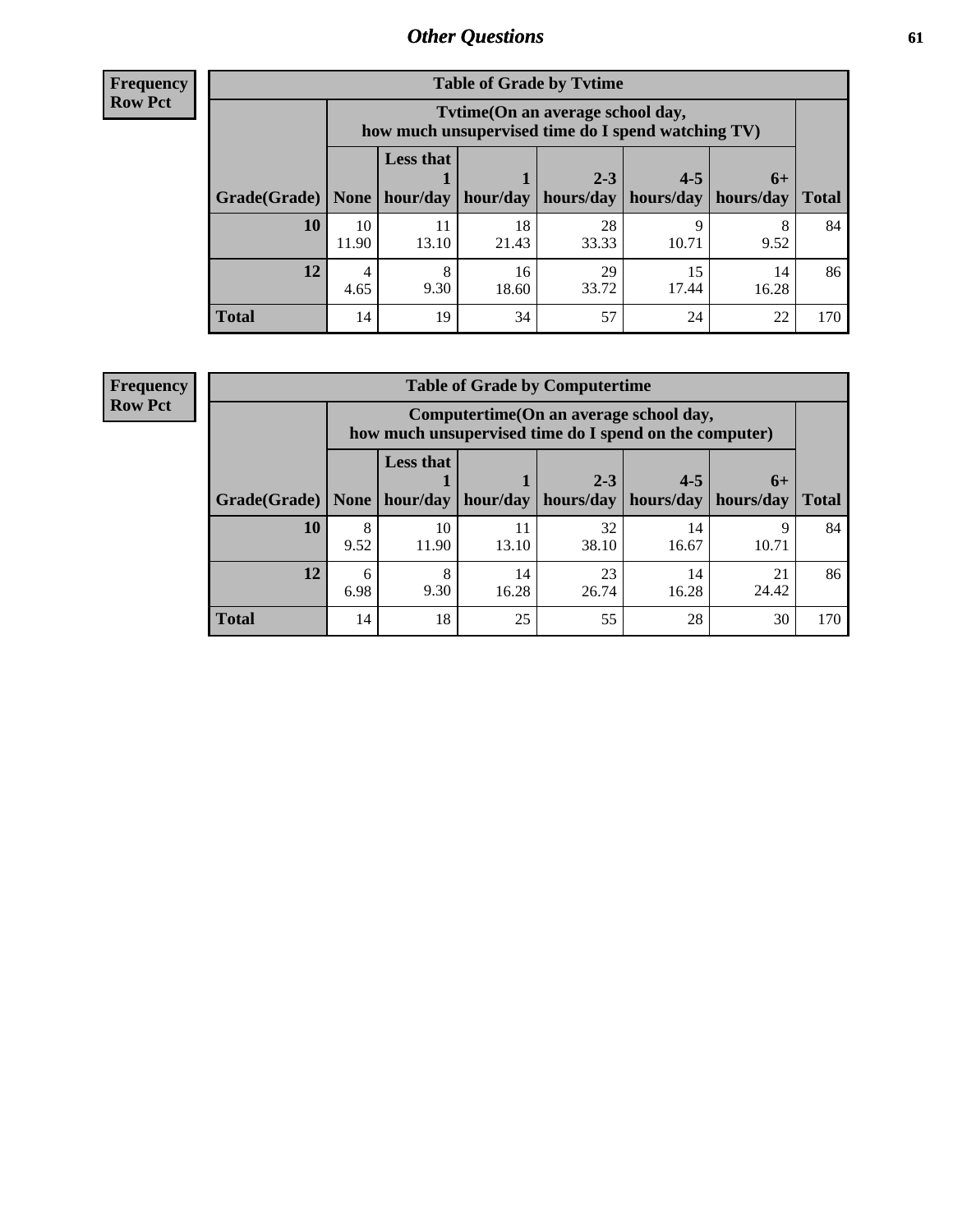## Other Questions

**Frequency**
**Row Pct**

| Table of Grade by Tvtime | | | | | | | |
|---|---|---|---|---|---|---|---|
| | Tvtime(On an average school day, how much unsupervised time do I spend watching TV) | | | | | | |
| Grade(Grade) | None | Less that 1 hour/day | 1 hour/day | 2-3 hours/day | 4-5 hours/day | 6+ hours/day | Total |
| **10** | 10<br>11.90 | 11<br>13.10 | 18<br>21.43 | 28<br>33.33 | 9<br>10.71 | 8<br>9.52 | 84 |
| **12** | 4<br>4.65 | 8<br>9.30 | 16<br>18.60 | 29<br>33.72 | 15<br>17.44 | 14<br>16.28 | 86 |
| **Total** | 14 | 19 | 34 | 57 | 24 | 22 | 170 |

**Frequency**
**Row Pct**

| Table of Grade by Computertime | | | | | | | |
|---|---|---|---|---|---|---|---|
| | Computertime(On an average school day, how much unsupervised time do I spend on the computer) | | | | | | |
| Grade(Grade) | None | Less that 1 hour/day | 1 hour/day | 2-3 hours/day | 4-5 hours/day | 6+ hours/day | Total |
| **10** | 8<br>9.52 | 10<br>11.90 | 11<br>13.10 | 32<br>38.10 | 14<br>16.67 | 9<br>10.71 | 84 |
| **12** | 6<br>6.98 | 8<br>9.30 | 14<br>16.28 | 23<br>26.74 | 14<br>16.28 | 21<br>24.42 | 86 |
| **Total** | 14 | 18 | 25 | 55 | 28 | 30 | 170 |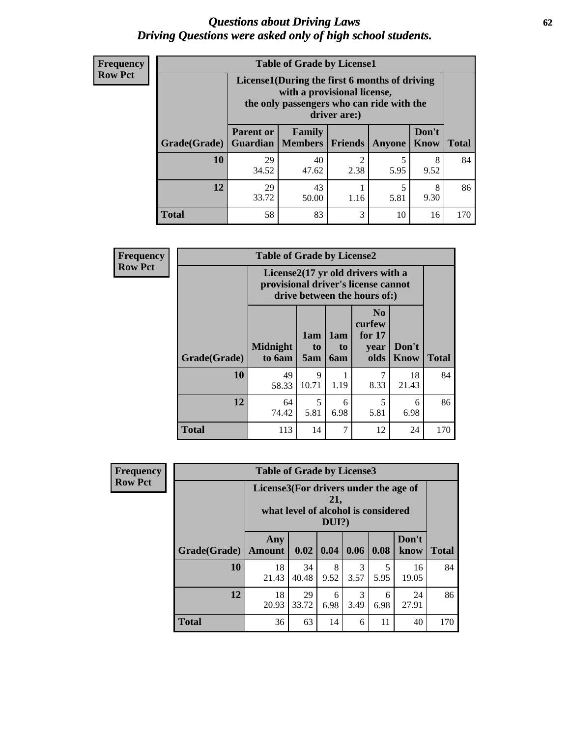# *Questions about Driving Laws*
# *Driving Questions were asked only of high school students.*

**Frequency**
**Row Pct**

**Table of Grade by License1**

| Grade(Grade) | License1(During the first 6 months of driving with a provisional license, the only passengers who can ride with the driver are:) | | | | | Total |
|---|---|---|---|---|---|---|
| | Parent or Guardian | Family Members | Friends | Anyone | Don't Know | |
| 10 | 29<br>34.52 | 40<br>47.62 | 2<br>2.38 | 5<br>5.95 | 8<br>9.52 | 84 |
| 12 | 29<br>33.72 | 43<br>50.00 | 1<br>1.16 | 5<br>5.81 | 8<br>9.30 | 86 |
| Total | 58 | 83 | 3 | 10 | 16 | 170 |

**Frequency**
**Row Pct**

**Table of Grade by License2**

| Grade(Grade) | License2(17 yr old drivers with a provisional driver's license cannot drive between the hours of:) | | | | | Total |
|---|---|---|---|---|---|---|
| | Midnight to 6am | 1am to 5am | 1am to 6am | No curfew for 17 year olds | Don't Know | |
| 10 | 49<br>58.33 | 9<br>10.71 | 1<br>1.19 | 7<br>8.33 | 18<br>21.43 | 84 |
| 12 | 64<br>74.42 | 5<br>5.81 | 6<br>6.98 | 5<br>5.81 | 6<br>6.98 | 86 |
| Total | 113 | 14 | 7 | 12 | 24 | 170 |

**Frequency**
**Row Pct**

**Table of Grade by License3**

| Grade(Grade) | License3(For drivers under the age of 21, what level of alcohol is considered DUI?) | | | | | | Total |
|---|---|---|---|---|---|---|---|
| | Any Amount | 0.02 | 0.04 | 0.06 | 0.08 | Don't know | |
| 10 | 18<br>21.43 | 34<br>40.48 | 8<br>9.52 | 3<br>3.57 | 5<br>5.95 | 16<br>19.05 | 84 |
| 12 | 18<br>20.93 | 29<br>33.72 | 6<br>6.98 | 3<br>3.49 | 6<br>6.98 | 24<br>27.91 | 86 |
| Total | 36 | 63 | 14 | 6 | 11 | 40 | 170 |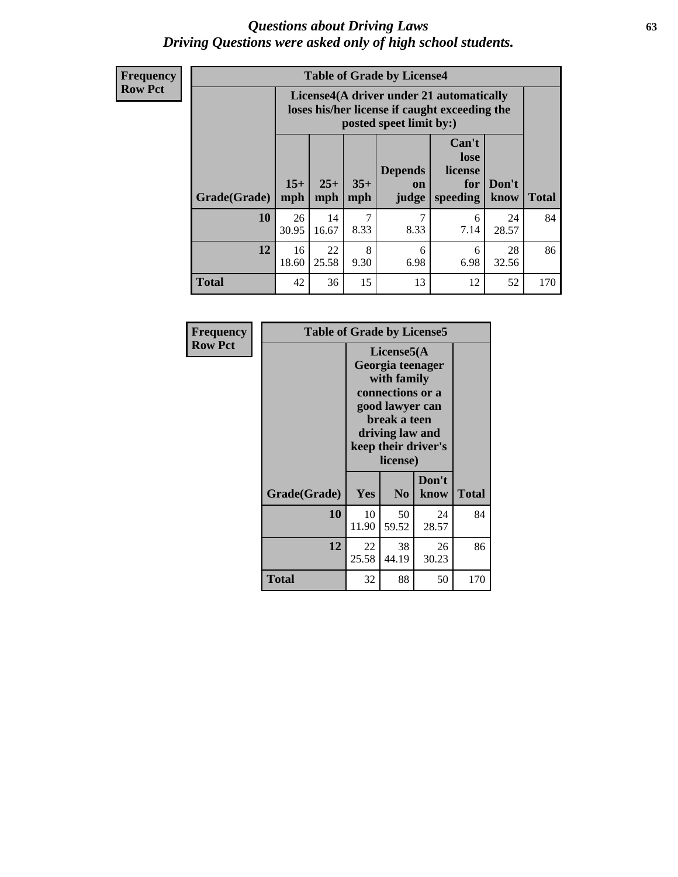# *Questions about Driving Laws*
## *Driving Questions were asked only of high school students.*

**Frequency**
**Row Pct**

**Table of Grade by License4**

| Grade(Grade) | License4(A driver under 21 automatically loses his/her license if caught exceeding the posted speet limit by:) | | | | | | Total |
|---|---|---|---|---|---|---|---|
| | 15+ mph | 25+ mph | 35+ mph | Depends on judge | Can't lose license for speeding | Don't know | |
| **10** | 26<br>30.95 | 14<br>16.67 | 7<br>8.33 | 7<br>8.33 | 6<br>7.14 | 24<br>28.57 | 84 |
| **12** | 16<br>18.60 | 22<br>25.58 | 8<br>9.30 | 6<br>6.98 | 6<br>6.98 | 28<br>32.56 | 86 |
| **Total** | 42 | 36 | 15 | 13 | 12 | 52 | 170 |

**Frequency**
**Row Pct**

**Table of Grade by License5**

| Grade(Grade) | License5(A Georgia teenager with family connections or a good lawyer can break a teen driving law and keep their driver's license) | | | Total |
|---|---|---|---|---|
| | Yes | No | Don't know | |
| **10** | 10<br>11.90 | 50<br>59.52 | 24<br>28.57 | 84 |
| **12** | 22<br>25.58 | 38<br>44.19 | 26<br>30.23 | 86 |
| **Total** | 32 | 88 | 50 | 170 |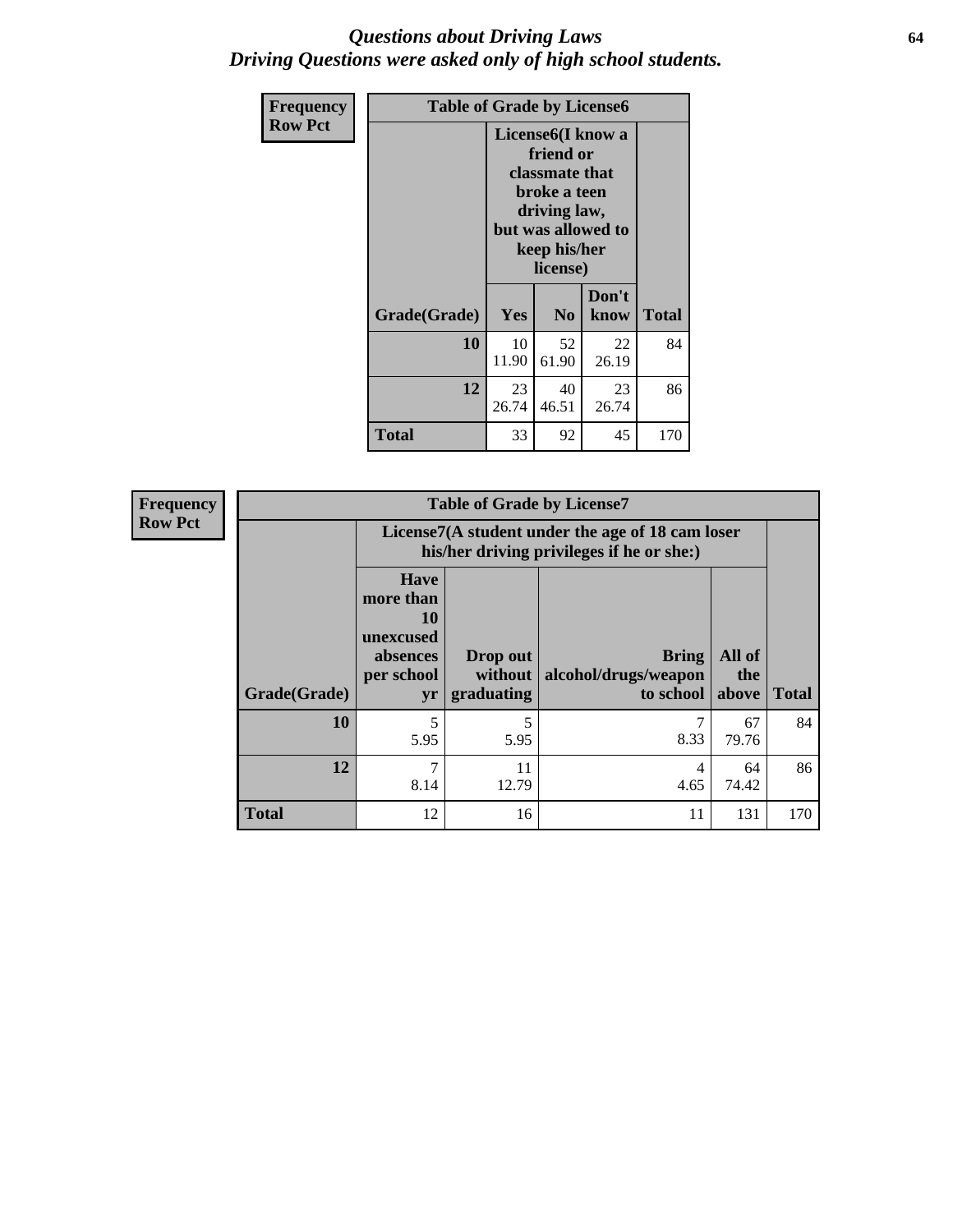# *Questions about Driving Laws*
## *Driving Questions were asked only of high school students.*

**Frequency**
**Row Pct**

| Table of Grade by License6 | | | | |
|---|---|---|---|---|
| | License6(I know a friend or classmate that broke a teen driving law, but was allowed to keep his/her license) | | | |
| Grade(Grade) | Yes | No | Don't know | Total |
| 10 | 10<br>11.90 | 52<br>61.90 | 22<br>26.19 | 84 |
| 12 | 23<br>26.74 | 40<br>46.51 | 23<br>26.74 | 86 |
| Total | 33 | 92 | 45 | 170 |

**Frequency**
**Row Pct**

| Table of Grade by License7 | | | | | |
|---|---|---|---|---|---|
| | License7(A student under the age of 18 cam loser his/her driving privileges if he or she:) | | | | |
| Grade(Grade) | Have more than 10 unexcused absences per school yr | Drop out without graduating | Bring alcohol/drugs/weapon to school | All of the above | Total |
| 10 | 5<br>5.95 | 5<br>5.95 | 7<br>8.33 | 67<br>79.76 | 84 |
| 12 | 7<br>8.14 | 11<br>12.79 | 4<br>4.65 | 64<br>74.42 | 86 |
| Total | 12 | 16 | 11 | 131 | 170 |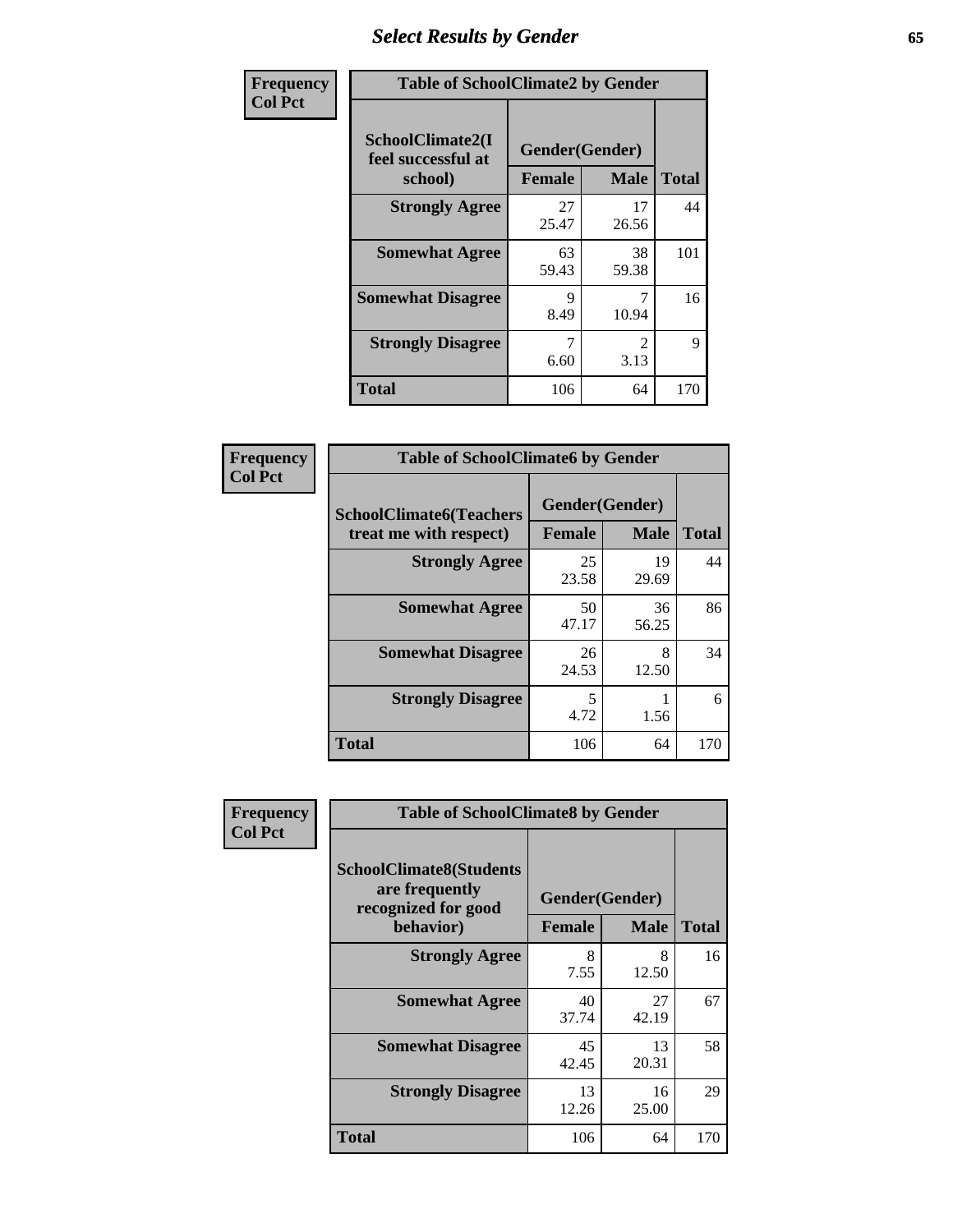# Select Results by Gender

| Frequency<br>Col Pct | | | |
|---|---|---|---|

**Table of SchoolClimate2 by Gender**

| SchoolClimate2(I feel successful at school) | Gender(Gender) | | |
|---|---|---|---|
| | Female | Male | Total |
| Strongly Agree | 27<br>25.47 | 17<br>26.56 | 44 |
| Somewhat Agree | 63<br>59.43 | 38<br>59.38 | 101 |
| Somewhat Disagree | 9<br>8.49 | 7<br>10.94 | 16 |
| Strongly Disagree | 7<br>6.60 | 2<br>3.13 | 9 |
| Total | 106 | 64 | 170 |

| Frequency<br>Col Pct | | | |
|---|---|---|---|

**Table of SchoolClimate6 by Gender**

| SchoolClimate6(Teachers treat me with respect) | Gender(Gender) | | |
|---|---|---|---|
| | Female | Male | Total |
| Strongly Agree | 25<br>23.58 | 19<br>29.69 | 44 |
| Somewhat Agree | 50<br>47.17 | 36<br>56.25 | 86 |
| Somewhat Disagree | 26<br>24.53 | 8<br>12.50 | 34 |
| Strongly Disagree | 5<br>4.72 | 1<br>1.56 | 6 |
| Total | 106 | 64 | 170 |

| Frequency<br>Col Pct | | | |
|---|---|---|---|

**Table of SchoolClimate8 by Gender**

| SchoolClimate8(Students are frequently recognized for good behavior) | Gender(Gender) | | |
|---|---|---|---|
| | Female | Male | Total |
| Strongly Agree | 8<br>7.55 | 8<br>12.50 | 16 |
| Somewhat Agree | 40<br>37.74 | 27<br>42.19 | 67 |
| Somewhat Disagree | 45<br>42.45 | 13<br>20.31 | 58 |
| Strongly Disagree | 13<br>12.26 | 16<br>25.00 | 29 |
| Total | 106 | 64 | 170 |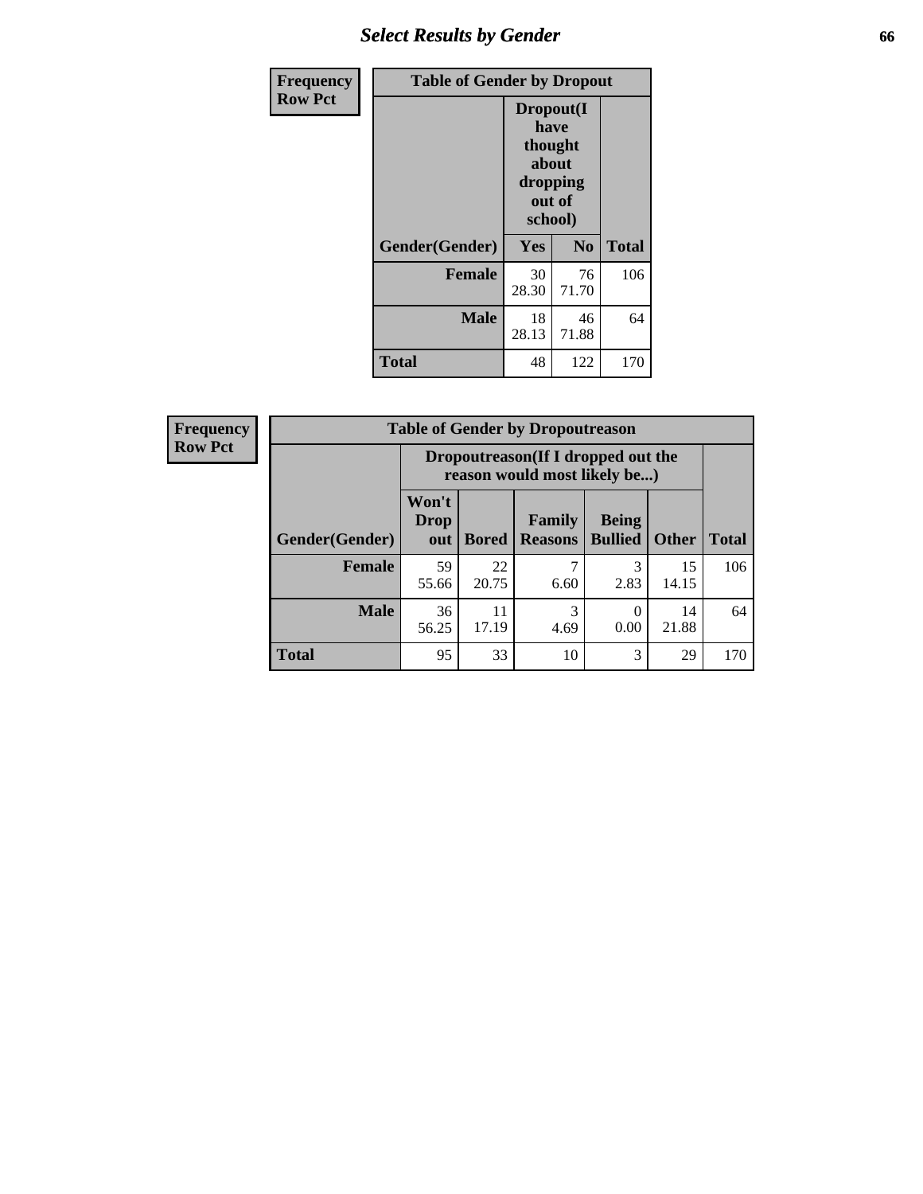## Select Results by Gender

**Frequency / Row Pct**

| Table of Gender by Dropout | | | |
|---|---|---|---|
| | Dropout(I have thought about dropping out of school) | | |
| Gender(Gender) | Yes | No | Total |
| **Female** | 30<br>28.30 | 76<br>71.70 | 106 |
| **Male** | 18<br>28.13 | 46<br>71.88 | 64 |
| **Total** | 48 | 122 | 170 |

**Frequency / Row Pct**

| Table of Gender by Dropoutreason | | | | | | |
|---|---|---|---|---|---|---|
| | Dropoutreason(If I dropped out the reason would most likely be...) | | | | | |
| Gender(Gender) | Won't Drop out | Bored | Family Reasons | Being Bullied | Other | Total |
| **Female** | 59<br>55.66 | 22<br>20.75 | 7<br>6.60 | 3<br>2.83 | 15<br>14.15 | 106 |
| **Male** | 36<br>56.25 | 11<br>17.19 | 3<br>4.69 | 0<br>0.00 | 14<br>21.88 | 64 |
| **Total** | 95 | 33 | 10 | 3 | 29 | 170 |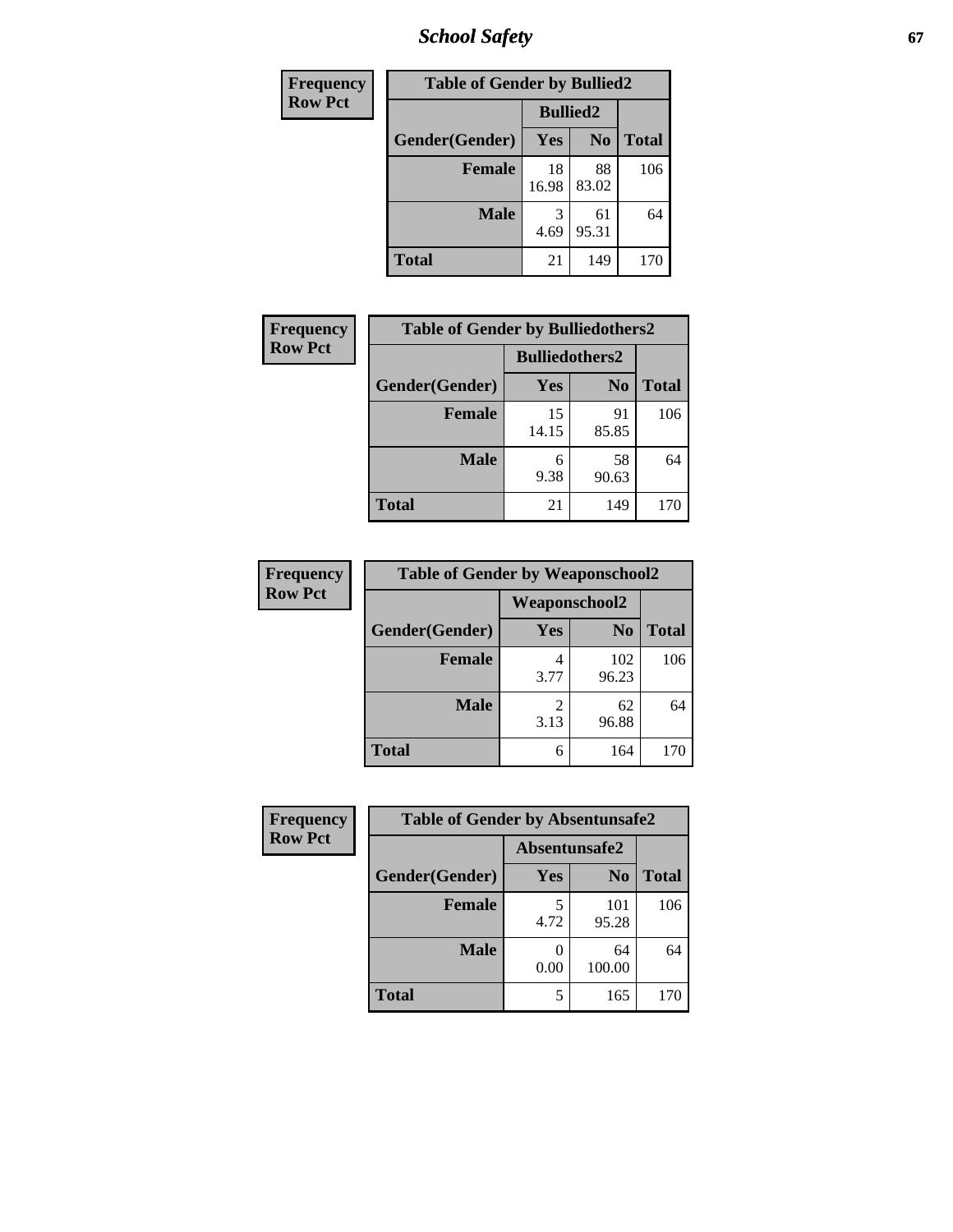# School Safety

**Frequency**
**Row Pct**

| Table of Gender by Bullied2 | | | |
|---|---|---|---|
| | **Bullied2** | | |
| **Gender(Gender)** | **Yes** | **No** | **Total** |
| **Female** | 18<br>16.98 | 88<br>83.02 | 106 |
| **Male** | 3<br>4.69 | 61<br>95.31 | 64 |
| **Total** | 21 | 149 | 170 |

**Frequency**
**Row Pct**

| Table of Gender by Bulliedothers2 | | | |
|---|---|---|---|
| | **Bulliedothers2** | | |
| **Gender(Gender)** | **Yes** | **No** | **Total** |
| **Female** | 15<br>14.15 | 91<br>85.85 | 106 |
| **Male** | 6<br>9.38 | 58<br>90.63 | 64 |
| **Total** | 21 | 149 | 170 |

**Frequency**
**Row Pct**

| Table of Gender by Weaponschool2 | | | |
|---|---|---|---|
| | **Weaponschool2** | | |
| **Gender(Gender)** | **Yes** | **No** | **Total** |
| **Female** | 4<br>3.77 | 102<br>96.23 | 106 |
| **Male** | 2<br>3.13 | 62<br>96.88 | 64 |
| **Total** | 6 | 164 | 170 |

**Frequency**
**Row Pct**

| Table of Gender by Absentunsafe2 | | | |
|---|---|---|---|
| | **Absentunsafe2** | | |
| **Gender(Gender)** | **Yes** | **No** | **Total** |
| **Female** | 5<br>4.72 | 101<br>95.28 | 106 |
| **Male** | 0<br>0.00 | 64<br>100.00 | 64 |
| **Total** | 5 | 165 | 170 |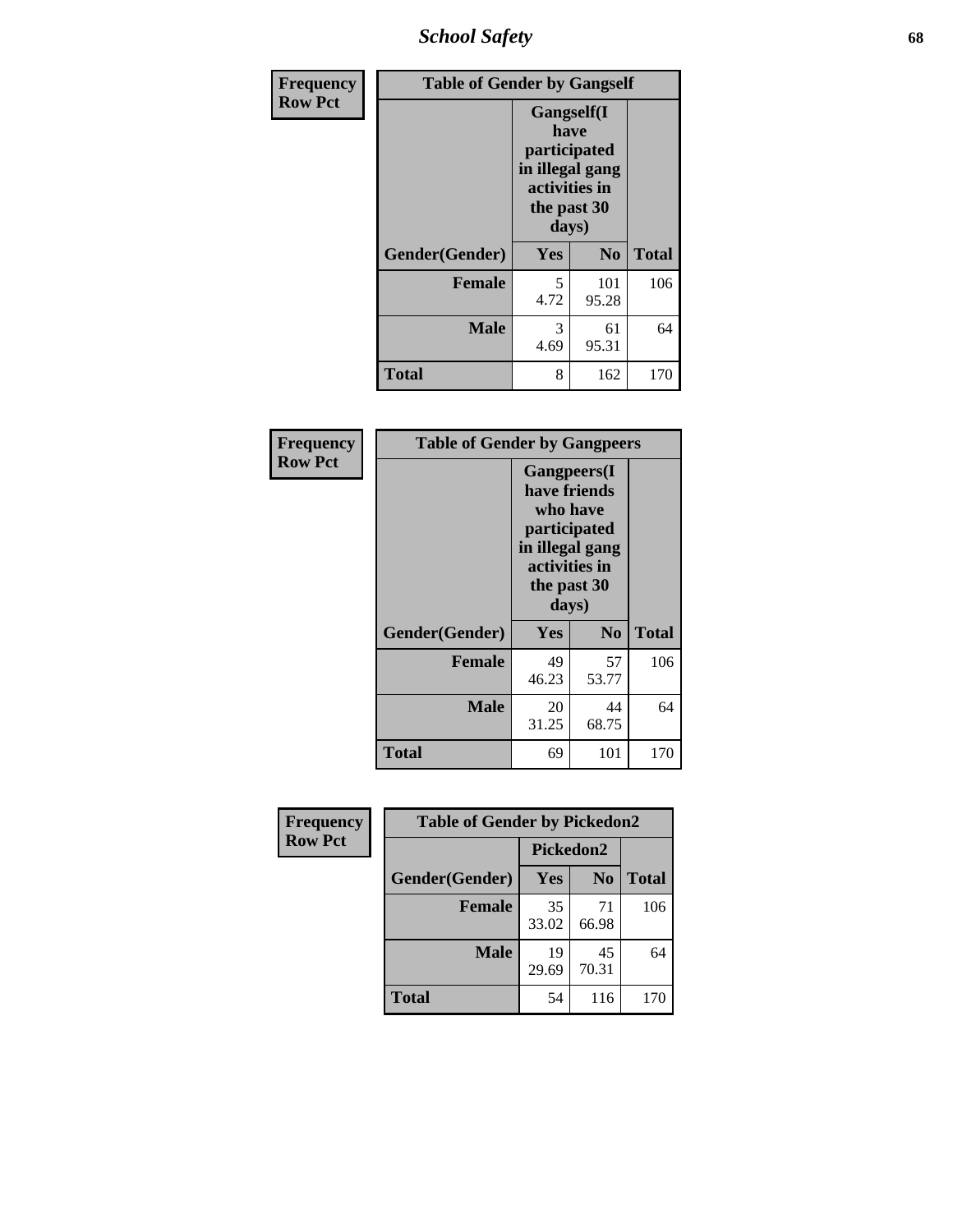## School Safety

| Frequency Row Pct | Table of Gender by Gangself | | |
|---|---|---|---|
| | Gangself(I have participated in illegal gang activities in the past 30 days) | | |
| Gender(Gender) | Yes | No | Total |
| Female | 5<br>4.72 | 101<br>95.28 | 106 |
| Male | 3<br>4.69 | 61<br>95.31 | 64 |
| Total | 8 | 162 | 170 |

| Frequency Row Pct | Table of Gender by Gangpeers | | |
|---|---|---|---|
| | Gangpeers(I have friends who have participated in illegal gang activities in the past 30 days) | | |
| Gender(Gender) | Yes | No | Total |
| Female | 49<br>46.23 | 57<br>53.77 | 106 |
| Male | 20<br>31.25 | 44<br>68.75 | 64 |
| Total | 69 | 101 | 170 |

| Frequency Row Pct | Table of Gender by Pickedon2 | | |
|---|---|---|---|
| | Pickedon2 | | |
| Gender(Gender) | Yes | No | Total |
| Female | 35<br>33.02 | 71<br>66.98 | 106 |
| Male | 19<br>29.69 | 45<br>70.31 | 64 |
| Total | 54 | 116 | 170 |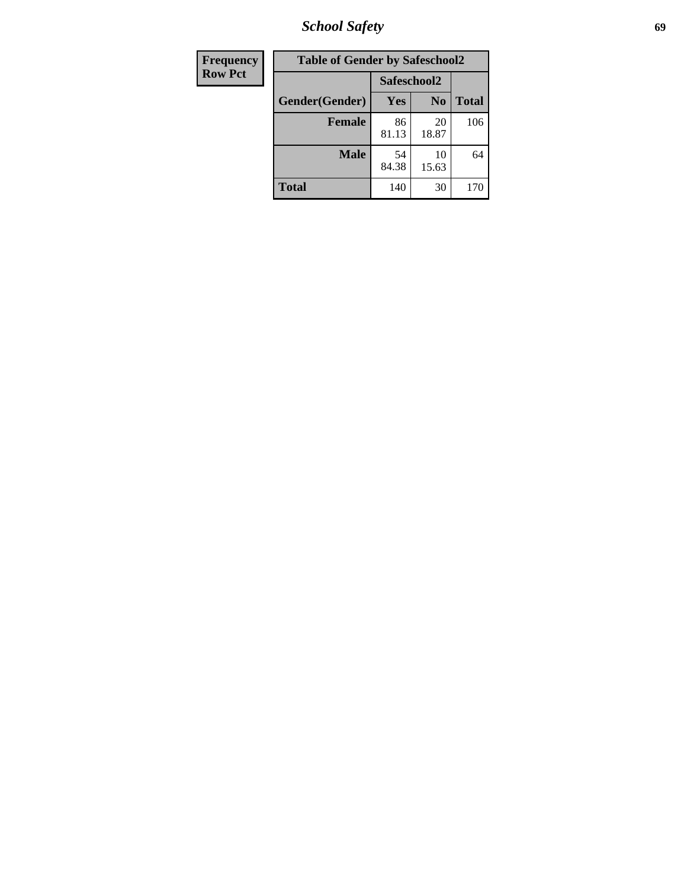| Frequency Row Pct |
|---|

**Table of Gender by Safeschool2**

| Gender(Gender) | Safeschool2 | | Total |
|---|---|---|---|
| | Yes | No | |
| **Female** | 86<br>81.13 | 20<br>18.87 | 106 |
| **Male** | 54<br>84.38 | 10<br>15.63 | 64 |
| **Total** | 140 | 30 | 170 |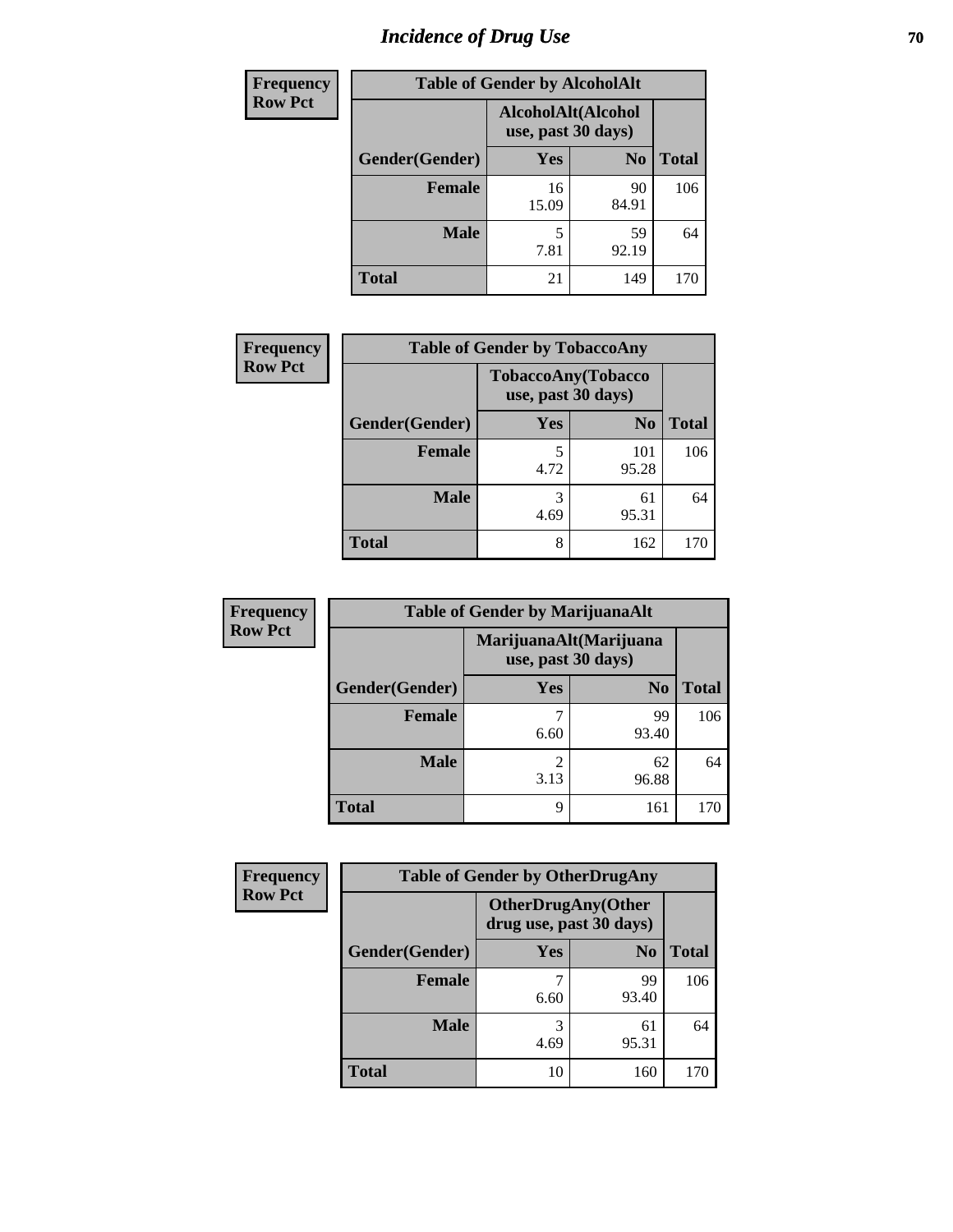# Incidence of Drug Use

**Frequency**
**Row Pct**

| Table of Gender by AlcoholAlt | | | |
|---|---|---|---|
| | AlcoholAlt(Alcohol use, past 30 days) | | |
| Gender(Gender) | Yes | No | Total |
| Female | 16<br>15.09 | 90<br>84.91 | 106 |
| Male | 5<br>7.81 | 59<br>92.19 | 64 |
| Total | 21 | 149 | 170 |

**Frequency**
**Row Pct**

| Table of Gender by TobaccoAny | | | |
|---|---|---|---|
| | TobaccoAny(Tobacco use, past 30 days) | | |
| Gender(Gender) | Yes | No | Total |
| Female | 5<br>4.72 | 101<br>95.28 | 106 |
| Male | 3<br>4.69 | 61<br>95.31 | 64 |
| Total | 8 | 162 | 170 |

**Frequency**
**Row Pct**

| Table of Gender by MarijuanaAlt | | | |
|---|---|---|---|
| | MarijuanaAlt(Marijuana use, past 30 days) | | |
| Gender(Gender) | Yes | No | Total |
| Female | 7<br>6.60 | 99<br>93.40 | 106 |
| Male | 2<br>3.13 | 62<br>96.88 | 64 |
| Total | 9 | 161 | 170 |

**Frequency**
**Row Pct**

| Table of Gender by OtherDrugAny | | | |
|---|---|---|---|
| | OtherDrugAny(Other drug use, past 30 days) | | |
| Gender(Gender) | Yes | No | Total |
| Female | 7<br>6.60 | 99<br>93.40 | 106 |
| Male | 3<br>4.69 | 61<br>95.31 | 64 |
| Total | 10 | 160 | 170 |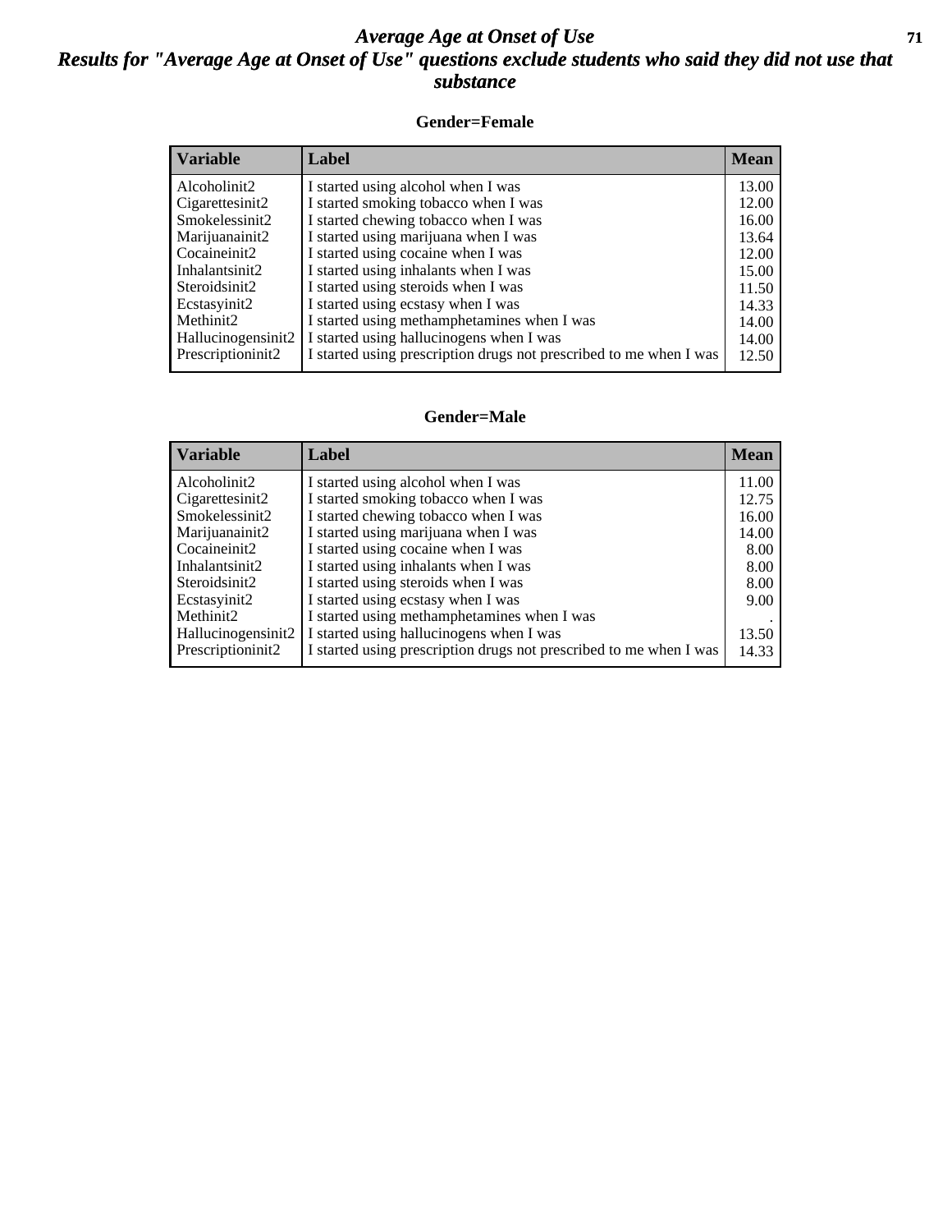# *Average Age at Onset of Use*
## *Results for "Average Age at Onset of Use" questions exclude students who said they did not use that substance*

### Gender=Female

| Variable | Label | Mean |
|---|---|---|
| Alcoholinit2 | I started using alcohol when I was | 13.00 |
| Cigarettesinit2 | I started smoking tobacco when I was | 12.00 |
| Smokelessinit2 | I started chewing tobacco when I was | 16.00 |
| Marijuanainit2 | I started using marijuana when I was | 13.64 |
| Cocaineinit2 | I started using cocaine when I was | 12.00 |
| Inhalantsinit2 | I started using inhalants when I was | 15.00 |
| Steroidsinit2 | I started using steroids when I was | 11.50 |
| Ecstasyinit2 | I started using ecstasy when I was | 14.33 |
| Methinit2 | I started using methamphetamines when I was | 14.00 |
| Hallucinogensinit2 | I started using hallucinogens when I was | 14.00 |
| Prescriptioninit2 | I started using prescription drugs not prescribed to me when I was | 12.50 |

### Gender=Male

| Variable | Label | Mean |
|---|---|---|
| Alcoholinit2 | I started using alcohol when I was | 11.00 |
| Cigarettesinit2 | I started smoking tobacco when I was | 12.75 |
| Smokelessinit2 | I started chewing tobacco when I was | 16.00 |
| Marijuanainit2 | I started using marijuana when I was | 14.00 |
| Cocaineinit2 | I started using cocaine when I was | 8.00 |
| Inhalantsinit2 | I started using inhalants when I was | 8.00 |
| Steroidsinit2 | I started using steroids when I was | 8.00 |
| Ecstasyinit2 | I started using ecstasy when I was | 9.00 |
| Methinit2 | I started using methamphetamines when I was | . |
| Hallucinogensinit2 | I started using hallucinogens when I was | 13.50 |
| Prescriptioninit2 | I started using prescription drugs not prescribed to me when I was | 14.33 |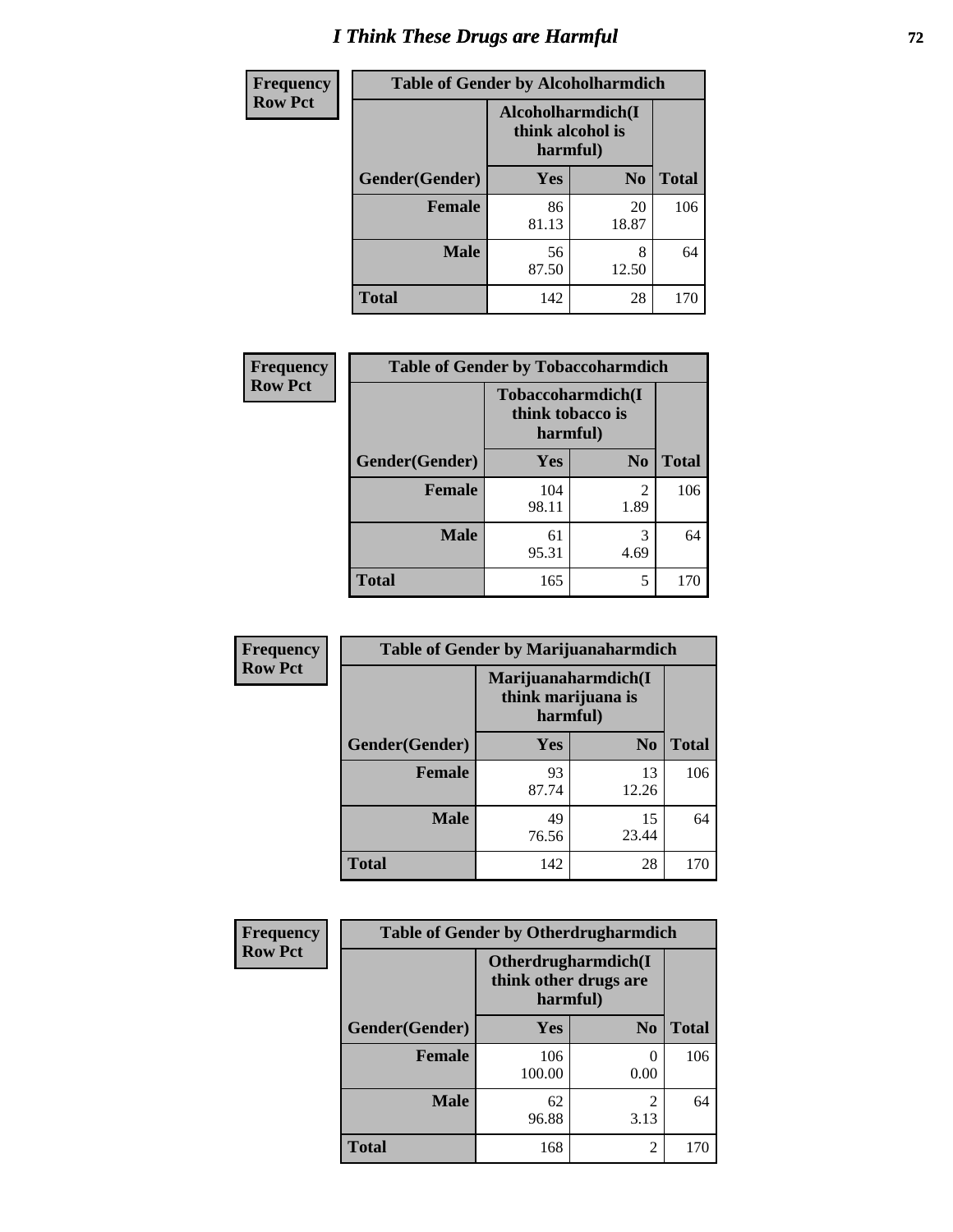# I Think These Drugs are Harmful

| Frequency Row Pct | Table of Gender by Alcoholharmdich | | |
|---|---|---|---|
| | Alcoholharmdich(I think alcohol is harmful) | | |
| Gender(Gender) | Yes | No | Total |
| Female | 86<br>81.13 | 20<br>18.87 | 106 |
| Male | 56<br>87.50 | 8<br>12.50 | 64 |
| Total | 142 | 28 | 170 |

| Frequency Row Pct | Table of Gender by Tobaccoharmdich | | |
|---|---|---|---|
| | Tobaccoharmdich(I think tobacco is harmful) | | |
| Gender(Gender) | Yes | No | Total |
| Female | 104<br>98.11 | 2<br>1.89 | 106 |
| Male | 61<br>95.31 | 3<br>4.69 | 64 |
| Total | 165 | 5 | 170 |

| Frequency Row Pct | Table of Gender by Marijuanaharmdich | | |
|---|---|---|---|
| | Marijuanaharmdich(I think marijuana is harmful) | | |
| Gender(Gender) | Yes | No | Total |
| Female | 93<br>87.74 | 13<br>12.26 | 106 |
| Male | 49<br>76.56 | 15<br>23.44 | 64 |
| Total | 142 | 28 | 170 |

| Frequency Row Pct | Table of Gender by Otherdrugharmdich | | |
|---|---|---|---|
| | Otherdrugharmdich(I think other drugs are harmful) | | |
| Gender(Gender) | Yes | No | Total |
| Female | 106<br>100.00 | 0<br>0.00 | 106 |
| Male | 62<br>96.88 | 2<br>3.13 | 64 |
| Total | 168 | 2 | 170 |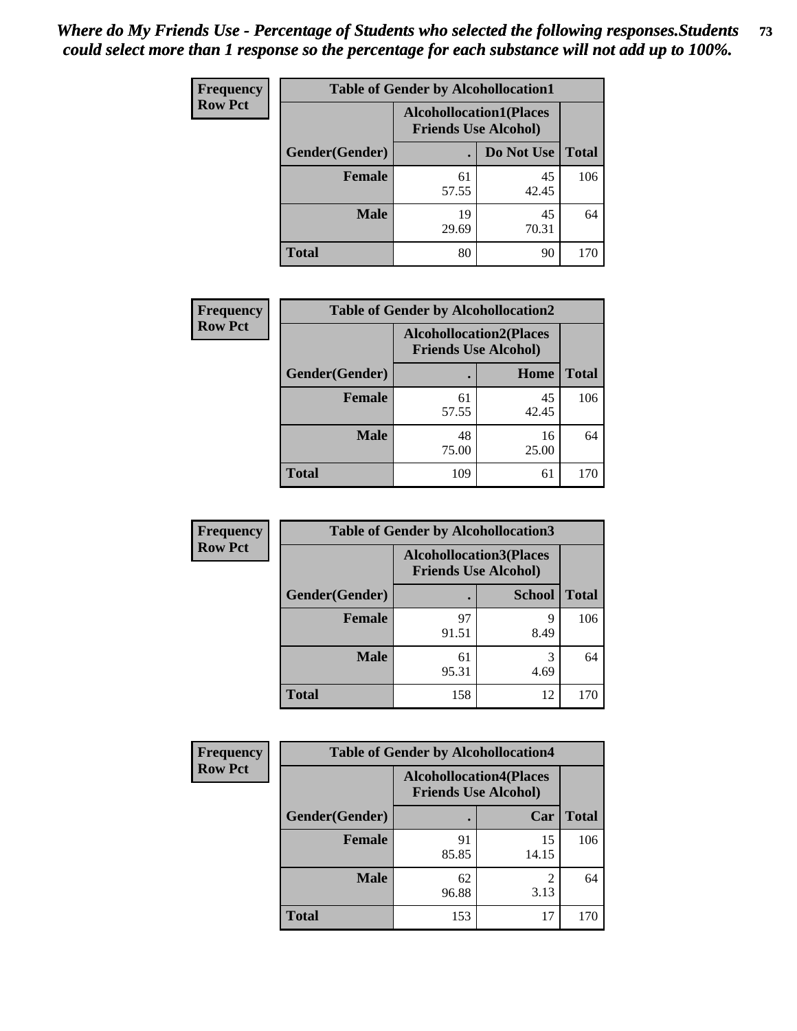*Where do My Friends Use - Percentage of Students who selected the following responses.Students could select more than 1 response so the percentage for each substance will not add up to 100%.*

**Frequency**
**Row Pct**

| Table of Gender by Alcohollocation1 | | | |
|---|---|---|---|
| | Alcohollocation1(Places Friends Use Alcohol) | | |
| Gender(Gender) | . | Do Not Use | Total |
| **Female** | 61<br>57.55 | 45<br>42.45 | 106 |
| **Male** | 19<br>29.69 | 45<br>70.31 | 64 |
| **Total** | 80 | 90 | 170 |

**Frequency**
**Row Pct**

| Table of Gender by Alcohollocation2 | | | |
|---|---|---|---|
| | Alcohollocation2(Places Friends Use Alcohol) | | |
| Gender(Gender) | . | Home | Total |
| **Female** | 61<br>57.55 | 45<br>42.45 | 106 |
| **Male** | 48<br>75.00 | 16<br>25.00 | 64 |
| **Total** | 109 | 61 | 170 |

**Frequency**
**Row Pct**

| Table of Gender by Alcohollocation3 | | | |
|---|---|---|---|
| | Alcohollocation3(Places Friends Use Alcohol) | | |
| Gender(Gender) | . | School | Total |
| **Female** | 97<br>91.51 | 9<br>8.49 | 106 |
| **Male** | 61<br>95.31 | 3<br>4.69 | 64 |
| **Total** | 158 | 12 | 170 |

**Frequency**
**Row Pct**

| Table of Gender by Alcohollocation4 | | | |
|---|---|---|---|
| | Alcohollocation4(Places Friends Use Alcohol) | | |
| Gender(Gender) | . | Car | Total |
| **Female** | 91<br>85.85 | 15<br>14.15 | 106 |
| **Male** | 62<br>96.88 | 2<br>3.13 | 64 |
| **Total** | 153 | 17 | 170 |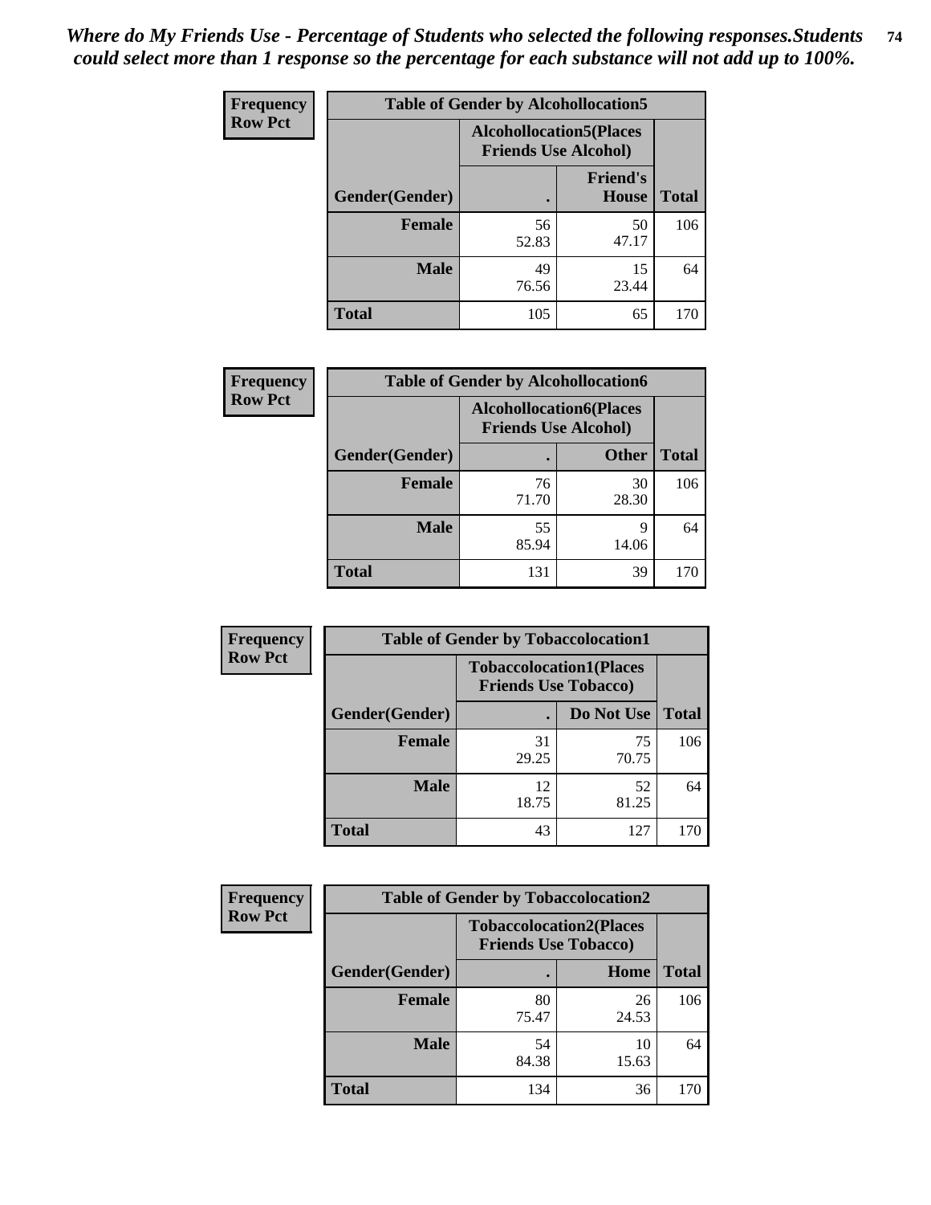*Where do My Friends Use - Percentage of Students who selected the following responses.Students could select more than 1 response so the percentage for each substance will not add up to 100%.*

**Frequency**
**Row Pct**

| Table of Gender by Alcohollocation5 | | | |
|---|---|---|---|
| | Alcohollocation5(Places Friends Use Alcohol) | | |
| Gender(Gender) | . | Friend's House | Total |
| **Female** | 56<br>52.83 | 50<br>47.17 | 106 |
| **Male** | 49<br>76.56 | 15<br>23.44 | 64 |
| **Total** | 105 | 65 | 170 |

**Frequency**
**Row Pct**

| Table of Gender by Alcohollocation6 | | | |
|---|---|---|---|
| | Alcohollocation6(Places Friends Use Alcohol) | | |
| Gender(Gender) | . | Other | Total |
| **Female** | 76<br>71.70 | 30<br>28.30 | 106 |
| **Male** | 55<br>85.94 | 9<br>14.06 | 64 |
| **Total** | 131 | 39 | 170 |

**Frequency**
**Row Pct**

| Table of Gender by Tobaccolocation1 | | | |
|---|---|---|---|
| | Tobaccolocation1(Places Friends Use Tobacco) | | |
| Gender(Gender) | . | Do Not Use | Total |
| **Female** | 31<br>29.25 | 75<br>70.75 | 106 |
| **Male** | 12<br>18.75 | 52<br>81.25 | 64 |
| **Total** | 43 | 127 | 170 |

**Frequency**
**Row Pct**

| Table of Gender by Tobaccolocation2 | | | |
|---|---|---|---|
| | Tobaccolocation2(Places Friends Use Tobacco) | | |
| Gender(Gender) | . | Home | Total |
| **Female** | 80<br>75.47 | 26<br>24.53 | 106 |
| **Male** | 54<br>84.38 | 10<br>15.63 | 64 |
| **Total** | 134 | 36 | 170 |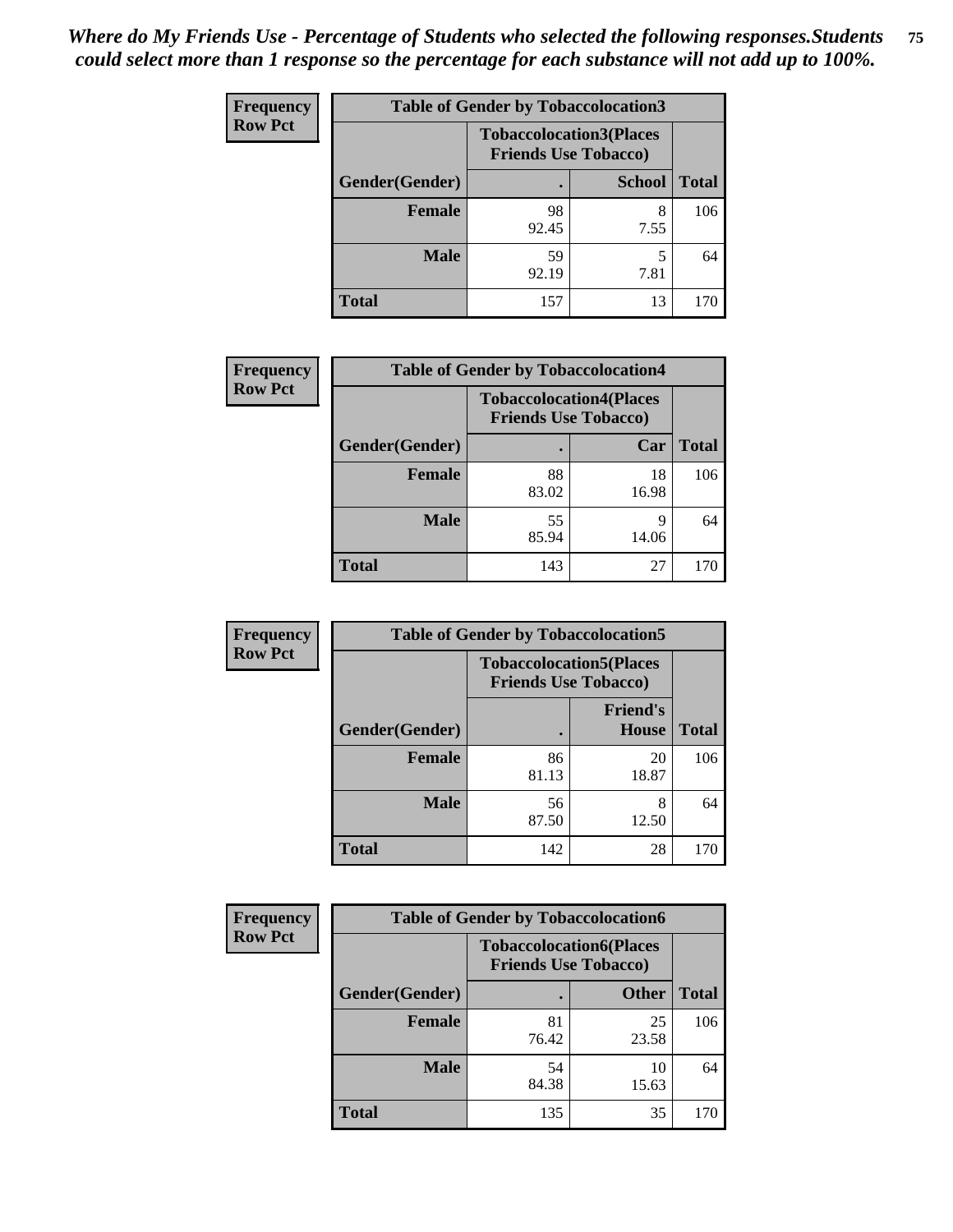*Where do My Friends Use - Percentage of Students who selected the following responses.Students could select more than 1 response so the percentage for each substance will not add up to 100%.*

**Frequency**
**Row Pct**

| Table of Gender by Tobaccolocation3 | | | |
|---|---|---|---|
| | Tobaccolocation3(Places Friends Use Tobacco) | | |
| Gender(Gender) | . | School | Total |
| Female | 98<br>92.45 | 8<br>7.55 | 106 |
| Male | 59<br>92.19 | 5<br>7.81 | 64 |
| Total | 157 | 13 | 170 |

**Frequency**
**Row Pct**

| Table of Gender by Tobaccolocation4 | | | |
|---|---|---|---|
| | Tobaccolocation4(Places Friends Use Tobacco) | | |
| Gender(Gender) | . | Car | Total |
| Female | 88<br>83.02 | 18<br>16.98 | 106 |
| Male | 55<br>85.94 | 9<br>14.06 | 64 |
| Total | 143 | 27 | 170 |

**Frequency**
**Row Pct**

| Table of Gender by Tobaccolocation5 | | | |
|---|---|---|---|
| | Tobaccolocation5(Places Friends Use Tobacco) | | |
| Gender(Gender) | . | Friend's House | Total |
| Female | 86<br>81.13 | 20<br>18.87 | 106 |
| Male | 56<br>87.50 | 8<br>12.50 | 64 |
| Total | 142 | 28 | 170 |

**Frequency**
**Row Pct**

| Table of Gender by Tobaccolocation6 | | | |
|---|---|---|---|
| | Tobaccolocation6(Places Friends Use Tobacco) | | |
| Gender(Gender) | . | Other | Total |
| Female | 81<br>76.42 | 25<br>23.58 | 106 |
| Male | 54<br>84.38 | 10<br>15.63 | 64 |
| Total | 135 | 35 | 170 |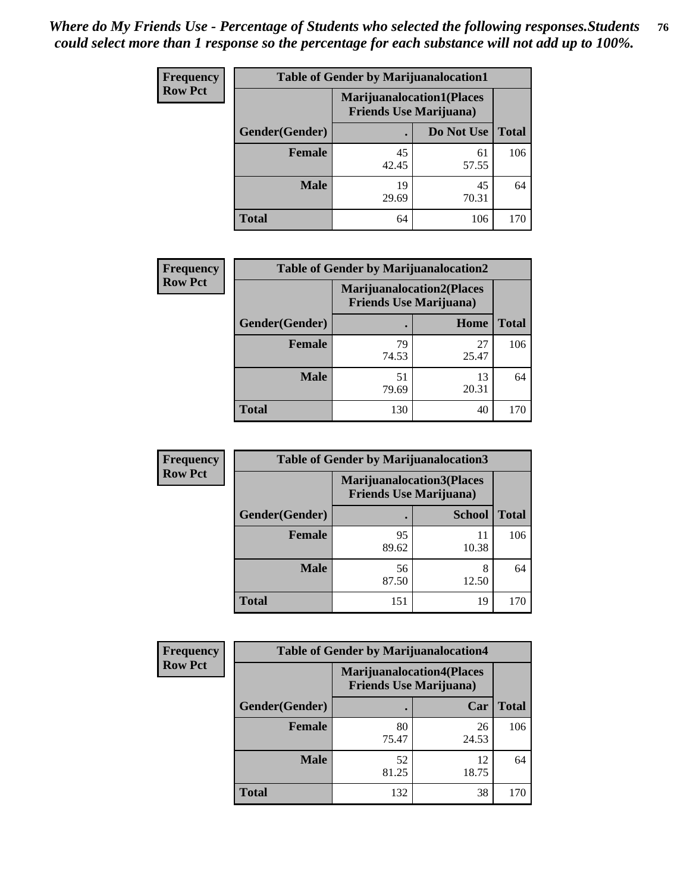*Where do My Friends Use - Percentage of Students who selected the following responses.Students could select more than 1 response so the percentage for each substance will not add up to 100%.*

**Frequency**
**Row Pct**

| Table of Gender by Marijuanalocation1 | | | |
|---|---|---|---|
| | Marijuanalocation1(Places Friends Use Marijuana) | | |
| Gender(Gender) | . | Do Not Use | Total |
| **Female** | 45<br>42.45 | 61<br>57.55 | 106 |
| **Male** | 19<br>29.69 | 45<br>70.31 | 64 |
| **Total** | 64 | 106 | 170 |

**Frequency**
**Row Pct**

| Table of Gender by Marijuanalocation2 | | | |
|---|---|---|---|
| | Marijuanalocation2(Places Friends Use Marijuana) | | |
| Gender(Gender) | . | Home | Total |
| **Female** | 79<br>74.53 | 27<br>25.47 | 106 |
| **Male** | 51<br>79.69 | 13<br>20.31 | 64 |
| **Total** | 130 | 40 | 170 |

**Frequency**
**Row Pct**

| Table of Gender by Marijuanalocation3 | | | |
|---|---|---|---|
| | Marijuanalocation3(Places Friends Use Marijuana) | | |
| Gender(Gender) | . | School | Total |
| **Female** | 95<br>89.62 | 11<br>10.38 | 106 |
| **Male** | 56<br>87.50 | 8<br>12.50 | 64 |
| **Total** | 151 | 19 | 170 |

**Frequency**
**Row Pct**

| Table of Gender by Marijuanalocation4 | | | |
|---|---|---|---|
| | Marijuanalocation4(Places Friends Use Marijuana) | | |
| Gender(Gender) | . | Car | Total |
| **Female** | 80<br>75.47 | 26<br>24.53 | 106 |
| **Male** | 52<br>81.25 | 12<br>18.75 | 64 |
| **Total** | 132 | 38 | 170 |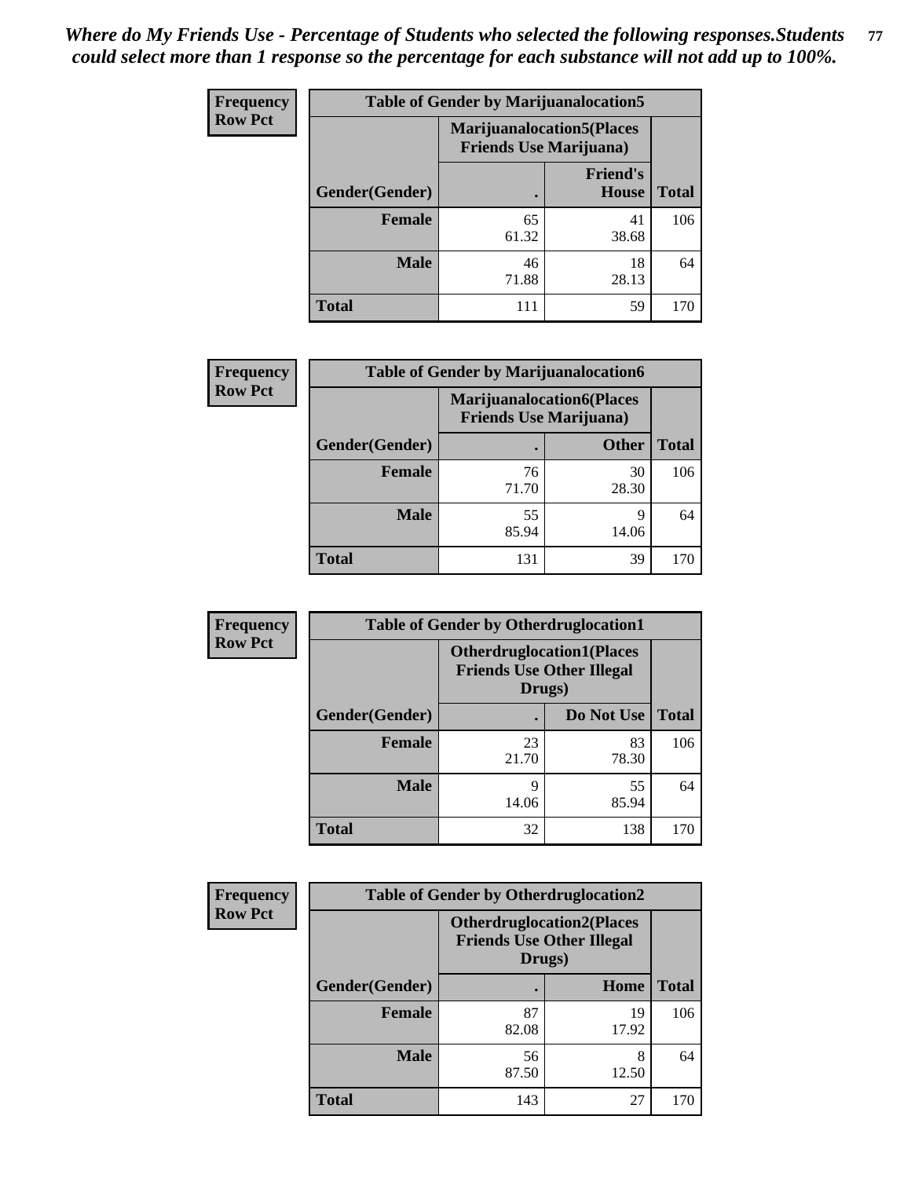*Where do My Friends Use - Percentage of Students who selected the following responses.Students could select more than 1 response so the percentage for each substance will not add up to 100%.*

**Frequency**
**Row Pct**

| Table of Gender by Marijuanalocation5 | | | |
|---|---|---|---|
| | Marijuanalocation5(Places Friends Use Marijuana) | | |
| Gender(Gender) | . | Friend's House | Total |
| **Female** | 65<br>61.32 | 41<br>38.68 | 106 |
| **Male** | 46<br>71.88 | 18<br>28.13 | 64 |
| **Total** | 111 | 59 | 170 |

**Frequency**
**Row Pct**

| Table of Gender by Marijuanalocation6 | | | |
|---|---|---|---|
| | Marijuanalocation6(Places Friends Use Marijuana) | | |
| Gender(Gender) | . | Other | Total |
| **Female** | 76<br>71.70 | 30<br>28.30 | 106 |
| **Male** | 55<br>85.94 | 9<br>14.06 | 64 |
| **Total** | 131 | 39 | 170 |

**Frequency**
**Row Pct**

| Table of Gender by Otherdruglocation1 | | | |
|---|---|---|---|
| | Otherdruglocation1(Places Friends Use Other Illegal Drugs) | | |
| Gender(Gender) | . | Do Not Use | Total |
| **Female** | 23<br>21.70 | 83<br>78.30 | 106 |
| **Male** | 9<br>14.06 | 55<br>85.94 | 64 |
| **Total** | 32 | 138 | 170 |

**Frequency**
**Row Pct**

| Table of Gender by Otherdruglocation2 | | | |
|---|---|---|---|
| | Otherdruglocation2(Places Friends Use Other Illegal Drugs) | | |
| Gender(Gender) | . | Home | Total |
| **Female** | 87<br>82.08 | 19<br>17.92 | 106 |
| **Male** | 56<br>87.50 | 8<br>12.50 | 64 |
| **Total** | 143 | 27 | 170 |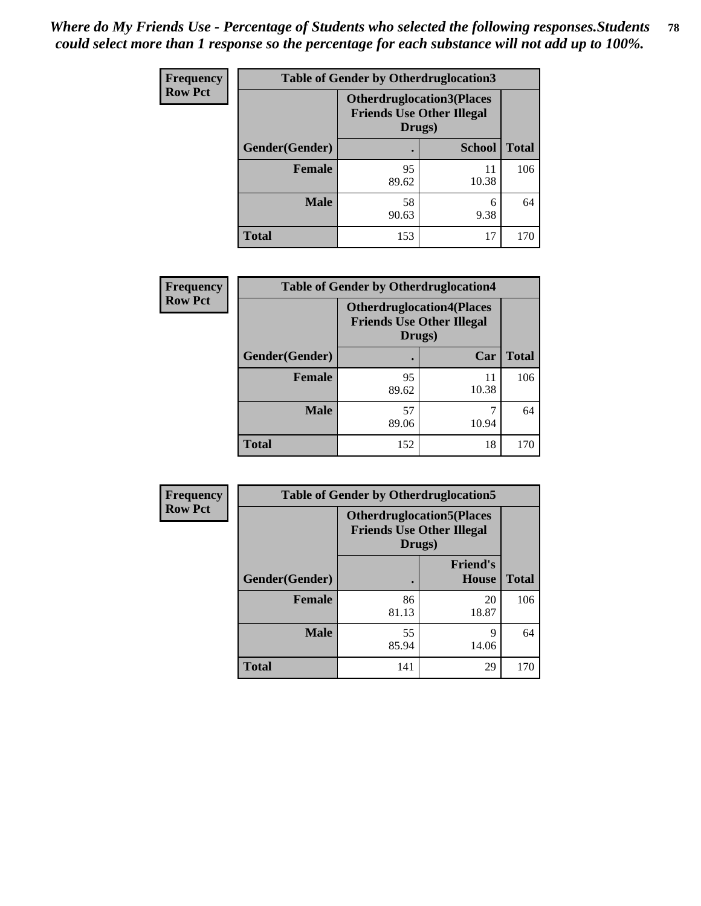*Where do My Friends Use - Percentage of Students who selected the following responses.Students could select more than 1 response so the percentage for each substance will not add up to 100%.*

**Frequency**
**Row Pct**

| Table of Gender by Otherdruglocation3 | | | |
|---|---|---|---|
| | Otherdruglocation3(Places Friends Use Other Illegal Drugs) | | |
| Gender(Gender) | . | School | Total |
| **Female** | 95<br>89.62 | 11<br>10.38 | 106 |
| **Male** | 58<br>90.63 | 6<br>9.38 | 64 |
| **Total** | 153 | 17 | 170 |

**Frequency**
**Row Pct**

| Table of Gender by Otherdruglocation4 | | | |
|---|---|---|---|
| | Otherdruglocation4(Places Friends Use Other Illegal Drugs) | | |
| Gender(Gender) | . | Car | Total |
| **Female** | 95<br>89.62 | 11<br>10.38 | 106 |
| **Male** | 57<br>89.06 | 7<br>10.94 | 64 |
| **Total** | 152 | 18 | 170 |

**Frequency**
**Row Pct**

| Table of Gender by Otherdruglocation5 | | | |
|---|---|---|---|
| | Otherdruglocation5(Places Friends Use Other Illegal Drugs) | | |
| Gender(Gender) | . | Friend's House | Total |
| **Female** | 86<br>81.13 | 20<br>18.87 | 106 |
| **Male** | 55<br>85.94 | 9<br>14.06 | 64 |
| **Total** | 141 | 29 | 170 |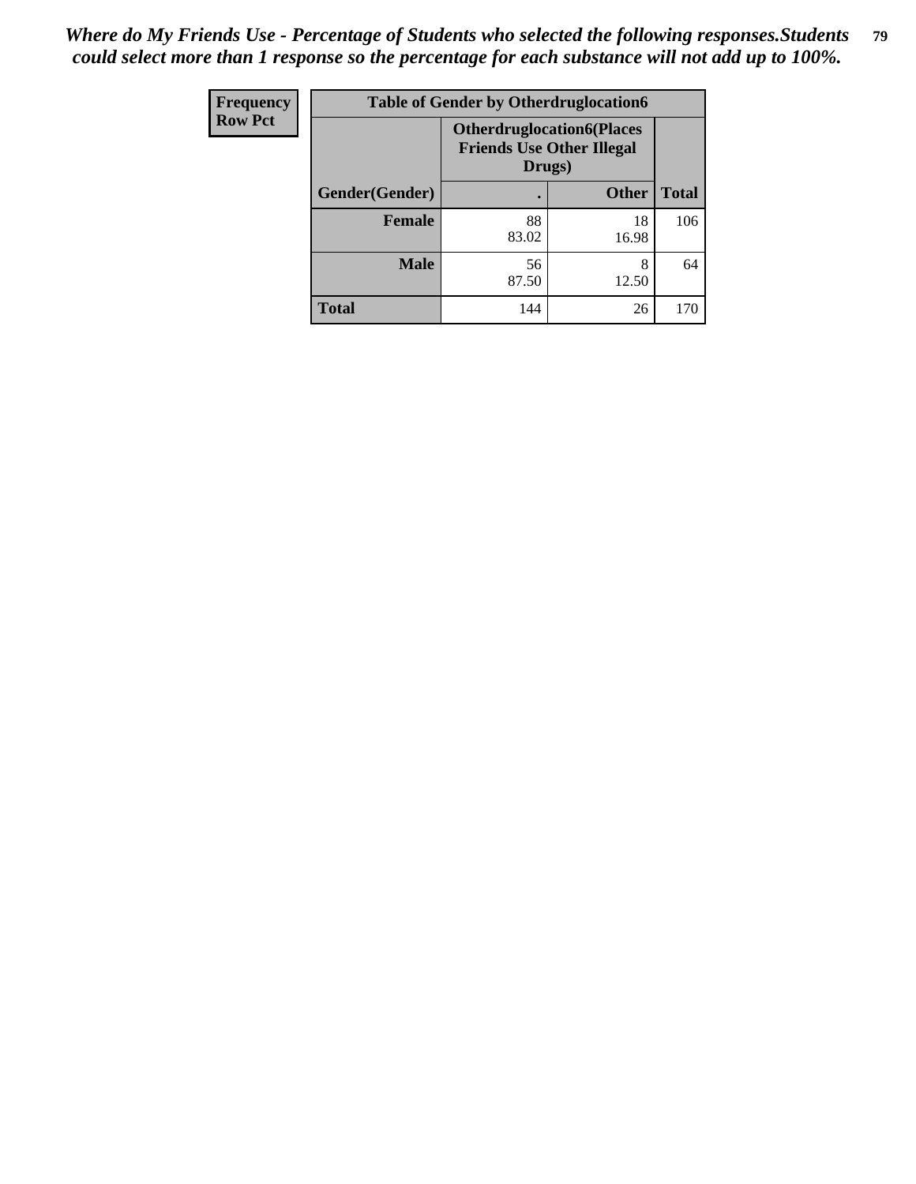*Where do My Friends Use - Percentage of Students who selected the following responses.Students could select more than 1 response so the percentage for each substance will not add up to 100%.*

| Frequency Row Pct | Table of Gender by Otherdruglocation6 | | |
|---|---|---|---|
| | **Otherdruglocation6(Places Friends Use Other Illegal Drugs)** | | |
| **Gender(Gender)** | **.** | **Other** | **Total** |
| **Female** | 88<br>83.02 | 18<br>16.98 | 106 |
| **Male** | 56<br>87.50 | 8<br>12.50 | 64 |
| **Total** | 144 | 26 | 170 |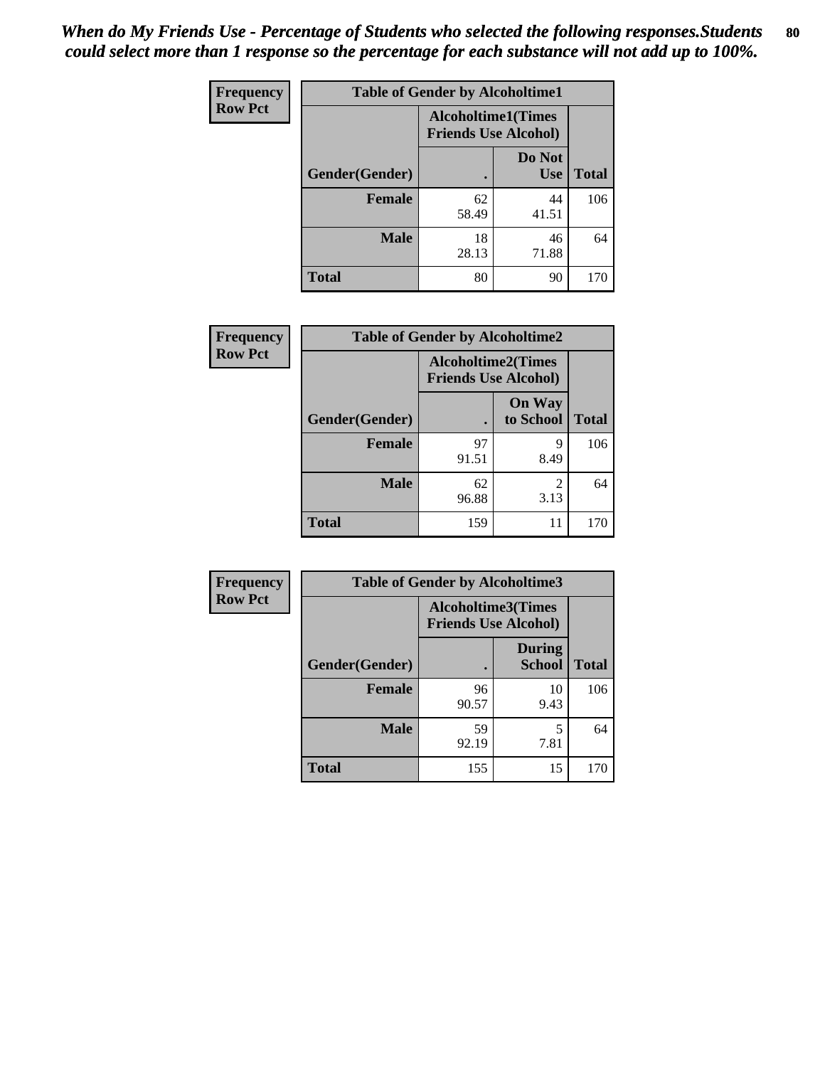*When do My Friends Use - Percentage of Students who selected the following responses.Students could select more than 1 response so the percentage for each substance will not add up to 100%.*

**Frequency**
**Row Pct**

| Table of Gender by Alcoholtime1 | | | |
|---|---|---|---|
| | Alcoholtime1(Times Friends Use Alcohol) | | |
| Gender(Gender) | . | Do Not Use | Total |
| **Female** | 62<br>58.49 | 44<br>41.51 | 106 |
| **Male** | 18<br>28.13 | 46<br>71.88 | 64 |
| **Total** | 80 | 90 | 170 |

**Frequency**
**Row Pct**

| Table of Gender by Alcoholtime2 | | | |
|---|---|---|---|
| | Alcoholtime2(Times Friends Use Alcohol) | | |
| Gender(Gender) | . | On Way to School | Total |
| **Female** | 97<br>91.51 | 9<br>8.49 | 106 |
| **Male** | 62<br>96.88 | 2<br>3.13 | 64 |
| **Total** | 159 | 11 | 170 |

**Frequency**
**Row Pct**

| Table of Gender by Alcoholtime3 | | | |
|---|---|---|---|
| | Alcoholtime3(Times Friends Use Alcohol) | | |
| Gender(Gender) | . | During School | Total |
| **Female** | 96<br>90.57 | 10<br>9.43 | 106 |
| **Male** | 59<br>92.19 | 5<br>7.81 | 64 |
| **Total** | 155 | 15 | 170 |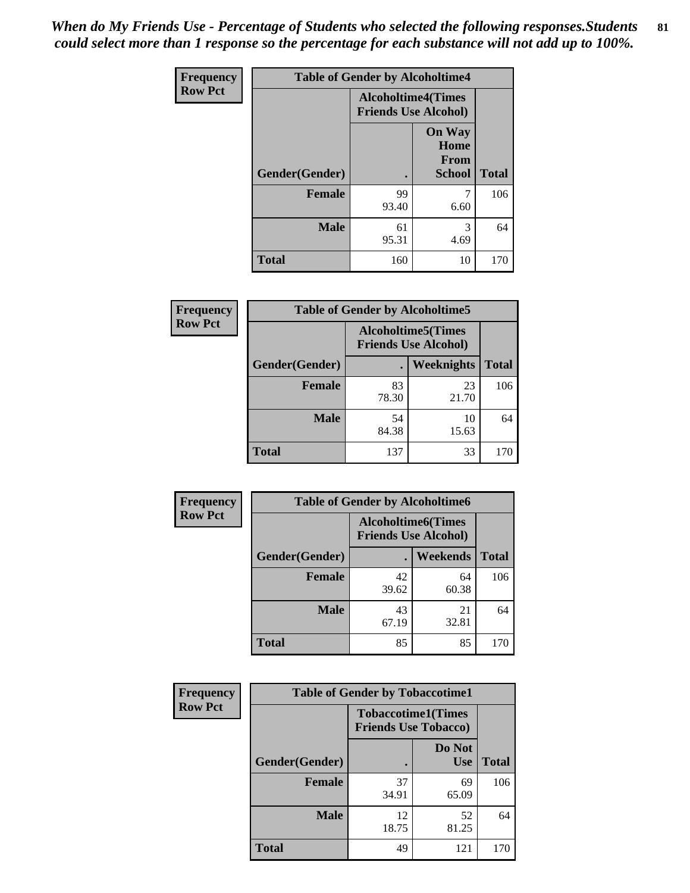*When do My Friends Use - Percentage of Students who selected the following responses.Students could select more than 1 response so the percentage for each substance will not add up to 100%.*

**Frequency Row Pct**

| Table of Gender by Alcoholtime4 | | | |
|---|---|---|---|
| | Alcoholtime4(Times Friends Use Alcohol) | | |
| Gender(Gender) | . | On Way Home From School | Total |
| **Female** | 99<br>93.40 | 7<br>6.60 | 106 |
| **Male** | 61<br>95.31 | 3<br>4.69 | 64 |
| **Total** | 160 | 10 | 170 |

**Frequency Row Pct**

| Table of Gender by Alcoholtime5 | | | |
|---|---|---|---|
| | Alcoholtime5(Times Friends Use Alcohol) | | |
| Gender(Gender) | . | Weeknights | Total |
| **Female** | 83<br>78.30 | 23<br>21.70 | 106 |
| **Male** | 54<br>84.38 | 10<br>15.63 | 64 |
| **Total** | 137 | 33 | 170 |

**Frequency Row Pct**

| Table of Gender by Alcoholtime6 | | | |
|---|---|---|---|
| | Alcoholtime6(Times Friends Use Alcohol) | | |
| Gender(Gender) | . | Weekends | Total |
| **Female** | 42<br>39.62 | 64<br>60.38 | 106 |
| **Male** | 43<br>67.19 | 21<br>32.81 | 64 |
| **Total** | 85 | 85 | 170 |

**Frequency Row Pct**

| Table of Gender by Tobaccotime1 | | | |
|---|---|---|---|
| | Tobaccotime1(Times Friends Use Tobacco) | | |
| Gender(Gender) | . | Do Not Use | Total |
| **Female** | 37<br>34.91 | 69<br>65.09 | 106 |
| **Male** | 12<br>18.75 | 52<br>81.25 | 64 |
| **Total** | 49 | 121 | 170 |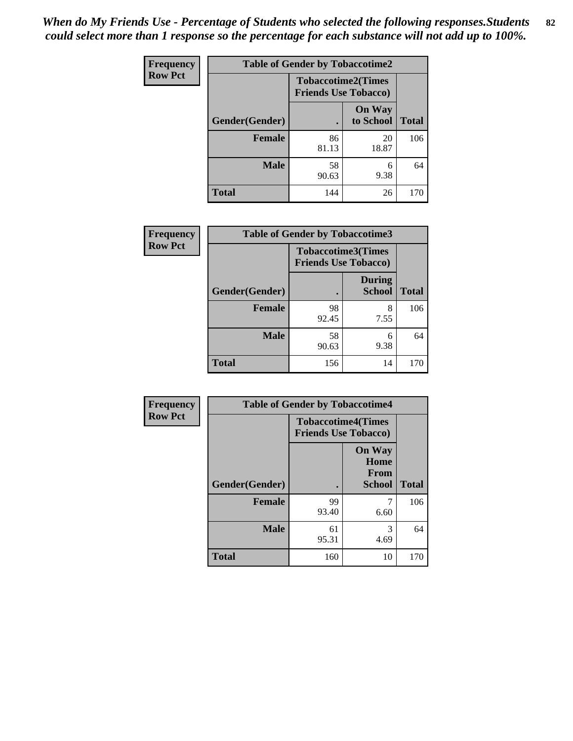*When do My Friends Use - Percentage of Students who selected the following responses.Students could select more than 1 response so the percentage for each substance will not add up to 100%.*

**Frequency**
**Row Pct**

| Table of Gender by Tobaccotime2 | | | |
|---|---|---|---|
| | Tobaccotime2(Times Friends Use Tobacco) | | |
| Gender(Gender) | . | On Way to School | Total |
| **Female** | 86<br>81.13 | 20<br>18.87 | 106 |
| **Male** | 58<br>90.63 | 6<br>9.38 | 64 |
| **Total** | 144 | 26 | 170 |

**Frequency**
**Row Pct**

| Table of Gender by Tobaccotime3 | | | |
|---|---|---|---|
| | Tobaccotime3(Times Friends Use Tobacco) | | |
| Gender(Gender) | . | During School | Total |
| **Female** | 98<br>92.45 | 8<br>7.55 | 106 |
| **Male** | 58<br>90.63 | 6<br>9.38 | 64 |
| **Total** | 156 | 14 | 170 |

**Frequency**
**Row Pct**

| Table of Gender by Tobaccotime4 | | | |
|---|---|---|---|
| | Tobaccotime4(Times Friends Use Tobacco) | | |
| Gender(Gender) | . | On Way Home From School | Total |
| **Female** | 99<br>93.40 | 7<br>6.60 | 106 |
| **Male** | 61<br>95.31 | 3<br>4.69 | 64 |
| **Total** | 160 | 10 | 170 |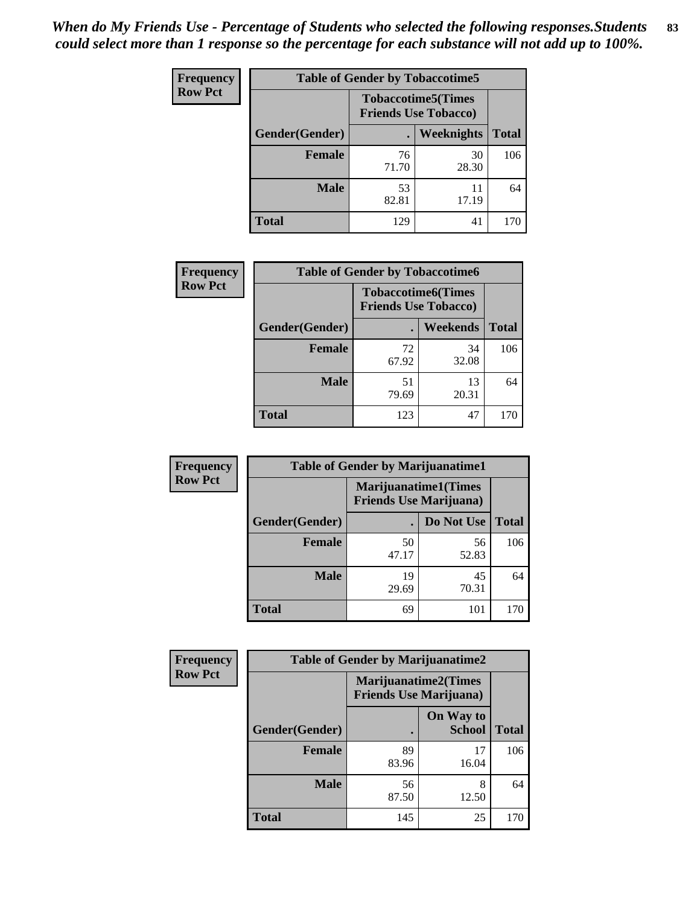*When do My Friends Use - Percentage of Students who selected the following responses.Students could select more than 1 response so the percentage for each substance will not add up to 100%.*

**Frequency**
**Row Pct**

| Table of Gender by Tobaccotime5 | | | |
|---|---|---|---|
| | Tobaccotime5(Times Friends Use Tobacco) | | |
| Gender(Gender) | . | Weeknights | Total |
| **Female** | 76<br>71.70 | 30<br>28.30 | 106 |
| **Male** | 53<br>82.81 | 11<br>17.19 | 64 |
| **Total** | 129 | 41 | 170 |

**Frequency**
**Row Pct**

| Table of Gender by Tobaccotime6 | | | |
|---|---|---|---|
| | Tobaccotime6(Times Friends Use Tobacco) | | |
| Gender(Gender) | . | Weekends | Total |
| **Female** | 72<br>67.92 | 34<br>32.08 | 106 |
| **Male** | 51<br>79.69 | 13<br>20.31 | 64 |
| **Total** | 123 | 47 | 170 |

**Frequency**
**Row Pct**

| Table of Gender by Marijuanatime1 | | | |
|---|---|---|---|
| | Marijuanatime1(Times Friends Use Marijuana) | | |
| Gender(Gender) | . | Do Not Use | Total |
| **Female** | 50<br>47.17 | 56<br>52.83 | 106 |
| **Male** | 19<br>29.69 | 45<br>70.31 | 64 |
| **Total** | 69 | 101 | 170 |

**Frequency**
**Row Pct**

| Table of Gender by Marijuanatime2 | | | |
|---|---|---|---|
| | Marijuanatime2(Times Friends Use Marijuana) | | |
| Gender(Gender) | . | On Way to School | Total |
| **Female** | 89<br>83.96 | 17<br>16.04 | 106 |
| **Male** | 56<br>87.50 | 8<br>12.50 | 64 |
| **Total** | 145 | 25 | 170 |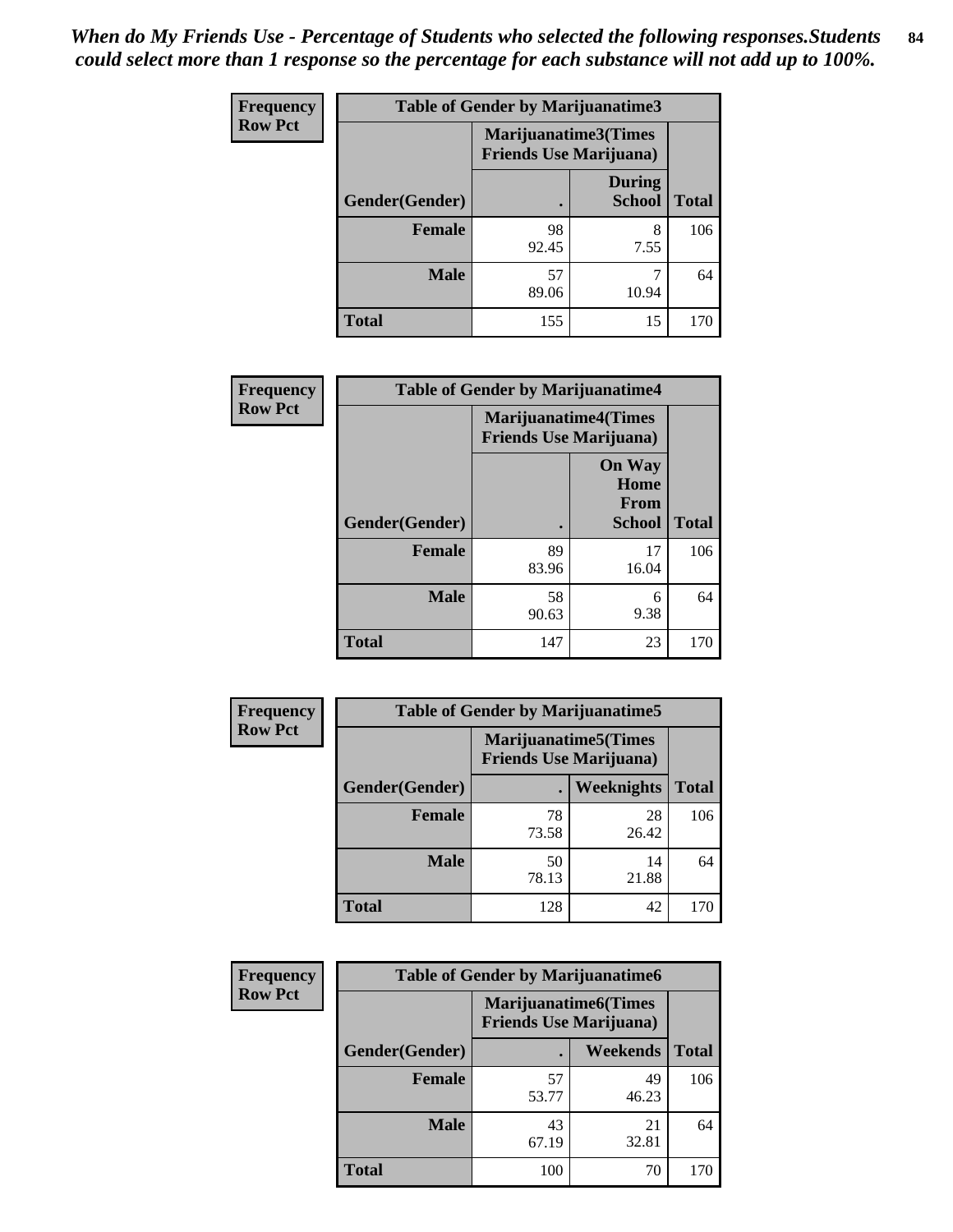*When do My Friends Use - Percentage of Students who selected the following responses.Students could select more than 1 response so the percentage for each substance will not add up to 100%.*

**Frequency**
**Row Pct**

| Table of Gender by Marijuanatime3 | | | |
|---|---|---|---|
| | Marijuanatime3(Times Friends Use Marijuana) | | |
| Gender(Gender) | . | During School | Total |
| **Female** | 98<br>92.45 | 8<br>7.55 | 106 |
| **Male** | 57<br>89.06 | 7<br>10.94 | 64 |
| **Total** | 155 | 15 | 170 |

**Frequency**
**Row Pct**

| Table of Gender by Marijuanatime4 | | | |
|---|---|---|---|
| | Marijuanatime4(Times Friends Use Marijuana) | | |
| Gender(Gender) | . | On Way Home From School | Total |
| **Female** | 89<br>83.96 | 17<br>16.04 | 106 |
| **Male** | 58<br>90.63 | 6<br>9.38 | 64 |
| **Total** | 147 | 23 | 170 |

**Frequency**
**Row Pct**

| Table of Gender by Marijuanatime5 | | | |
|---|---|---|---|
| | Marijuanatime5(Times Friends Use Marijuana) | | |
| Gender(Gender) | . | Weeknights | Total |
| **Female** | 78<br>73.58 | 28<br>26.42 | 106 |
| **Male** | 50<br>78.13 | 14<br>21.88 | 64 |
| **Total** | 128 | 42 | 170 |

**Frequency**
**Row Pct**

| Table of Gender by Marijuanatime6 | | | |
|---|---|---|---|
| | Marijuanatime6(Times Friends Use Marijuana) | | |
| Gender(Gender) | . | Weekends | Total |
| **Female** | 57<br>53.77 | 49<br>46.23 | 106 |
| **Male** | 43<br>67.19 | 21<br>32.81 | 64 |
| **Total** | 100 | 70 | 170 |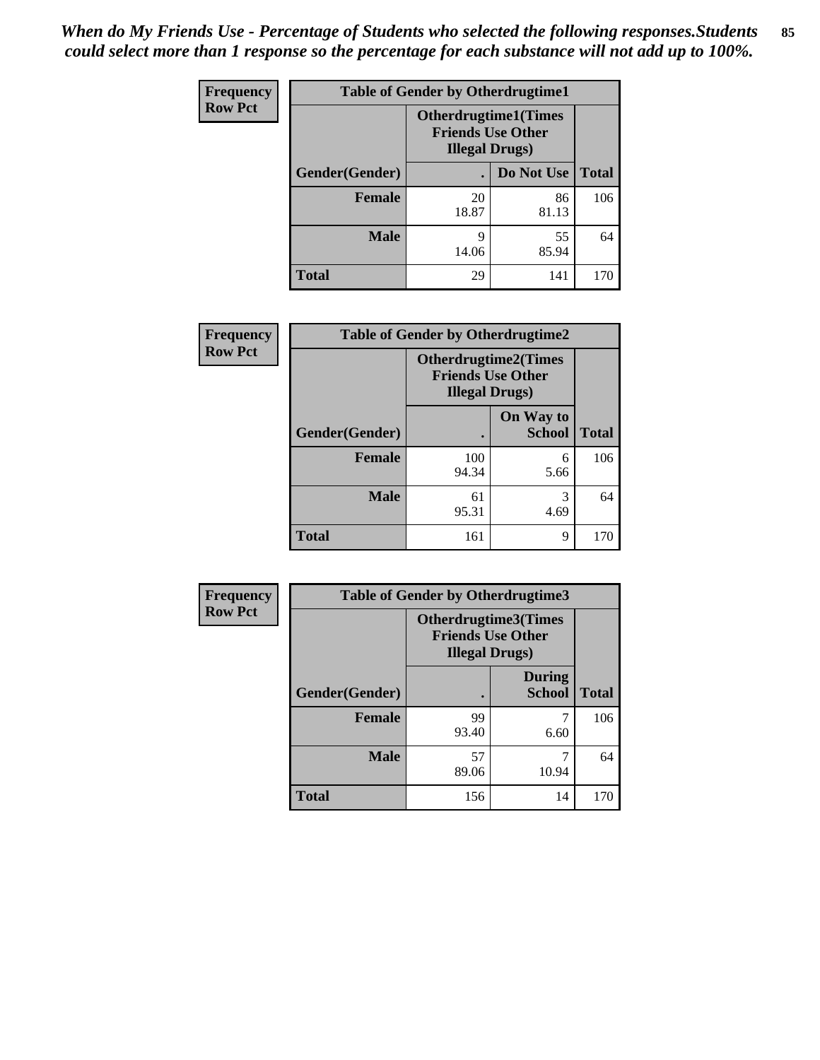*When do My Friends Use - Percentage of Students who selected the following responses.Students could select more than 1 response so the percentage for each substance will not add up to 100%.*

**Frequency**
**Row Pct**

| Table of Gender by Otherdrugtime1 | | | |
|---|---|---|---|
| | Otherdrugtime1(Times Friends Use Other Illegal Drugs) | | |
| Gender(Gender) | . | Do Not Use | Total |
| **Female** | 20<br>18.87 | 86<br>81.13 | 106 |
| **Male** | 9<br>14.06 | 55<br>85.94 | 64 |
| **Total** | 29 | 141 | 170 |

**Frequency**
**Row Pct**

| Table of Gender by Otherdrugtime2 | | | |
|---|---|---|---|
| | Otherdrugtime2(Times Friends Use Other Illegal Drugs) | | |
| Gender(Gender) | . | On Way to School | Total |
| **Female** | 100<br>94.34 | 6<br>5.66 | 106 |
| **Male** | 61<br>95.31 | 3<br>4.69 | 64 |
| **Total** | 161 | 9 | 170 |

**Frequency**
**Row Pct**

| Table of Gender by Otherdrugtime3 | | | |
|---|---|---|---|
| | Otherdrugtime3(Times Friends Use Other Illegal Drugs) | | |
| Gender(Gender) | . | During School | Total |
| **Female** | 99<br>93.40 | 7<br>6.60 | 106 |
| **Male** | 57<br>89.06 | 7<br>10.94 | 64 |
| **Total** | 156 | 14 | 170 |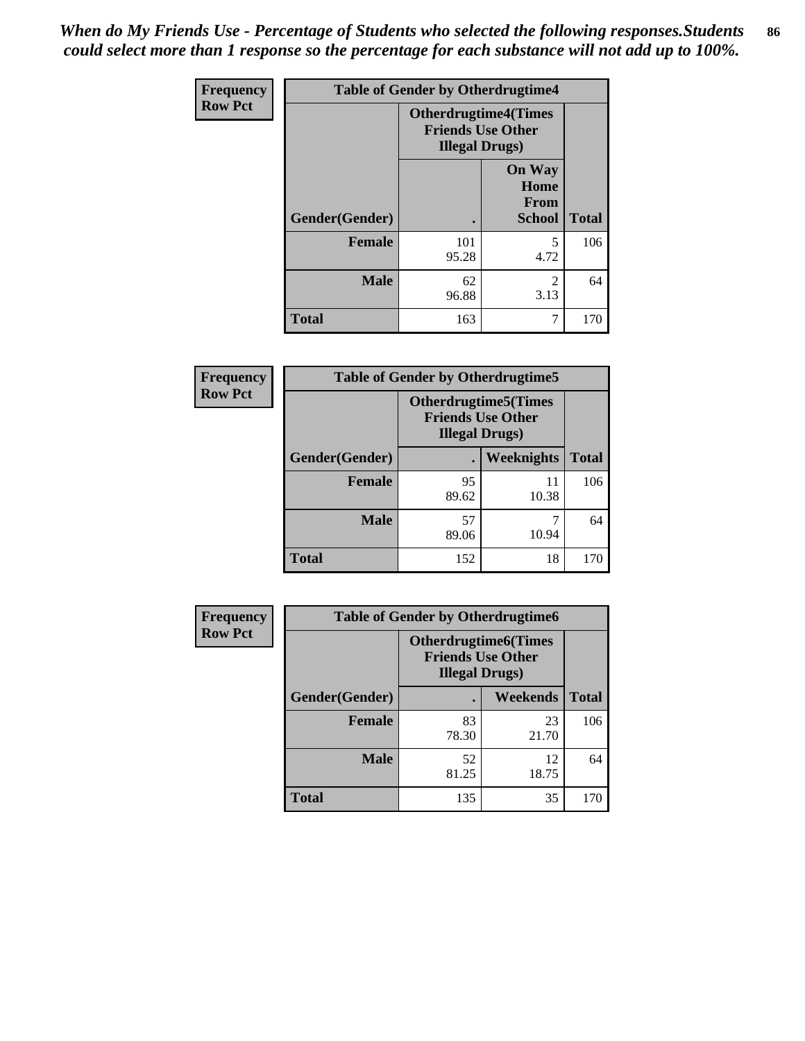*When do My Friends Use - Percentage of Students who selected the following responses.Students could select more than 1 response so the percentage for each substance will not add up to 100%.*

| Frequency Row Pct | Table of Gender by Otherdrugtime4 | | |
|---|---|---|---|
| | Otherdrugtime4(Times Friends Use Other Illegal Drugs) | | |
| Gender(Gender) | . | On Way Home From School | Total |
| Female | 101<br>95.28 | 5<br>4.72 | 106 |
| Male | 62<br>96.88 | 2<br>3.13 | 64 |
| Total | 163 | 7 | 170 |

| Frequency Row Pct | Table of Gender by Otherdrugtime5 | | |
|---|---|---|---|
| | Otherdrugtime5(Times Friends Use Other Illegal Drugs) | | |
| Gender(Gender) | . | Weeknights | Total |
| Female | 95<br>89.62 | 11<br>10.38 | 106 |
| Male | 57<br>89.06 | 7<br>10.94 | 64 |
| Total | 152 | 18 | 170 |

| Frequency Row Pct | Table of Gender by Otherdrugtime6 | | |
|---|---|---|---|
| | Otherdrugtime6(Times Friends Use Other Illegal Drugs) | | |
| Gender(Gender) | . | Weekends | Total |
| Female | 83<br>78.30 | 23<br>21.70 | 106 |
| Male | 52<br>81.25 | 12<br>18.75 | 64 |
| Total | 135 | 35 | 170 |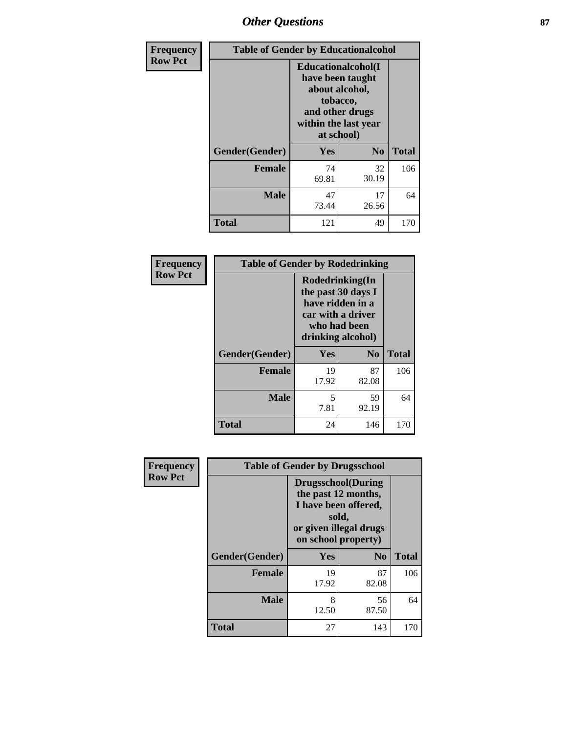# Other Questions

| Frequency Row Pct | Table of Gender by Educationalcohol | | |
|---|---|---|---|
| | Educationalcohol(I have been taught about alcohol, tobacco, and other drugs within the last year at school) | | |
| Gender(Gender) | Yes | No | Total |
| Female | 74<br>69.81 | 32<br>30.19 | 106 |
| Male | 47<br>73.44 | 17<br>26.56 | 64 |
| Total | 121 | 49 | 170 |

| Frequency Row Pct | Table of Gender by Rodedrinking | | |
|---|---|---|---|
| | Rodedrinking(In the past 30 days I have ridden in a car with a driver who had been drinking alcohol) | | |
| Gender(Gender) | Yes | No | Total |
| Female | 19<br>17.92 | 87<br>82.08 | 106 |
| Male | 5<br>7.81 | 59<br>92.19 | 64 |
| Total | 24 | 146 | 170 |

| Frequency Row Pct | Table of Gender by Drugsschool | | |
|---|---|---|---|
| | Drugsschool(During the past 12 months, I have been offered, sold, or given illegal drugs on school property) | | |
| Gender(Gender) | Yes | No | Total |
| Female | 19<br>17.92 | 87<br>82.08 | 106 |
| Male | 8<br>12.50 | 56<br>87.50 | 64 |
| Total | 27 | 143 | 170 |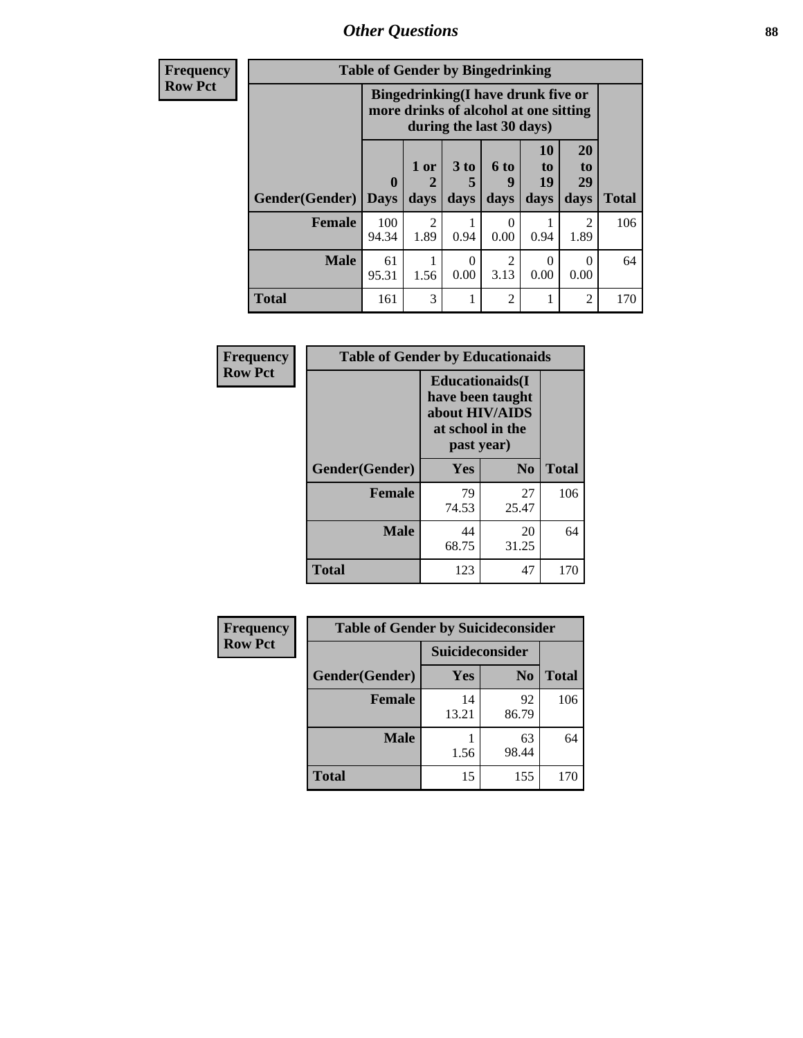## Other Questions

**Frequency**
**Row Pct**

| Table of Gender by Bingedrinking | | | | | | | |
|---|---|---|---|---|---|---|---|
| | Bingedrinking(I have drunk five or more drinks of alcohol at one sitting during the last 30 days) | | | | | | |
| Gender(Gender) | 0 Days | 1 or 2 days | 3 to 5 days | 6 to 9 days | 10 to 19 days | 20 to 29 days | Total |
| **Female** | 100<br>94.34 | 2<br>1.89 | 1<br>0.94 | 0<br>0.00 | 1<br>0.94 | 2<br>1.89 | 106 |
| **Male** | 61<br>95.31 | 1<br>1.56 | 0<br>0.00 | 2<br>3.13 | 0<br>0.00 | 0<br>0.00 | 64 |
| **Total** | 161 | 3 | 1 | 2 | 1 | 2 | 170 |

**Frequency**
**Row Pct**

| Table of Gender by Educationaids | | | |
|---|---|---|---|
| | Educationaids(I have been taught about HIV/AIDS at school in the past year) | | |
| Gender(Gender) | Yes | No | Total |
| **Female** | 79<br>74.53 | 27<br>25.47 | 106 |
| **Male** | 44<br>68.75 | 20<br>31.25 | 64 |
| **Total** | 123 | 47 | 170 |

**Frequency**
**Row Pct**

| Table of Gender by Suicideconsider | | | |
|---|---|---|---|
| | Suicideconsider | | |
| Gender(Gender) | Yes | No | Total |
| **Female** | 14<br>13.21 | 92<br>86.79 | 106 |
| **Male** | 1<br>1.56 | 63<br>98.44 | 64 |
| **Total** | 15 | 155 | 170 |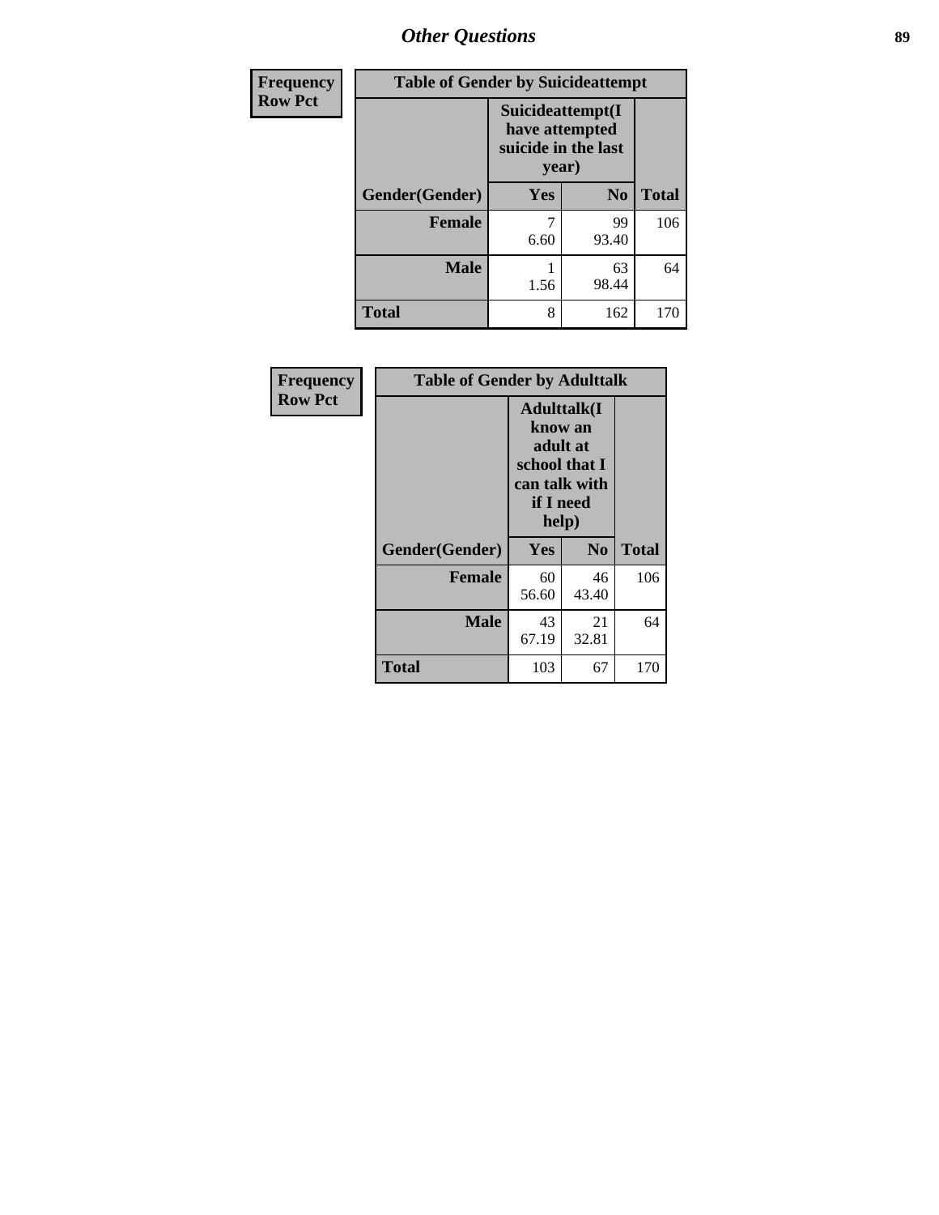## Other Questions

| Frequency Row Pct | Table of Gender by Suicideattempt | | |
|---|---|---|---|
| | Suicideattempt(I have attempted suicide in the last year) | | |
| Gender(Gender) | Yes | No | Total |
| Female | 7<br>6.60 | 99<br>93.40 | 106 |
| Male | 1<br>1.56 | 63<br>98.44 | 64 |
| Total | 8 | 162 | 170 |

| Frequency Row Pct | Table of Gender by Adulttalk | | |
|---|---|---|---|
| | Adulttalk(I know an adult at school that I can talk with if I need help) | | |
| Gender(Gender) | Yes | No | Total |
| Female | 60<br>56.60 | 46<br>43.40 | 106 |
| Male | 43<br>67.19 | 21<br>32.81 | 64 |
| Total | 103 | 67 | 170 |